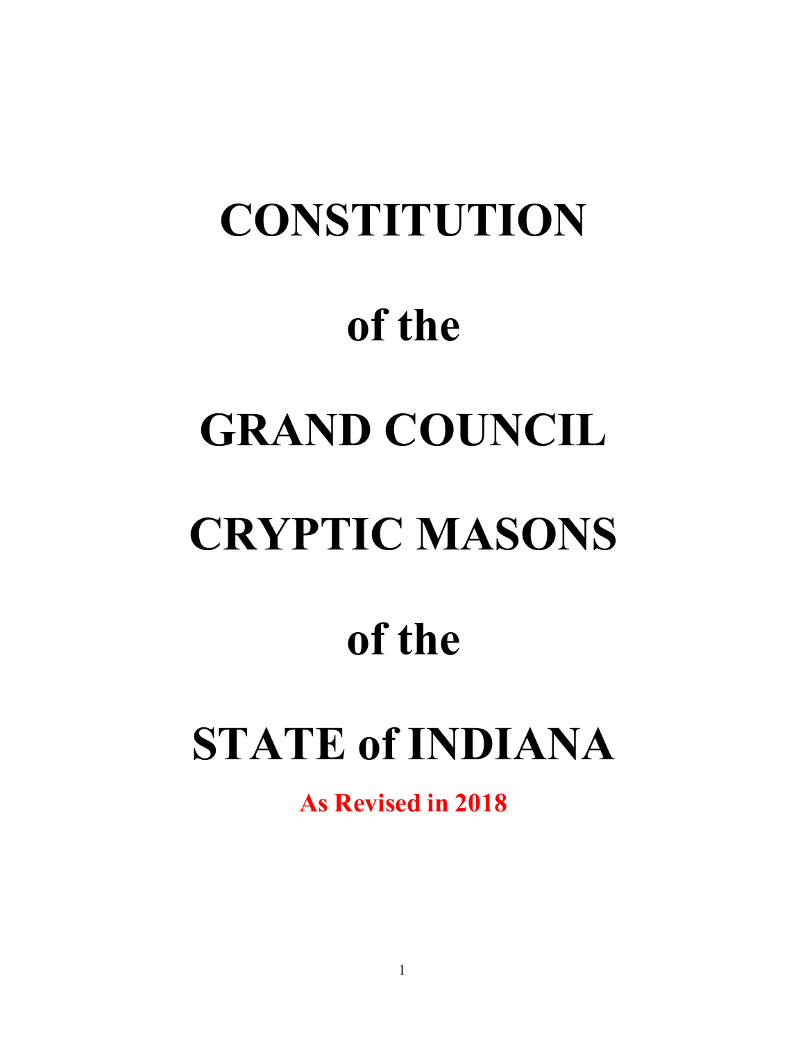# CONSTITUTION

# of the

# GRAND COUNCIL

# CRYPTIC MASONS

# of the

# STATE of INDIANA

**As Revised in 2018**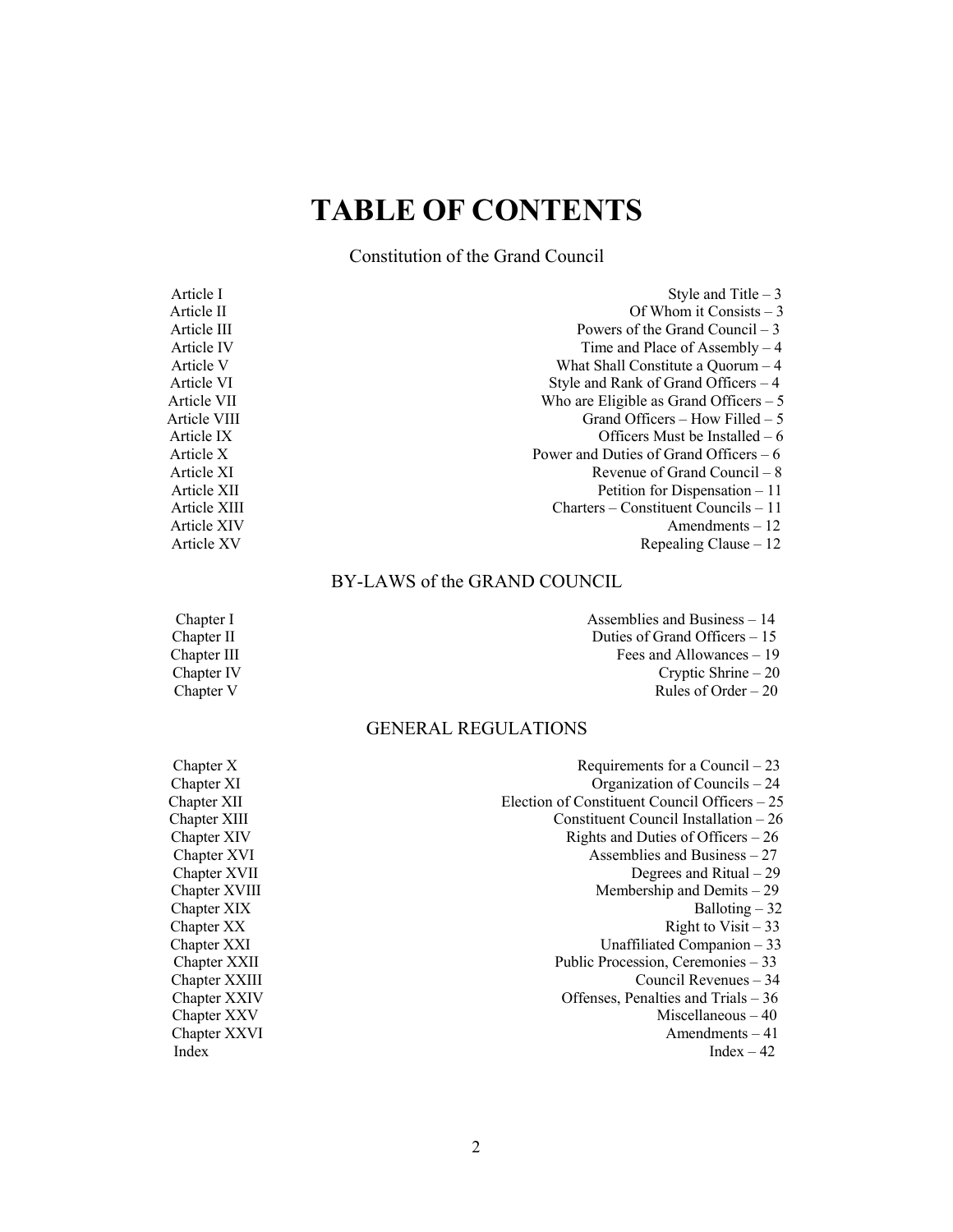# TABLE OF CONTENTS

## Constitution of the Grand Council

| | |
|---|---|
| Article I | Style and Title – 3 |
| Article II | Of Whom it Consists – 3 |
| Article III | Powers of the Grand Council – 3 |
| Article IV | Time and Place of Assembly – 4 |
| Article V | What Shall Constitute a Quorum – 4 |
| Article VI | Style and Rank of Grand Officers – 4 |
| Article VII | Who are Eligible as Grand Officers – 5 |
| Article VIII | Grand Officers – How Filled – 5 |
| Article IX | Officers Must be Installed – 6 |
| Article X | Power and Duties of Grand Officers – 6 |
| Article XI | Revenue of Grand Council – 8 |
| Article XII | Petition for Dispensation – 11 |
| Article XIII | Charters – Constituent Councils – 11 |
| Article XIV | Amendments – 12 |
| Article XV | Repealing Clause – 12 |

## BY-LAWS of the GRAND COUNCIL

| | |
|---|---|
| Chapter I | Assemblies and Business – 14 |
| Chapter II | Duties of Grand Officers – 15 |
| Chapter III | Fees and Allowances – 19 |
| Chapter IV | Cryptic Shrine – 20 |
| Chapter V | Rules of Order – 20 |

## GENERAL REGULATIONS

| | |
|---|---|
| Chapter X | Requirements for a Council – 23 |
| Chapter XI | Organization of Councils – 24 |
| Chapter XII | Election of Constituent Council Officers – 25 |
| Chapter XIII | Constituent Council Installation – 26 |
| Chapter XIV | Rights and Duties of Officers – 26 |
| Chapter XVI | Assemblies and Business – 27 |
| Chapter XVII | Degrees and Ritual – 29 |
| Chapter XVIII | Membership and Demits – 29 |
| Chapter XIX | Balloting – 32 |
| Chapter XX | Right to Visit – 33 |
| Chapter XXI | Unaffiliated Companion – 33 |
| Chapter XXII | Public Procession, Ceremonies – 33 |
| Chapter XXIII | Council Revenues – 34 |
| Chapter XXIV | Offenses, Penalties and Trials – 36 |
| Chapter XXV | Miscellaneous – 40 |
| Chapter XXVI | Amendments – 41 |
| Index | Index – 42 |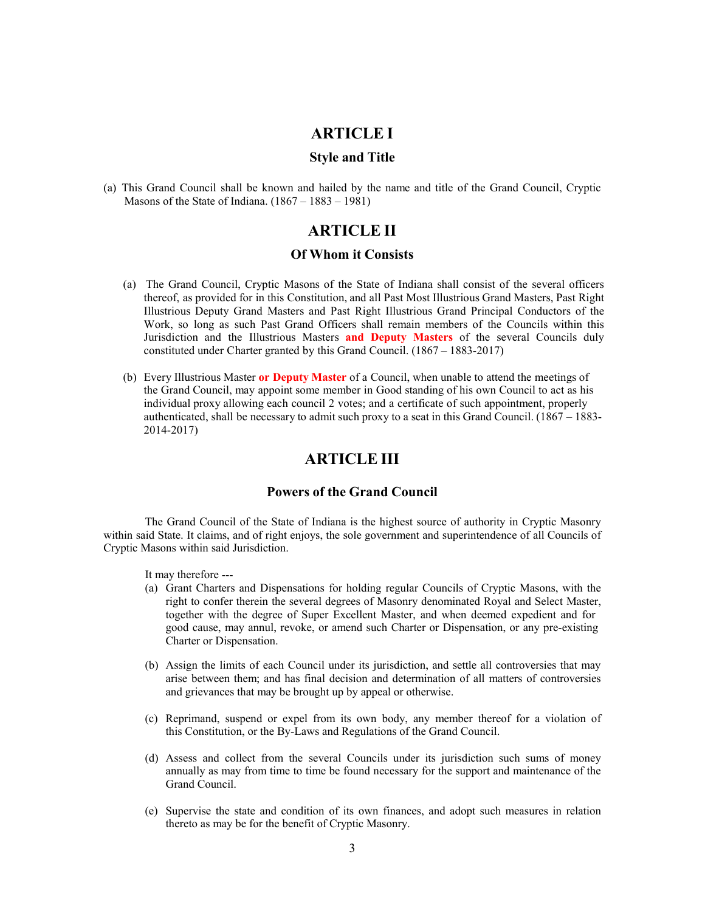# ARTICLE I

## Style and Title

(a) This Grand Council shall be known and hailed by the name and title of the Grand Council, Cryptic Masons of the State of Indiana. (1867 – 1883 – 1981)

# ARTICLE II

## Of Whom it Consists

(a) The Grand Council, Cryptic Masons of the State of Indiana shall consist of the several officers thereof, as provided for in this Constitution, and all Past Most Illustrious Grand Masters, Past Right Illustrious Deputy Grand Masters and Past Right Illustrious Grand Principal Conductors of the Work, so long as such Past Grand Officers shall remain members of the Councils within this Jurisdiction and the Illustrious Masters **and Deputy Masters** of the several Councils duly constituted under Charter granted by this Grand Council. (1867 – 1883-2017)

(b) Every Illustrious Master **or Deputy Master** of a Council, when unable to attend the meetings of the Grand Council, may appoint some member in Good standing of his own Council to act as his individual proxy allowing each council 2 votes; and a certificate of such appointment, properly authenticated, shall be necessary to admit such proxy to a seat in this Grand Council. (1867 – 1883-2014-2017)

# ARTICLE III

## Powers of the Grand Council

The Grand Council of the State of Indiana is the highest source of authority in Cryptic Masonry within said State. It claims, and of right enjoys, the sole government and superintendence of all Councils of Cryptic Masons within said Jurisdiction.

It may therefore ---

(a) Grant Charters and Dispensations for holding regular Councils of Cryptic Masons, with the right to confer therein the several degrees of Masonry denominated Royal and Select Master, together with the degree of Super Excellent Master, and when deemed expedient and for good cause, may annul, revoke, or amend such Charter or Dispensation, or any pre-existing Charter or Dispensation.

(b) Assign the limits of each Council under its jurisdiction, and settle all controversies that may arise between them; and has final decision and determination of all matters of controversies and grievances that may be brought up by appeal or otherwise.

(c) Reprimand, suspend or expel from its own body, any member thereof for a violation of this Constitution, or the By-Laws and Regulations of the Grand Council.

(d) Assess and collect from the several Councils under its jurisdiction such sums of money annually as may from time to time be found necessary for the support and maintenance of the Grand Council.

(e) Supervise the state and condition of its own finances, and adopt such measures in relation thereto as may be for the benefit of Cryptic Masonry.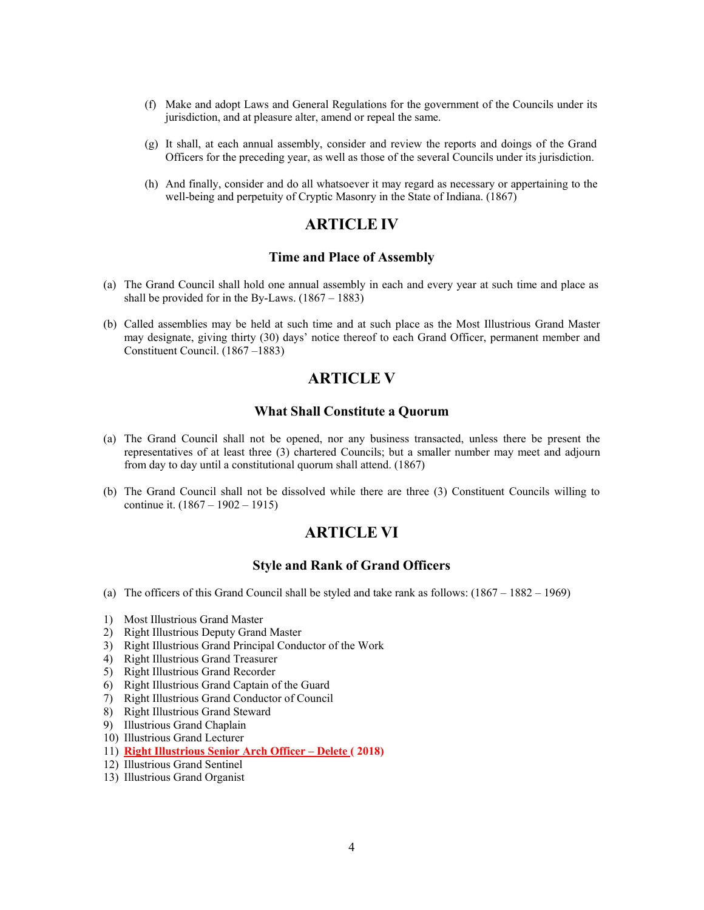(f) Make and adopt Laws and General Regulations for the government of the Councils under its jurisdiction, and at pleasure alter, amend or repeal the same.

(g) It shall, at each annual assembly, consider and review the reports and doings of the Grand Officers for the preceding year, as well as those of the several Councils under its jurisdiction.

(h) And finally, consider and do all whatsoever it may regard as necessary or appertaining to the well-being and perpetuity of Cryptic Masonry in the State of Indiana. (1867)

# ARTICLE IV

### Time and Place of Assembly

(a) The Grand Council shall hold one annual assembly in each and every year at such time and place as shall be provided for in the By-Laws. (1867 – 1883)

(b) Called assemblies may be held at such time and at such place as the Most Illustrious Grand Master may designate, giving thirty (30) days' notice thereof to each Grand Officer, permanent member and Constituent Council. (1867 –1883)

# ARTICLE V

### What Shall Constitute a Quorum

(a) The Grand Council shall not be opened, nor any business transacted, unless there be present the representatives of at least three (3) chartered Councils; but a smaller number may meet and adjourn from day to day until a constitutional quorum shall attend. (1867)

(b) The Grand Council shall not be dissolved while there are three (3) Constituent Councils willing to continue it. (1867 – 1902 – 1915)

# ARTICLE VI

### Style and Rank of Grand Officers

(a) The officers of this Grand Council shall be styled and take rank as follows: (1867 – 1882 – 1969)

1) Most Illustrious Grand Master
2) Right Illustrious Deputy Grand Master
3) Right Illustrious Grand Principal Conductor of the Work
4) Right Illustrious Grand Treasurer
5) Right Illustrious Grand Recorder
6) Right Illustrious Grand Captain of the Guard
7) Right Illustrious Grand Conductor of Council
8) Right Illustrious Grand Steward
9) Illustrious Grand Chaplain
10) Illustrious Grand Lecturer
11) **Right Illustrious Senior Arch Officer – Delete ( 2018)**
12) Illustrious Grand Sentinel
13) Illustrious Grand Organist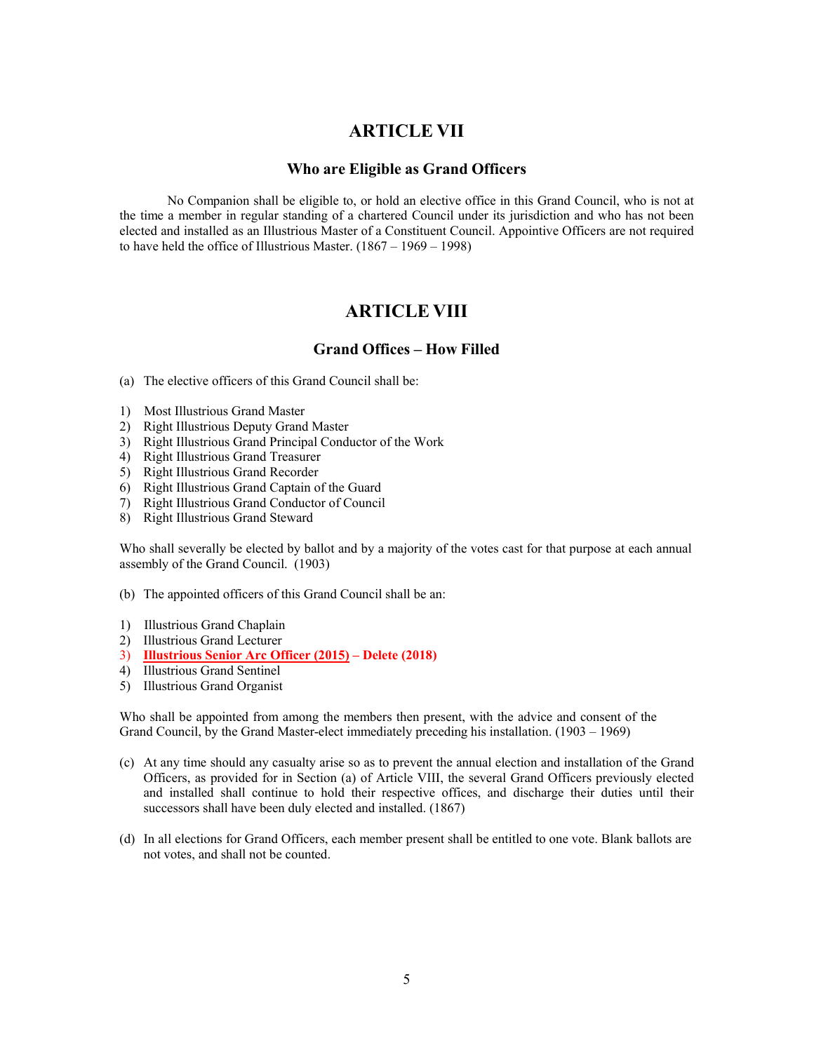# ARTICLE VII

## Who are Eligible as Grand Officers

No Companion shall be eligible to, or hold an elective office in this Grand Council, who is not at the time a member in regular standing of a chartered Council under its jurisdiction and who has not been elected and installed as an Illustrious Master of a Constituent Council. Appointive Officers are not required to have held the office of Illustrious Master. (1867 – 1969 – 1998)

# ARTICLE VIII

## Grand Offices – How Filled

(a) The elective officers of this Grand Council shall be:

1) Most Illustrious Grand Master
2) Right Illustrious Deputy Grand Master
3) Right Illustrious Grand Principal Conductor of the Work
4) Right Illustrious Grand Treasurer
5) Right Illustrious Grand Recorder
6) Right Illustrious Grand Captain of the Guard
7) Right Illustrious Grand Conductor of Council
8) Right Illustrious Grand Steward

Who shall severally be elected by ballot and by a majority of the votes cast for that purpose at each annual assembly of the Grand Council. (1903)

(b) The appointed officers of this Grand Council shall be an:

1) Illustrious Grand Chaplain
2) Illustrious Grand Lecturer
3) **Illustrious Senior Arc Officer (2015) – Delete (2018)**
4) Illustrious Grand Sentinel
5) Illustrious Grand Organist

Who shall be appointed from among the members then present, with the advice and consent of the Grand Council, by the Grand Master-elect immediately preceding his installation. (1903 – 1969)

(c) At any time should any casualty arise so as to prevent the annual election and installation of the Grand Officers, as provided for in Section (a) of Article VIII, the several Grand Officers previously elected and installed shall continue to hold their respective offices, and discharge their duties until their successors shall have been duly elected and installed. (1867)

(d) In all elections for Grand Officers, each member present shall be entitled to one vote. Blank ballots are not votes, and shall not be counted.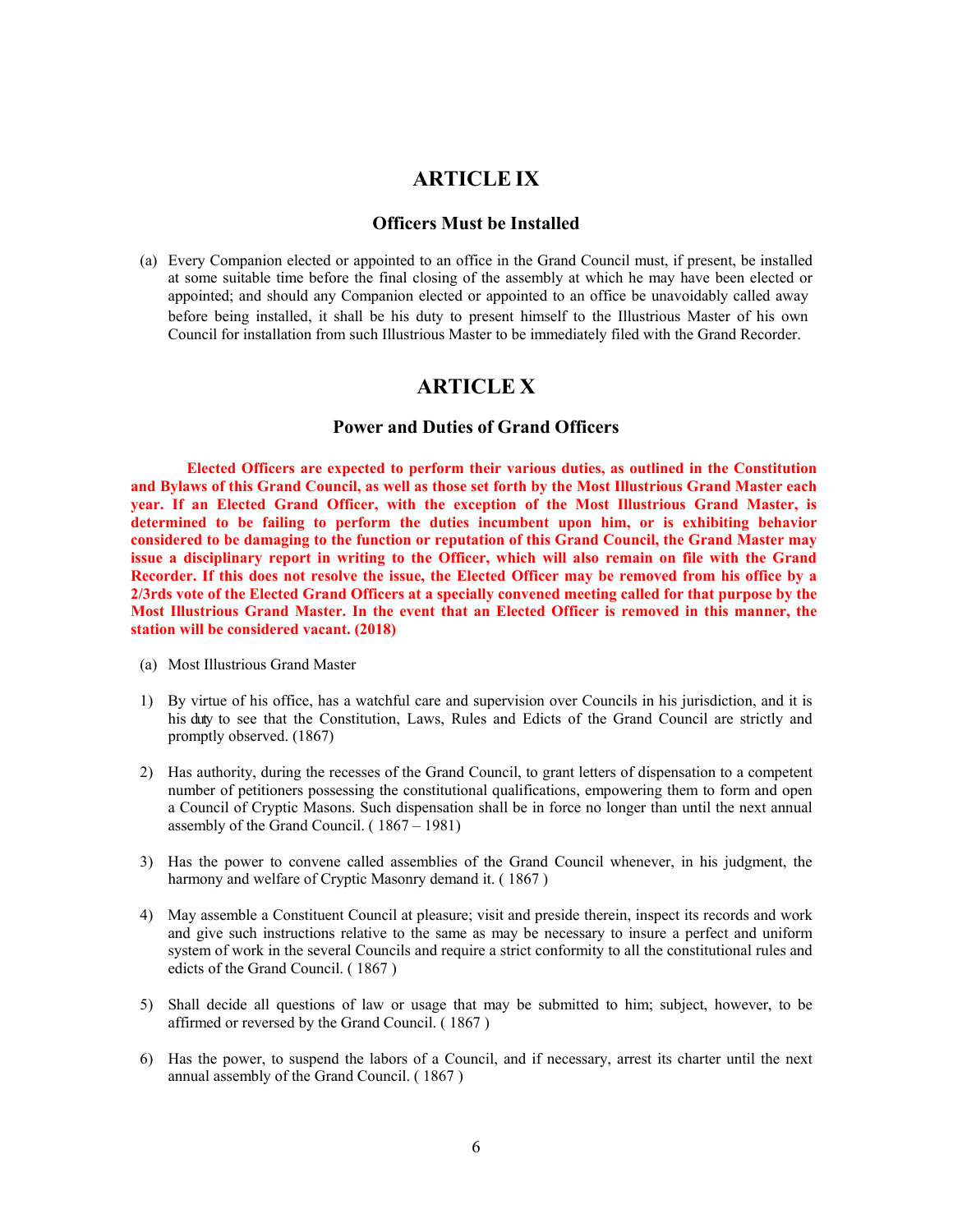## ARTICLE IX

### Officers Must be Installed

(a) Every Companion elected or appointed to an office in the Grand Council must, if present, be installed at some suitable time before the final closing of the assembly at which he may have been elected or appointed; and should any Companion elected or appointed to an office be unavoidably called away before being installed, it shall be his duty to present himself to the Illustrious Master of his own Council for installation from such Illustrious Master to be immediately filed with the Grand Recorder.

## ARTICLE X

### Power and Duties of Grand Officers

**Elected Officers are expected to perform their various duties, as outlined in the Constitution and Bylaws of this Grand Council, as well as those set forth by the Most Illustrious Grand Master each year. If an Elected Grand Officer, with the exception of the Most Illustrious Grand Master, is determined to be failing to perform the duties incumbent upon him, or is exhibiting behavior considered to be damaging to the function or reputation of this Grand Council, the Grand Master may issue a disciplinary report in writing to the Officer, which will also remain on file with the Grand Recorder. If this does not resolve the issue, the Elected Officer may be removed from his office by a 2/3rds vote of the Elected Grand Officers at a specially convened meeting called for that purpose by the Most Illustrious Grand Master. In the event that an Elected Officer is removed in this manner, the station will be considered vacant. (2018)**

(a) Most Illustrious Grand Master

1) By virtue of his office, has a watchful care and supervision over Councils in his jurisdiction, and it is his duty to see that the Constitution, Laws, Rules and Edicts of the Grand Council are strictly and promptly observed. (1867)

2) Has authority, during the recesses of the Grand Council, to grant letters of dispensation to a competent number of petitioners possessing the constitutional qualifications, empowering them to form and open a Council of Cryptic Masons. Such dispensation shall be in force no longer than until the next annual assembly of the Grand Council. ( 1867 – 1981)

3) Has the power to convene called assemblies of the Grand Council whenever, in his judgment, the harmony and welfare of Cryptic Masonry demand it. ( 1867 )

4) May assemble a Constituent Council at pleasure; visit and preside therein, inspect its records and work and give such instructions relative to the same as may be necessary to insure a perfect and uniform system of work in the several Councils and require a strict conformity to all the constitutional rules and edicts of the Grand Council. ( 1867 )

5) Shall decide all questions of law or usage that may be submitted to him; subject, however, to be affirmed or reversed by the Grand Council. ( 1867 )

6) Has the power, to suspend the labors of a Council, and if necessary, arrest its charter until the next annual assembly of the Grand Council. ( 1867 )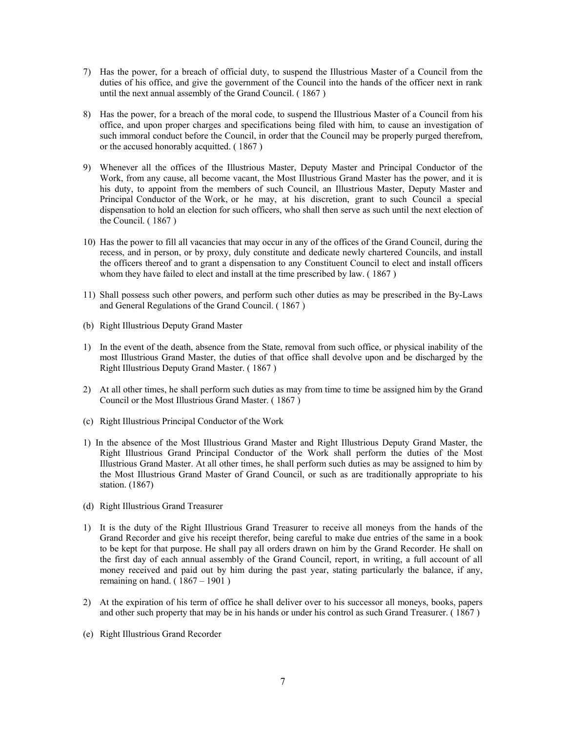7) Has the power, for a breach of official duty, to suspend the Illustrious Master of a Council from the duties of his office, and give the government of the Council into the hands of the officer next in rank until the next annual assembly of the Grand Council. ( 1867 )

8) Has the power, for a breach of the moral code, to suspend the Illustrious Master of a Council from his office, and upon proper charges and specifications being filed with him, to cause an investigation of such immoral conduct before the Council, in order that the Council may be properly purged therefrom, or the accused honorably acquitted. ( 1867 )

9) Whenever all the offices of the Illustrious Master, Deputy Master and Principal Conductor of the Work, from any cause, all become vacant, the Most Illustrious Grand Master has the power, and it is his duty, to appoint from the members of such Council, an Illustrious Master, Deputy Master and Principal Conductor of the Work, or he may, at his discretion, grant to such Council a special dispensation to hold an election for such officers, who shall then serve as such until the next election of the Council. ( 1867 )

10) Has the power to fill all vacancies that may occur in any of the offices of the Grand Council, during the recess, and in person, or by proxy, duly constitute and dedicate newly chartered Councils, and install the officers thereof and to grant a dispensation to any Constituent Council to elect and install officers whom they have failed to elect and install at the time prescribed by law. ( 1867 )

11) Shall possess such other powers, and perform such other duties as may be prescribed in the By-Laws and General Regulations of the Grand Council. ( 1867 )

(b) Right Illustrious Deputy Grand Master

1) In the event of the death, absence from the State, removal from such office, or physical inability of the most Illustrious Grand Master, the duties of that office shall devolve upon and be discharged by the Right Illustrious Deputy Grand Master. ( 1867 )

2) At all other times, he shall perform such duties as may from time to time be assigned him by the Grand Council or the Most Illustrious Grand Master. ( 1867 )

(c) Right Illustrious Principal Conductor of the Work

1) In the absence of the Most Illustrious Grand Master and Right Illustrious Deputy Grand Master, the Right Illustrious Grand Principal Conductor of the Work shall perform the duties of the Most Illustrious Grand Master. At all other times, he shall perform such duties as may be assigned to him by the Most Illustrious Grand Master of Grand Council, or such as are traditionally appropriate to his station. (1867)

(d) Right Illustrious Grand Treasurer

1) It is the duty of the Right Illustrious Grand Treasurer to receive all moneys from the hands of the Grand Recorder and give his receipt therefor, being careful to make due entries of the same in a book to be kept for that purpose. He shall pay all orders drawn on him by the Grand Recorder. He shall on the first day of each annual assembly of the Grand Council, report, in writing, a full account of all money received and paid out by him during the past year, stating particularly the balance, if any, remaining on hand. ( 1867 – 1901 )

2) At the expiration of his term of office he shall deliver over to his successor all moneys, books, papers and other such property that may be in his hands or under his control as such Grand Treasurer. ( 1867 )

(e) Right Illustrious Grand Recorder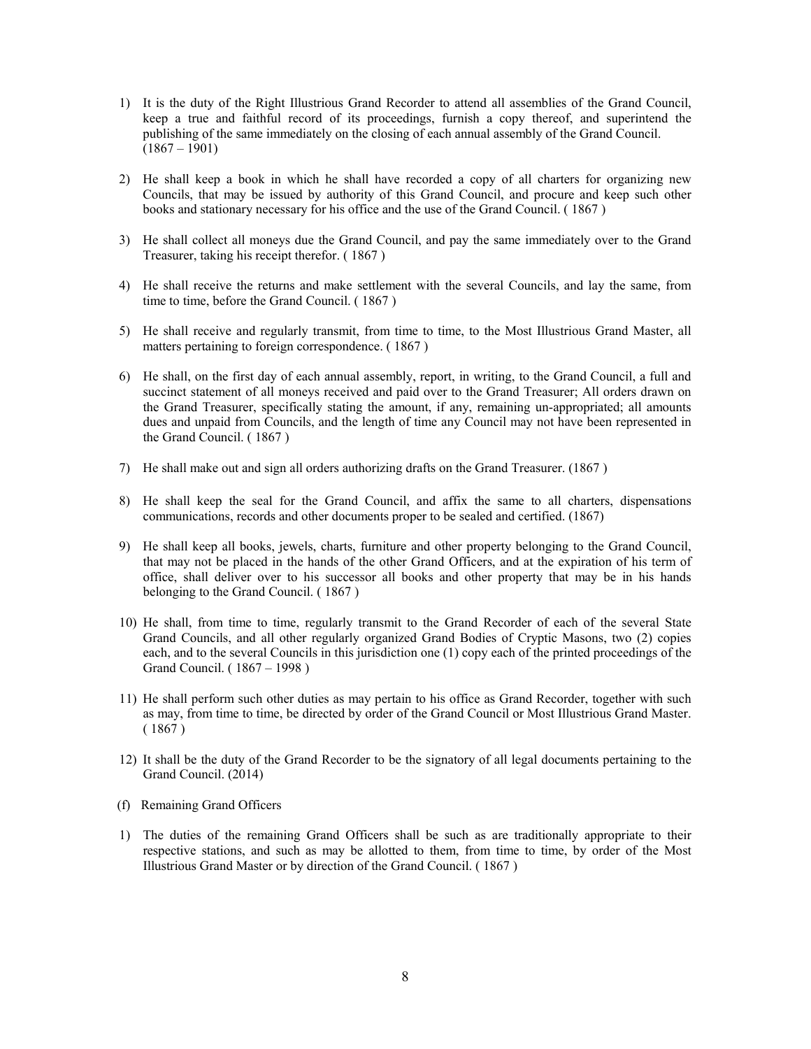1) It is the duty of the Right Illustrious Grand Recorder to attend all assemblies of the Grand Council, keep a true and faithful record of its proceedings, furnish a copy thereof, and superintend the publishing of the same immediately on the closing of each annual assembly of the Grand Council. (1867 – 1901)

2) He shall keep a book in which he shall have recorded a copy of all charters for organizing new Councils, that may be issued by authority of this Grand Council, and procure and keep such other books and stationary necessary for his office and the use of the Grand Council. ( 1867 )

3) He shall collect all moneys due the Grand Council, and pay the same immediately over to the Grand Treasurer, taking his receipt therefor. ( 1867 )

4) He shall receive the returns and make settlement with the several Councils, and lay the same, from time to time, before the Grand Council. ( 1867 )

5) He shall receive and regularly transmit, from time to time, to the Most Illustrious Grand Master, all matters pertaining to foreign correspondence. ( 1867 )

6) He shall, on the first day of each annual assembly, report, in writing, to the Grand Council, a full and succinct statement of all moneys received and paid over to the Grand Treasurer; All orders drawn on the Grand Treasurer, specifically stating the amount, if any, remaining un-appropriated; all amounts dues and unpaid from Councils, and the length of time any Council may not have been represented in the Grand Council. ( 1867 )

7) He shall make out and sign all orders authorizing drafts on the Grand Treasurer. (1867 )

8) He shall keep the seal for the Grand Council, and affix the same to all charters, dispensations communications, records and other documents proper to be sealed and certified. (1867)

9) He shall keep all books, jewels, charts, furniture and other property belonging to the Grand Council, that may not be placed in the hands of the other Grand Officers, and at the expiration of his term of office, shall deliver over to his successor all books and other property that may be in his hands belonging to the Grand Council. ( 1867 )

10) He shall, from time to time, regularly transmit to the Grand Recorder of each of the several State Grand Councils, and all other regularly organized Grand Bodies of Cryptic Masons, two (2) copies each, and to the several Councils in this jurisdiction one (1) copy each of the printed proceedings of the Grand Council. ( 1867 – 1998 )

11) He shall perform such other duties as may pertain to his office as Grand Recorder, together with such as may, from time to time, be directed by order of the Grand Council or Most Illustrious Grand Master. ( 1867 )

12) It shall be the duty of the Grand Recorder to be the signatory of all legal documents pertaining to the Grand Council. (2014)

(f) Remaining Grand Officers

1) The duties of the remaining Grand Officers shall be such as are traditionally appropriate to their respective stations, and such as may be allotted to them, from time to time, by order of the Most Illustrious Grand Master or by direction of the Grand Council. ( 1867 )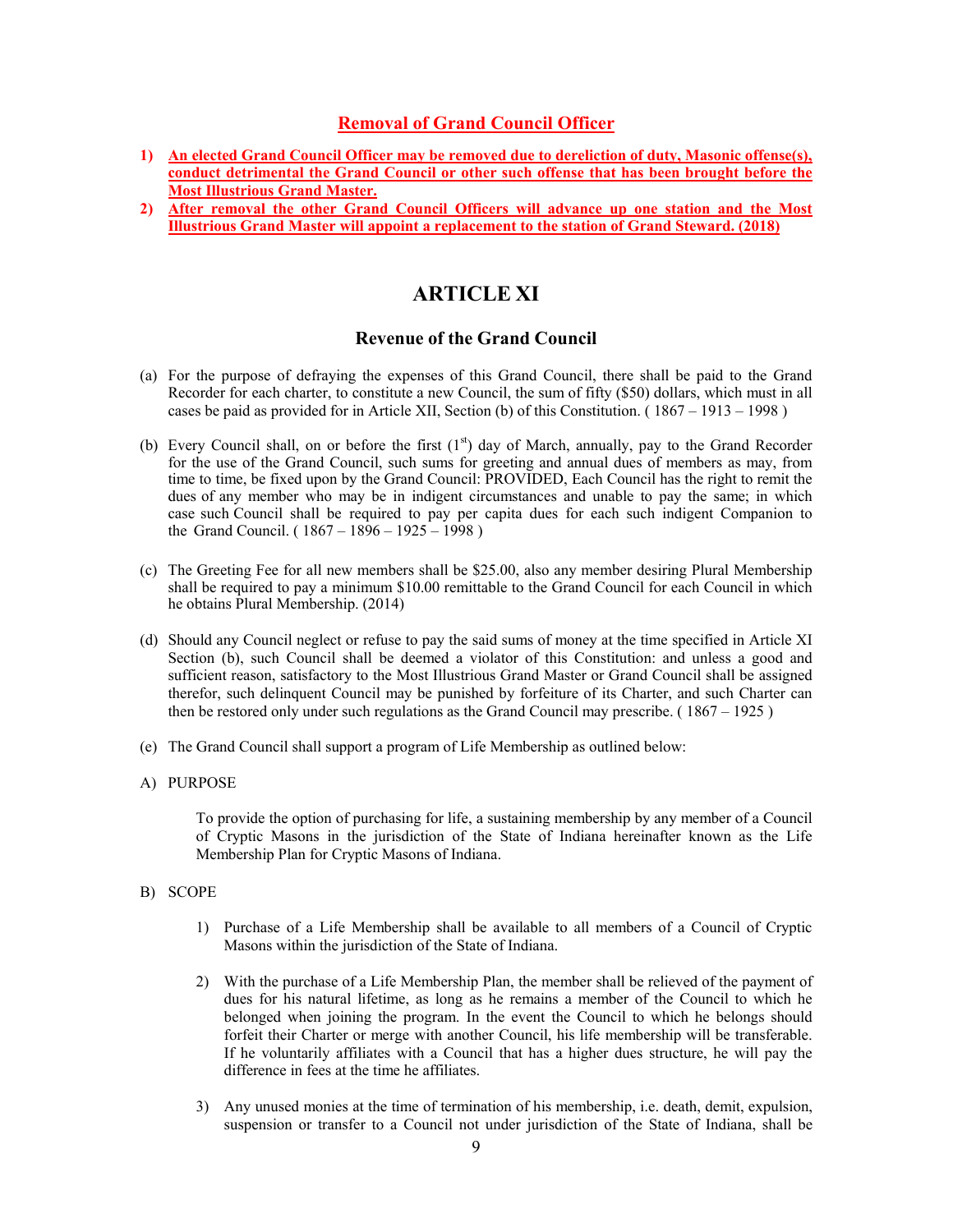## **Removal of Grand Council Officer**

1) **An elected Grand Council Officer may be removed due to dereliction of duty, Masonic offense(s), conduct detrimental the Grand Council or other such offense that has been brought before the Most Illustrious Grand Master.**
2) **After removal the other Grand Council Officers will advance up one station and the Most Illustrious Grand Master will appoint a replacement to the station of Grand Steward. (2018)**

# ARTICLE XI

## Revenue of the Grand Council

(a) For the purpose of defraying the expenses of this Grand Council, there shall be paid to the Grand Recorder for each charter, to constitute a new Council, the sum of fifty ($50) dollars, which must in all cases be paid as provided for in Article XII, Section (b) of this Constitution. ( 1867 – 1913 – 1998 )

(b) Every Council shall, on or before the first (1st) day of March, annually, pay to the Grand Recorder for the use of the Grand Council, such sums for greeting and annual dues of members as may, from time to time, be fixed upon by the Grand Council: PROVIDED, Each Council has the right to remit the dues of any member who may be in indigent circumstances and unable to pay the same; in which case such Council shall be required to pay per capita dues for each such indigent Companion to the Grand Council. ( 1867 – 1896 – 1925 – 1998 )

(c) The Greeting Fee for all new members shall be $25.00, also any member desiring Plural Membership shall be required to pay a minimum $10.00 remittable to the Grand Council for each Council in which he obtains Plural Membership. (2014)

(d) Should any Council neglect or refuse to pay the said sums of money at the time specified in Article XI Section (b), such Council shall be deemed a violator of this Constitution: and unless a good and sufficient reason, satisfactory to the Most Illustrious Grand Master or Grand Council shall be assigned therefor, such delinquent Council may be punished by forfeiture of its Charter, and such Charter can then be restored only under such regulations as the Grand Council may prescribe. ( 1867 – 1925 )

(e) The Grand Council shall support a program of Life Membership as outlined below:

A) PURPOSE

To provide the option of purchasing for life, a sustaining membership by any member of a Council of Cryptic Masons in the jurisdiction of the State of Indiana hereinafter known as the Life Membership Plan for Cryptic Masons of Indiana.

B) SCOPE

1) Purchase of a Life Membership shall be available to all members of a Council of Cryptic Masons within the jurisdiction of the State of Indiana.

2) With the purchase of a Life Membership Plan, the member shall be relieved of the payment of dues for his natural lifetime, as long as he remains a member of the Council to which he belonged when joining the program. In the event the Council to which he belongs should forfeit their Charter or merge with another Council, his life membership will be transferable. If he voluntarily affiliates with a Council that has a higher dues structure, he will pay the difference in fees at the time he affiliates.

3) Any unused monies at the time of termination of his membership, i.e. death, demit, expulsion, suspension or transfer to a Council not under jurisdiction of the State of Indiana, shall be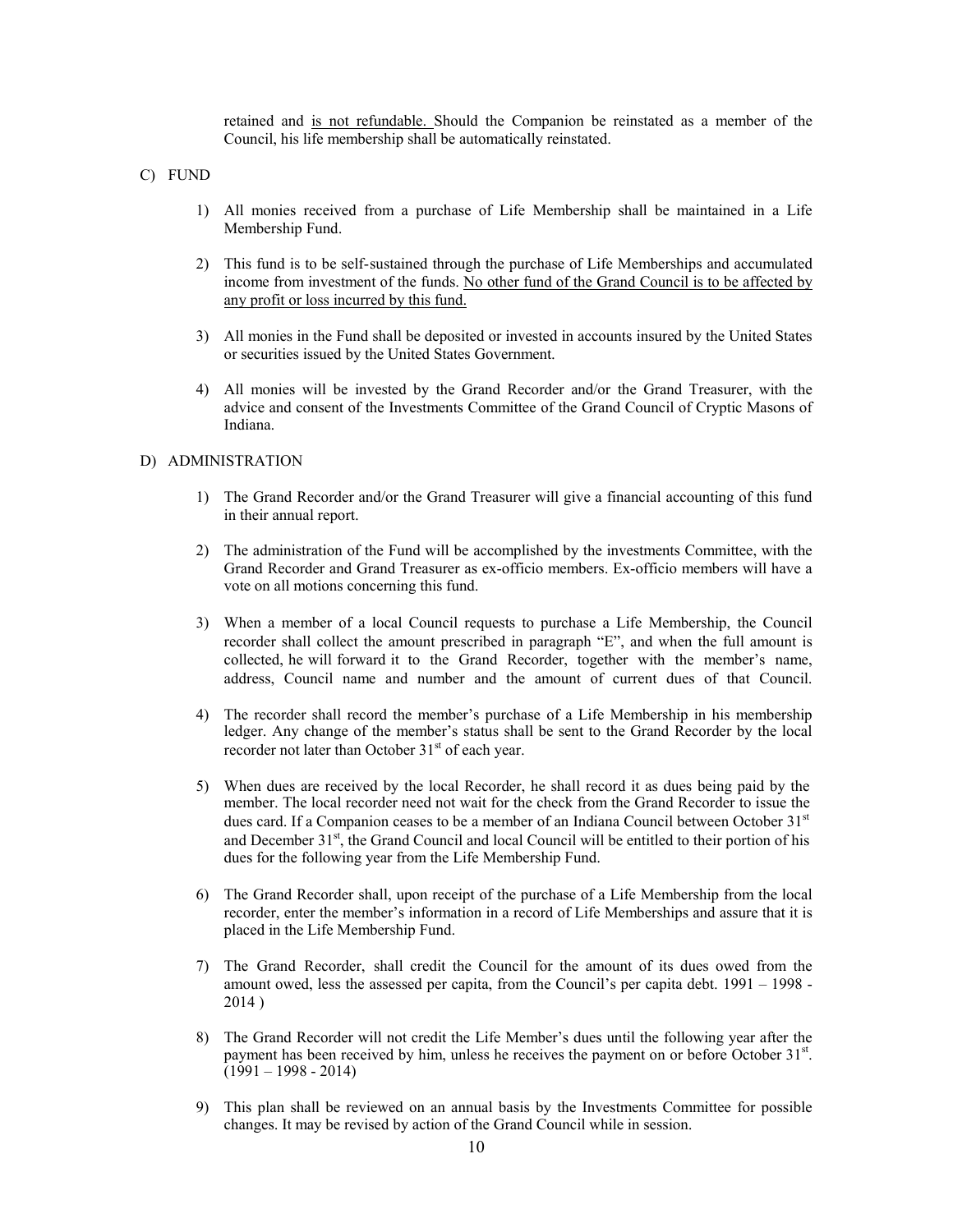retained and <u>is not refundable.</u> Should the Companion be reinstated as a member of the Council, his life membership shall be automatically reinstated.

C) FUND

1) All monies received from a purchase of Life Membership shall be maintained in a Life Membership Fund.

2) This fund is to be self-sustained through the purchase of Life Memberships and accumulated income from investment of the funds. <u>No other fund of the Grand Council is to be affected by any profit or loss incurred by this fund.</u>

3) All monies in the Fund shall be deposited or invested in accounts insured by the United States or securities issued by the United States Government.

4) All monies will be invested by the Grand Recorder and/or the Grand Treasurer, with the advice and consent of the Investments Committee of the Grand Council of Cryptic Masons of Indiana.

D) ADMINISTRATION

1) The Grand Recorder and/or the Grand Treasurer will give a financial accounting of this fund in their annual report.

2) The administration of the Fund will be accomplished by the investments Committee, with the Grand Recorder and Grand Treasurer as ex-officio members. Ex-officio members will have a vote on all motions concerning this fund.

3) When a member of a local Council requests to purchase a Life Membership, the Council recorder shall collect the amount prescribed in paragraph "E", and when the full amount is collected, he will forward it to the Grand Recorder, together with the member's name, address, Council name and number and the amount of current dues of that Council.

4) The recorder shall record the member's purchase of a Life Membership in his membership ledger. Any change of the member's status shall be sent to the Grand Recorder by the local recorder not later than October 31st of each year.

5) When dues are received by the local Recorder, he shall record it as dues being paid by the member. The local recorder need not wait for the check from the Grand Recorder to issue the dues card. If a Companion ceases to be a member of an Indiana Council between October 31st and December 31st, the Grand Council and local Council will be entitled to their portion of his dues for the following year from the Life Membership Fund.

6) The Grand Recorder shall, upon receipt of the purchase of a Life Membership from the local recorder, enter the member's information in a record of Life Memberships and assure that it is placed in the Life Membership Fund.

7) The Grand Recorder, shall credit the Council for the amount of its dues owed from the amount owed, less the assessed per capita, from the Council's per capita debt. 1991 – 1998 - 2014 )

8) The Grand Recorder will not credit the Life Member's dues until the following year after the payment has been received by him, unless he receives the payment on or before October 31st. (1991 – 1998 - 2014)

9) This plan shall be reviewed on an annual basis by the Investments Committee for possible changes. It may be revised by action of the Grand Council while in session.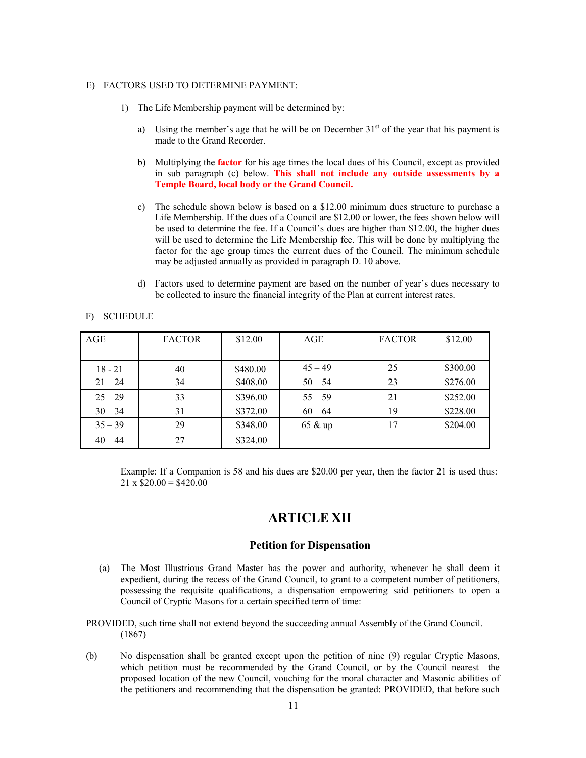E) FACTORS USED TO DETERMINE PAYMENT:

1) The Life Membership payment will be determined by:

   a) Using the member's age that he will be on December 31st of the year that his payment is made to the Grand Recorder.

   b) Multiplying the **factor** for his age times the local dues of his Council, except as provided in sub paragraph (c) below. **This shall not include any outside assessments by a Temple Board, local body or the Grand Council.**

   c) The schedule shown below is based on a $12.00 minimum dues structure to purchase a Life Membership. If the dues of a Council are $12.00 or lower, the fees shown below will be used to determine the fee. If a Council's dues are higher than $12.00, the higher dues will be used to determine the Life Membership fee. This will be done by multiplying the factor for the age group times the current dues of the Council. The minimum schedule may be adjusted annually as provided in paragraph D. 10 above.

   d) Factors used to determine payment are based on the number of year's dues necessary to be collected to insure the financial integrity of the Plan at current interest rates.

F) SCHEDULE

| AGE | FACTOR | $12.00 | AGE | FACTOR | $12.00 |
|---|---|---|---|---|---|
| | | | | | |
| 18 - 21 | 40 | $480.00 | 45 – 49 | 25 | $300.00 |
| 21 – 24 | 34 | $408.00 | 50 – 54 | 23 | $276.00 |
| 25 – 29 | 33 | $396.00 | 55 – 59 | 21 | $252.00 |
| 30 – 34 | 31 | $372.00 | 60 – 64 | 19 | $228.00 |
| 35 – 39 | 29 | $348.00 | 65 & up | 17 | $204.00 |
| 40 – 44 | 27 | $324.00 | | | |

Example: If a Companion is 58 and his dues are $20.00 per year, then the factor 21 is used thus: 21 x $20.00 = $420.00

# ARTICLE XII

## Petition for Dispensation

(a) The Most Illustrious Grand Master has the power and authority, whenever he shall deem it expedient, during the recess of the Grand Council, to grant to a competent number of petitioners, possessing the requisite qualifications, a dispensation empowering said petitioners to open a Council of Cryptic Masons for a certain specified term of time:

PROVIDED, such time shall not extend beyond the succeeding annual Assembly of the Grand Council. (1867)

(b) No dispensation shall be granted except upon the petition of nine (9) regular Cryptic Masons, which petition must be recommended by the Grand Council, or by the Council nearest the proposed location of the new Council, vouching for the moral character and Masonic abilities of the petitioners and recommending that the dispensation be granted: PROVIDED, that before such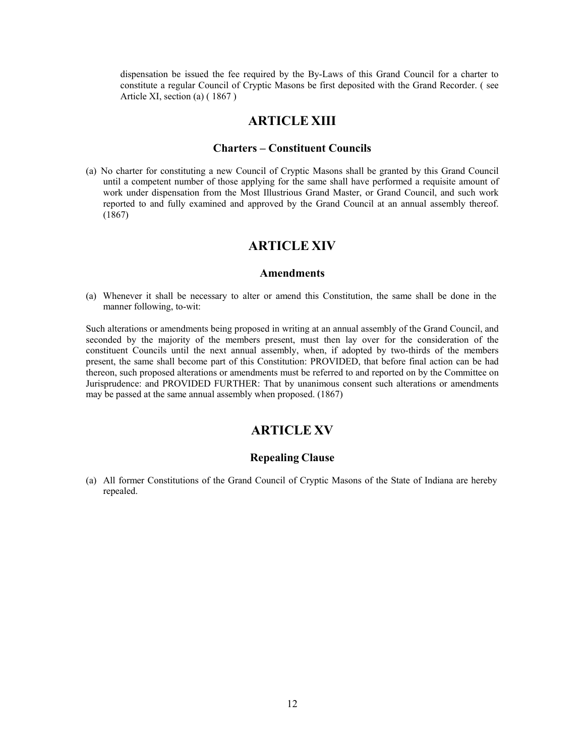dispensation be issued the fee required by the By-Laws of this Grand Council for a charter to constitute a regular Council of Cryptic Masons be first deposited with the Grand Recorder. ( see Article XI, section (a) ( 1867 )

## ARTICLE XIII

### Charters – Constituent Councils

(a) No charter for constituting a new Council of Cryptic Masons shall be granted by this Grand Council until a competent number of those applying for the same shall have performed a requisite amount of work under dispensation from the Most Illustrious Grand Master, or Grand Council, and such work reported to and fully examined and approved by the Grand Council at an annual assembly thereof. (1867)

## ARTICLE XIV

### Amendments

(a) Whenever it shall be necessary to alter or amend this Constitution, the same shall be done in the manner following, to-wit:

Such alterations or amendments being proposed in writing at an annual assembly of the Grand Council, and seconded by the majority of the members present, must then lay over for the consideration of the constituent Councils until the next annual assembly, when, if adopted by two-thirds of the members present, the same shall become part of this Constitution: PROVIDED, that before final action can be had thereon, such proposed alterations or amendments must be referred to and reported on by the Committee on Jurisprudence: and PROVIDED FURTHER: That by unanimous consent such alterations or amendments may be passed at the same annual assembly when proposed. (1867)

## ARTICLE XV

### Repealing Clause

(a) All former Constitutions of the Grand Council of Cryptic Masons of the State of Indiana are hereby repealed.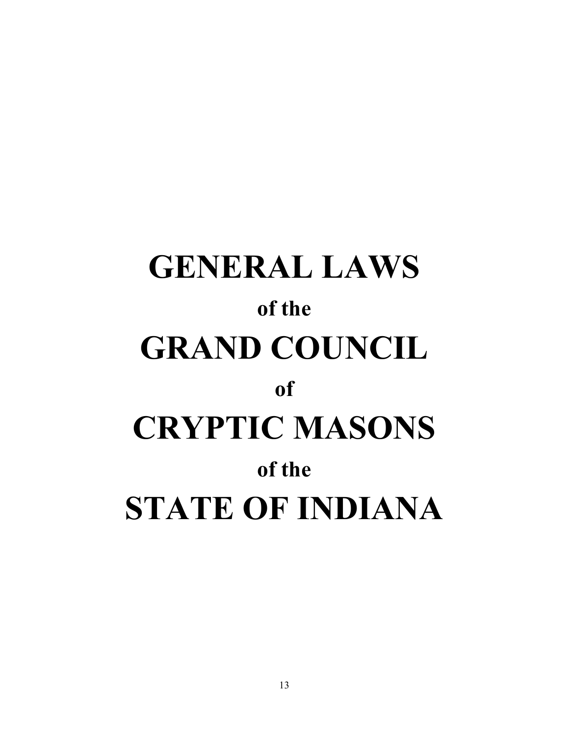# GENERAL LAWS

**of the**

# GRAND COUNCIL

**of**

# CRYPTIC MASONS

**of the**

# STATE OF INDIANA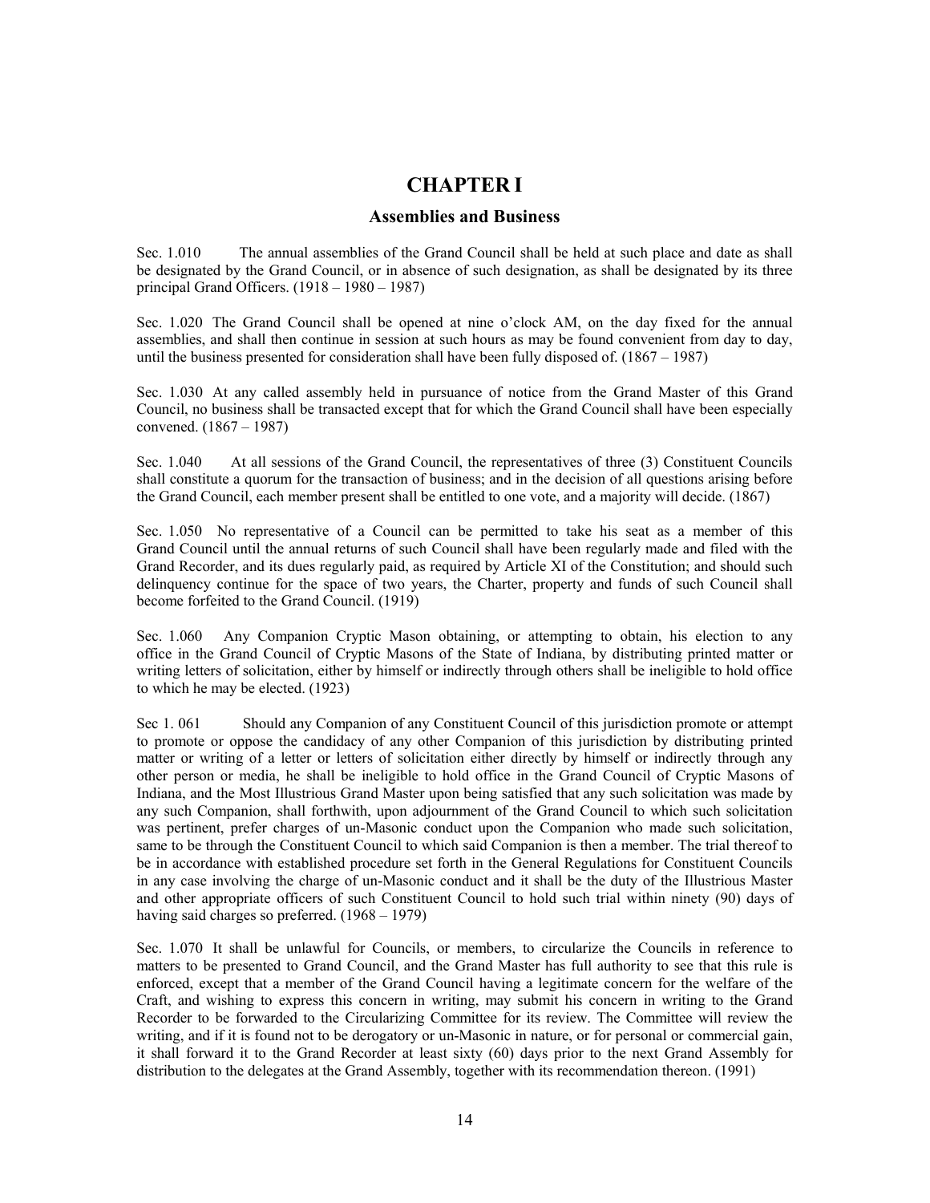# CHAPTER I

## Assemblies and Business

Sec. 1.010 The annual assemblies of the Grand Council shall be held at such place and date as shall be designated by the Grand Council, or in absence of such designation, as shall be designated by its three principal Grand Officers. (1918 – 1980 – 1987)

Sec. 1.020 The Grand Council shall be opened at nine o'clock AM, on the day fixed for the annual assemblies, and shall then continue in session at such hours as may be found convenient from day to day, until the business presented for consideration shall have been fully disposed of. (1867 – 1987)

Sec. 1.030 At any called assembly held in pursuance of notice from the Grand Master of this Grand Council, no business shall be transacted except that for which the Grand Council shall have been especially convened. (1867 – 1987)

Sec. 1.040 At all sessions of the Grand Council, the representatives of three (3) Constituent Councils shall constitute a quorum for the transaction of business; and in the decision of all questions arising before the Grand Council, each member present shall be entitled to one vote, and a majority will decide. (1867)

Sec. 1.050 No representative of a Council can be permitted to take his seat as a member of this Grand Council until the annual returns of such Council shall have been regularly made and filed with the Grand Recorder, and its dues regularly paid, as required by Article XI of the Constitution; and should such delinquency continue for the space of two years, the Charter, property and funds of such Council shall become forfeited to the Grand Council. (1919)

Sec. 1.060 Any Companion Cryptic Mason obtaining, or attempting to obtain, his election to any office in the Grand Council of Cryptic Masons of the State of Indiana, by distributing printed matter or writing letters of solicitation, either by himself or indirectly through others shall be ineligible to hold office to which he may be elected. (1923)

Sec 1. 061 Should any Companion of any Constituent Council of this jurisdiction promote or attempt to promote or oppose the candidacy of any other Companion of this jurisdiction by distributing printed matter or writing of a letter or letters of solicitation either directly by himself or indirectly through any other person or media, he shall be ineligible to hold office in the Grand Council of Cryptic Masons of Indiana, and the Most Illustrious Grand Master upon being satisfied that any such solicitation was made by any such Companion, shall forthwith, upon adjournment of the Grand Council to which such solicitation was pertinent, prefer charges of un-Masonic conduct upon the Companion who made such solicitation, same to be through the Constituent Council to which said Companion is then a member. The trial thereof to be in accordance with established procedure set forth in the General Regulations for Constituent Councils in any case involving the charge of un-Masonic conduct and it shall be the duty of the Illustrious Master and other appropriate officers of such Constituent Council to hold such trial within ninety (90) days of having said charges so preferred. (1968 – 1979)

Sec. 1.070 It shall be unlawful for Councils, or members, to circularize the Councils in reference to matters to be presented to Grand Council, and the Grand Master has full authority to see that this rule is enforced, except that a member of the Grand Council having a legitimate concern for the welfare of the Craft, and wishing to express this concern in writing, may submit his concern in writing to the Grand Recorder to be forwarded to the Circularizing Committee for its review. The Committee will review the writing, and if it is found not to be derogatory or un-Masonic in nature, or for personal or commercial gain, it shall forward it to the Grand Recorder at least sixty (60) days prior to the next Grand Assembly for distribution to the delegates at the Grand Assembly, together with its recommendation thereon. (1991)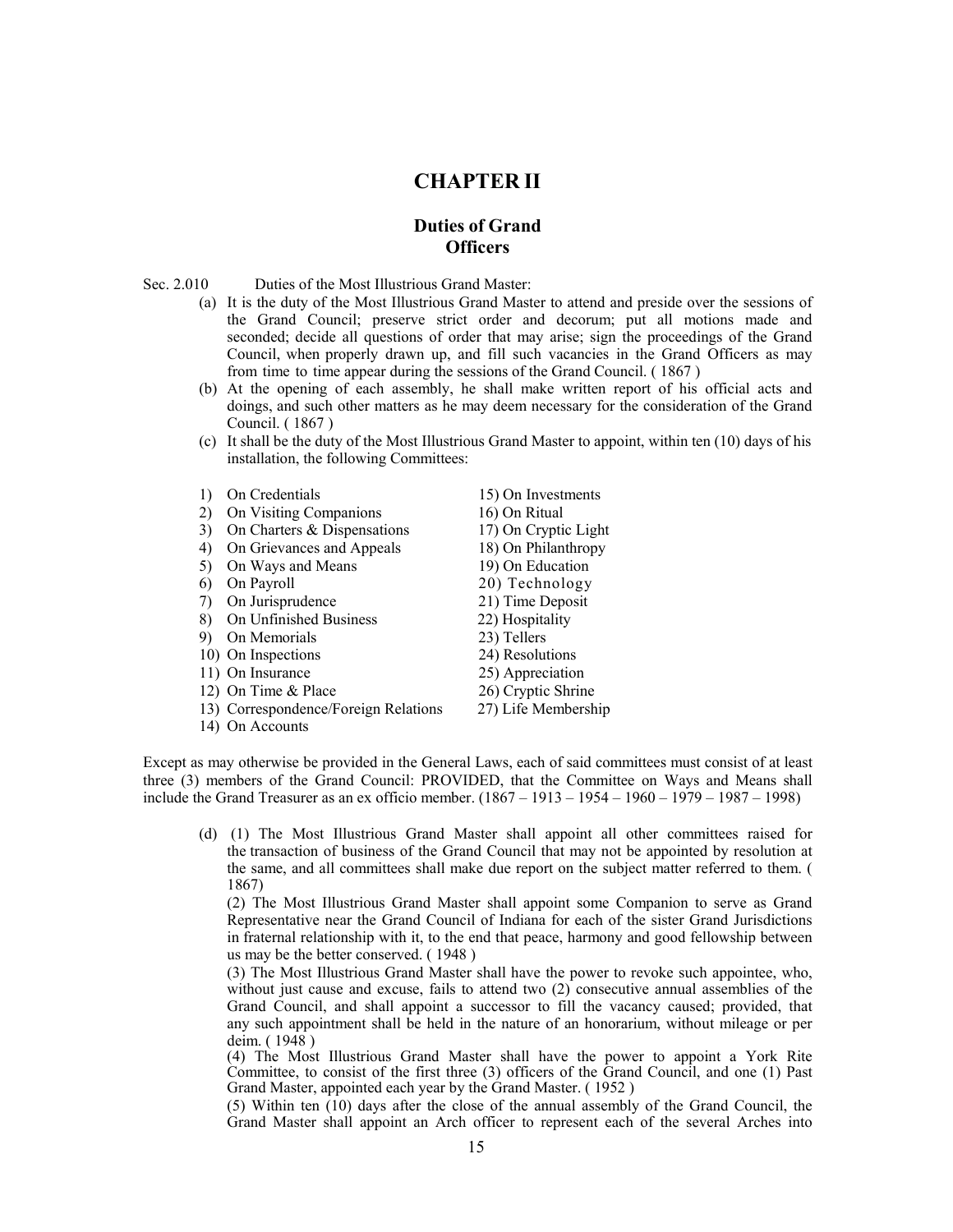# CHAPTER II

## Duties of Grand Officers

Sec. 2.010 Duties of the Most Illustrious Grand Master:

(a) It is the duty of the Most Illustrious Grand Master to attend and preside over the sessions of the Grand Council; preserve strict order and decorum; put all motions made and seconded; decide all questions of order that may arise; sign the proceedings of the Grand Council, when properly drawn up, and fill such vacancies in the Grand Officers as may from time to time appear during the sessions of the Grand Council. ( 1867 )

(b) At the opening of each assembly, he shall make written report of his official acts and doings, and such other matters as he may deem necessary for the consideration of the Grand Council. ( 1867 )

(c) It shall be the duty of the Most Illustrious Grand Master to appoint, within ten (10) days of his installation, the following Committees:

1) On Credentials
2) On Visiting Companions
3) On Charters & Dispensations
4) On Grievances and Appeals
5) On Ways and Means
6) On Payroll
7) On Jurisprudence
8) On Unfinished Business
9) On Memorials
10) On Inspections
11) On Insurance
12) On Time & Place
13) Correspondence/Foreign Relations
14) On Accounts
15) On Investments
16) On Ritual
17) On Cryptic Light
18) On Philanthropy
19) On Education
20) Technology
21) Time Deposit
22) Hospitality
23) Tellers
24) Resolutions
25) Appreciation
26) Cryptic Shrine
27) Life Membership

Except as may otherwise be provided in the General Laws, each of said committees must consist of at least three (3) members of the Grand Council: PROVIDED, that the Committee on Ways and Means shall include the Grand Treasurer as an ex officio member. (1867 – 1913 – 1954 – 1960 – 1979 – 1987 – 1998)

(d) (1) The Most Illustrious Grand Master shall appoint all other committees raised for the transaction of business of the Grand Council that may not be appointed by resolution at the same, and all committees shall make due report on the subject matter referred to them. ( 1867)

(2) The Most Illustrious Grand Master shall appoint some Companion to serve as Grand Representative near the Grand Council of Indiana for each of the sister Grand Jurisdictions in fraternal relationship with it, to the end that peace, harmony and good fellowship between us may be the better conserved. ( 1948 )

(3) The Most Illustrious Grand Master shall have the power to revoke such appointee, who, without just cause and excuse, fails to attend two (2) consecutive annual assemblies of the Grand Council, and shall appoint a successor to fill the vacancy caused; provided, that any such appointment shall be held in the nature of an honorarium, without mileage or per deim. ( 1948 )

(4) The Most Illustrious Grand Master shall have the power to appoint a York Rite Committee, to consist of the first three (3) officers of the Grand Council, and one (1) Past Grand Master, appointed each year by the Grand Master. ( 1952 )

(5) Within ten (10) days after the close of the annual assembly of the Grand Council, the Grand Master shall appoint an Arch officer to represent each of the several Arches into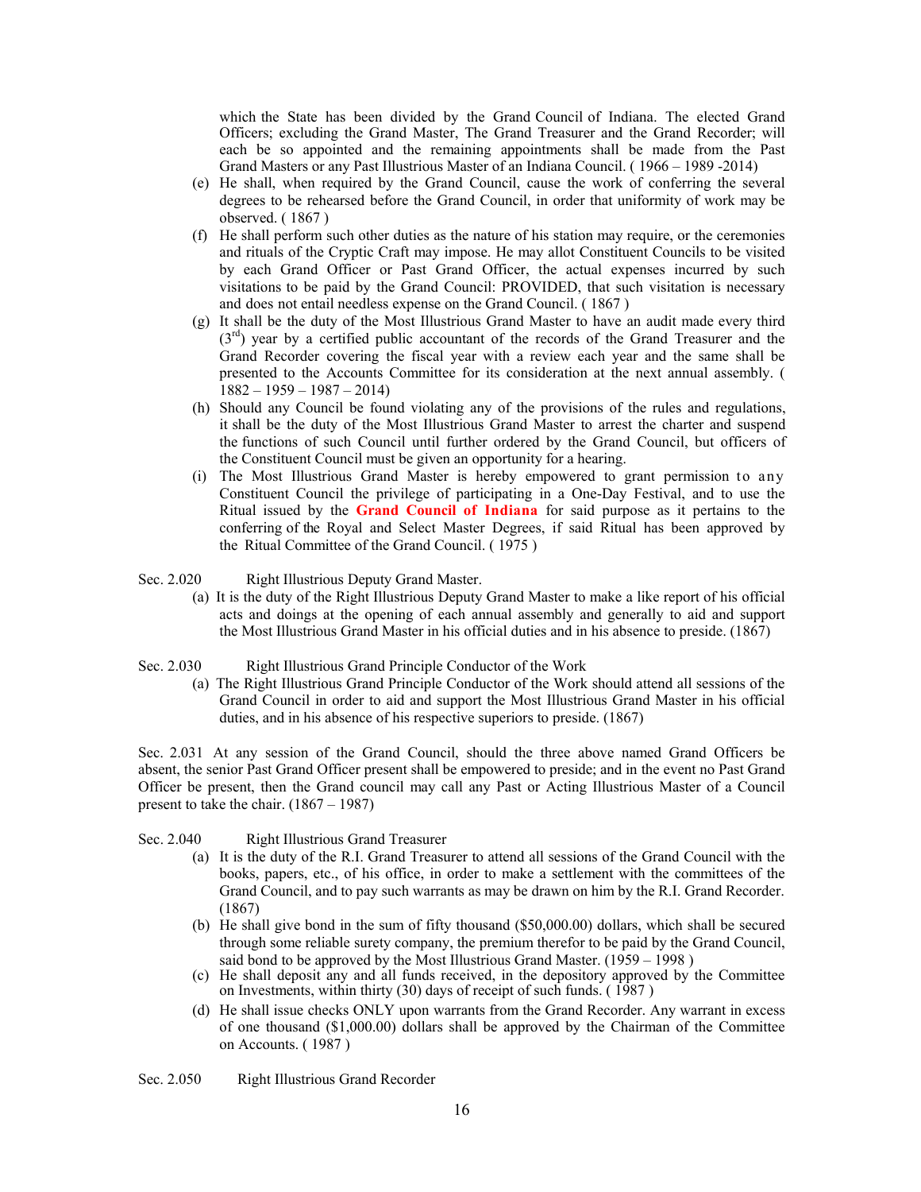which the State has been divided by the Grand Council of Indiana. The elected Grand Officers; excluding the Grand Master, The Grand Treasurer and the Grand Recorder; will each be so appointed and the remaining appointments shall be made from the Past Grand Masters or any Past Illustrious Master of an Indiana Council. ( 1966 – 1989 -2014)

(e) He shall, when required by the Grand Council, cause the work of conferring the several degrees to be rehearsed before the Grand Council, in order that uniformity of work may be observed. ( 1867 )

(f) He shall perform such other duties as the nature of his station may require, or the ceremonies and rituals of the Cryptic Craft may impose. He may allot Constituent Councils to be visited by each Grand Officer or Past Grand Officer, the actual expenses incurred by such visitations to be paid by the Grand Council: PROVIDED, that such visitation is necessary and does not entail needless expense on the Grand Council. ( 1867 )

(g) It shall be the duty of the Most Illustrious Grand Master to have an audit made every third (3rd) year by a certified public accountant of the records of the Grand Treasurer and the Grand Recorder covering the fiscal year with a review each year and the same shall be presented to the Accounts Committee for its consideration at the next annual assembly. ( 1882 – 1959 – 1987 – 2014)

(h) Should any Council be found violating any of the provisions of the rules and regulations, it shall be the duty of the Most Illustrious Grand Master to arrest the charter and suspend the functions of such Council until further ordered by the Grand Council, but officers of the Constituent Council must be given an opportunity for a hearing.

(i) The Most Illustrious Grand Master is hereby empowered to grant permission to any Constituent Council the privilege of participating in a One-Day Festival, and to use the Ritual issued by the **Grand Council of Indiana** for said purpose as it pertains to the conferring of the Royal and Select Master Degrees, if said Ritual has been approved by the Ritual Committee of the Grand Council. ( 1975 )

Sec. 2.020 Right Illustrious Deputy Grand Master.

(a) It is the duty of the Right Illustrious Deputy Grand Master to make a like report of his official acts and doings at the opening of each annual assembly and generally to aid and support the Most Illustrious Grand Master in his official duties and in his absence to preside. (1867)

Sec. 2.030 Right Illustrious Grand Principle Conductor of the Work

(a) The Right Illustrious Grand Principle Conductor of the Work should attend all sessions of the Grand Council in order to aid and support the Most Illustrious Grand Master in his official duties, and in his absence of his respective superiors to preside. (1867)

Sec. 2.031 At any session of the Grand Council, should the three above named Grand Officers be absent, the senior Past Grand Officer present shall be empowered to preside; and in the event no Past Grand Officer be present, then the Grand council may call any Past or Acting Illustrious Master of a Council present to take the chair. (1867 – 1987)

Sec. 2.040 Right Illustrious Grand Treasurer

(a) It is the duty of the R.I. Grand Treasurer to attend all sessions of the Grand Council with the books, papers, etc., of his office, in order to make a settlement with the committees of the Grand Council, and to pay such warrants as may be drawn on him by the R.I. Grand Recorder. (1867)

(b) He shall give bond in the sum of fifty thousand ($50,000.00) dollars, which shall be secured through some reliable surety company, the premium therefor to be paid by the Grand Council, said bond to be approved by the Most Illustrious Grand Master. (1959 – 1998 )

(c) He shall deposit any and all funds received, in the depository approved by the Committee on Investments, within thirty (30) days of receipt of such funds. ( 1987 )

(d) He shall issue checks ONLY upon warrants from the Grand Recorder. Any warrant in excess of one thousand ($1,000.00) dollars shall be approved by the Chairman of the Committee on Accounts. ( 1987 )

Sec. 2.050 Right Illustrious Grand Recorder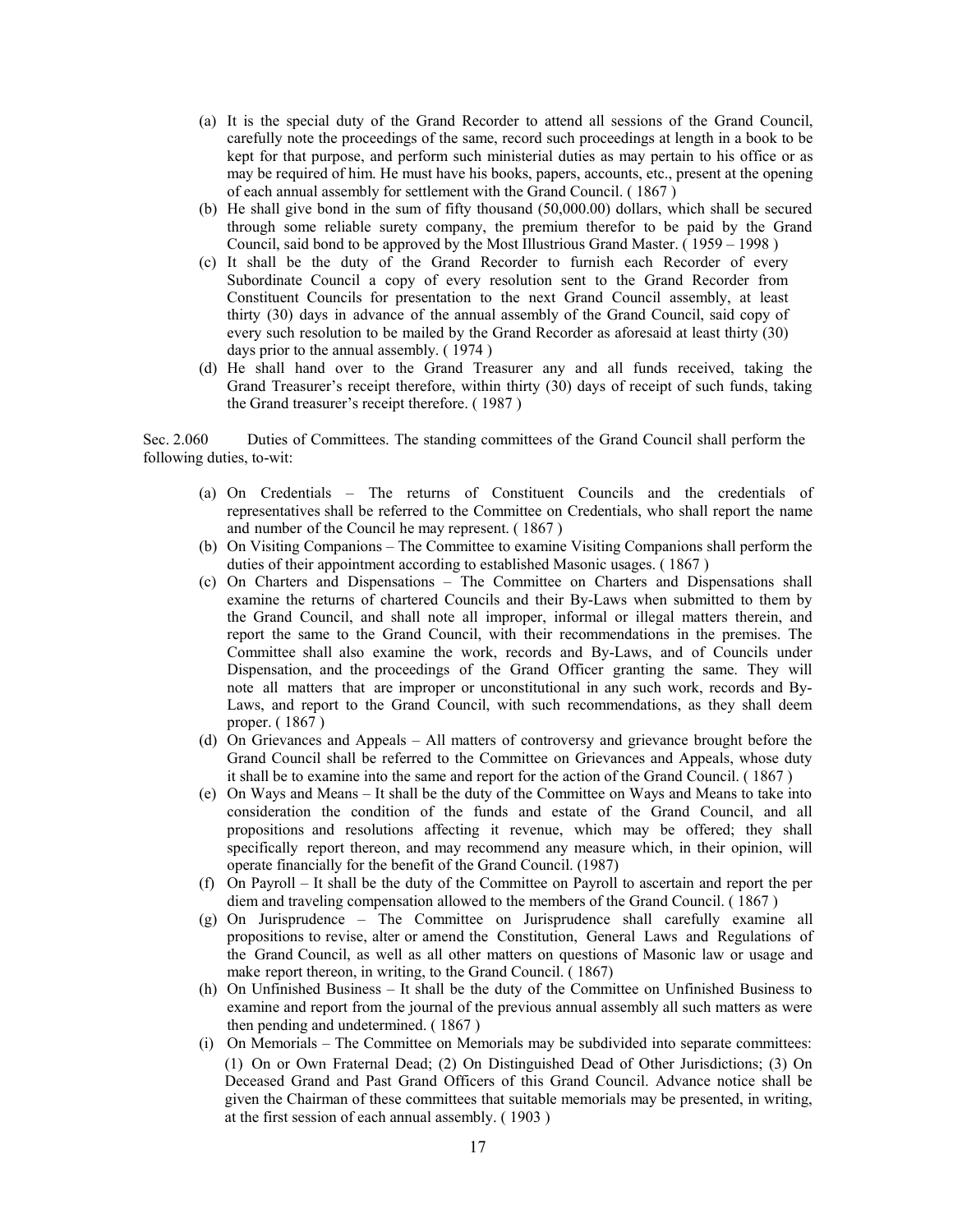(a) It is the special duty of the Grand Recorder to attend all sessions of the Grand Council, carefully note the proceedings of the same, record such proceedings at length in a book to be kept for that purpose, and perform such ministerial duties as may pertain to his office or as may be required of him. He must have his books, papers, accounts, etc., present at the opening of each annual assembly for settlement with the Grand Council. ( 1867 )

(b) He shall give bond in the sum of fifty thousand (50,000.00) dollars, which shall be secured through some reliable surety company, the premium therefor to be paid by the Grand Council, said bond to be approved by the Most Illustrious Grand Master. ( 1959 – 1998 )

(c) It shall be the duty of the Grand Recorder to furnish each Recorder of every Subordinate Council a copy of every resolution sent to the Grand Recorder from Constituent Councils for presentation to the next Grand Council assembly, at least thirty (30) days in advance of the annual assembly of the Grand Council, said copy of every such resolution to be mailed by the Grand Recorder as aforesaid at least thirty (30) days prior to the annual assembly. ( 1974 )

(d) He shall hand over to the Grand Treasurer any and all funds received, taking the Grand Treasurer's receipt therefore, within thirty (30) days of receipt of such funds, taking the Grand treasurer's receipt therefore. ( 1987 )

Sec. 2.060 Duties of Committees. The standing committees of the Grand Council shall perform the following duties, to-wit:

(a) On Credentials – The returns of Constituent Councils and the credentials of representatives shall be referred to the Committee on Credentials, who shall report the name and number of the Council he may represent. ( 1867 )

(b) On Visiting Companions – The Committee to examine Visiting Companions shall perform the duties of their appointment according to established Masonic usages. ( 1867 )

(c) On Charters and Dispensations – The Committee on Charters and Dispensations shall examine the returns of chartered Councils and their By-Laws when submitted to them by the Grand Council, and shall note all improper, informal or illegal matters therein, and report the same to the Grand Council, with their recommendations in the premises. The Committee shall also examine the work, records and By-Laws, and of Councils under Dispensation, and the proceedings of the Grand Officer granting the same. They will note all matters that are improper or unconstitutional in any such work, records and By-Laws, and report to the Grand Council, with such recommendations, as they shall deem proper. ( 1867 )

(d) On Grievances and Appeals – All matters of controversy and grievance brought before the Grand Council shall be referred to the Committee on Grievances and Appeals, whose duty it shall be to examine into the same and report for the action of the Grand Council. ( 1867 )

(e) On Ways and Means – It shall be the duty of the Committee on Ways and Means to take into consideration the condition of the funds and estate of the Grand Council, and all propositions and resolutions affecting it revenue, which may be offered; they shall specifically report thereon, and may recommend any measure which, in their opinion, will operate financially for the benefit of the Grand Council. (1987)

(f) On Payroll – It shall be the duty of the Committee on Payroll to ascertain and report the per diem and traveling compensation allowed to the members of the Grand Council. ( 1867 )

(g) On Jurisprudence – The Committee on Jurisprudence shall carefully examine all propositions to revise, alter or amend the Constitution, General Laws and Regulations of the Grand Council, as well as all other matters on questions of Masonic law or usage and make report thereon, in writing, to the Grand Council. ( 1867)

(h) On Unfinished Business – It shall be the duty of the Committee on Unfinished Business to examine and report from the journal of the previous annual assembly all such matters as were then pending and undetermined. ( 1867 )

(i) On Memorials – The Committee on Memorials may be subdivided into separate committees: (1) On or Own Fraternal Dead; (2) On Distinguished Dead of Other Jurisdictions; (3) On Deceased Grand and Past Grand Officers of this Grand Council. Advance notice shall be given the Chairman of these committees that suitable memorials may be presented, in writing, at the first session of each annual assembly. ( 1903 )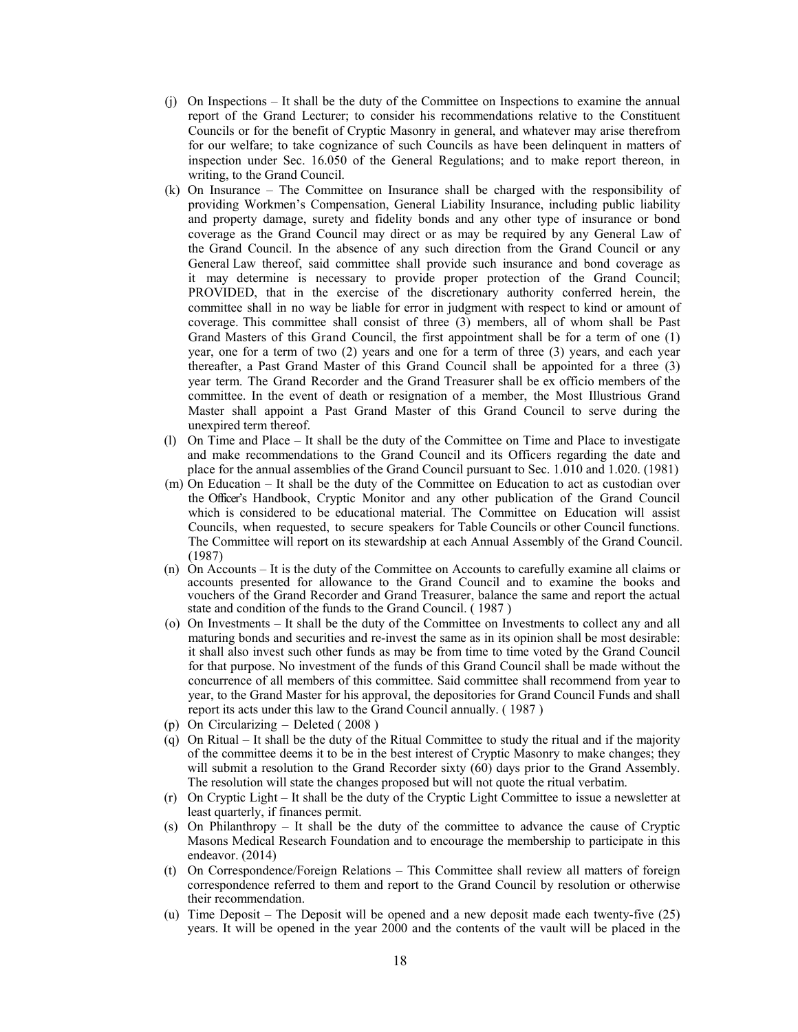(j) On Inspections – It shall be the duty of the Committee on Inspections to examine the annual report of the Grand Lecturer; to consider his recommendations relative to the Constituent Councils or for the benefit of Cryptic Masonry in general, and whatever may arise therefrom for our welfare; to take cognizance of such Councils as have been delinquent in matters of inspection under Sec. 16.050 of the General Regulations; and to make report thereon, in writing, to the Grand Council.

(k) On Insurance – The Committee on Insurance shall be charged with the responsibility of providing Workmen's Compensation, General Liability Insurance, including public liability and property damage, surety and fidelity bonds and any other type of insurance or bond coverage as the Grand Council may direct or as may be required by any General Law of the Grand Council. In the absence of any such direction from the Grand Council or any General Law thereof, said committee shall provide such insurance and bond coverage as it may determine is necessary to provide proper protection of the Grand Council; PROVIDED, that in the exercise of the discretionary authority conferred herein, the committee shall in no way be liable for error in judgment with respect to kind or amount of coverage. This committee shall consist of three (3) members, all of whom shall be Past Grand Masters of this Grand Council, the first appointment shall be for a term of one (1) year, one for a term of two (2) years and one for a term of three (3) years, and each year thereafter, a Past Grand Master of this Grand Council shall be appointed for a three (3) year term. The Grand Recorder and the Grand Treasurer shall be ex officio members of the committee. In the event of death or resignation of a member, the Most Illustrious Grand Master shall appoint a Past Grand Master of this Grand Council to serve during the unexpired term thereof.

(l) On Time and Place – It shall be the duty of the Committee on Time and Place to investigate and make recommendations to the Grand Council and its Officers regarding the date and place for the annual assemblies of the Grand Council pursuant to Sec. 1.010 and 1.020. (1981)

(m) On Education – It shall be the duty of the Committee on Education to act as custodian over the Officer's Handbook, Cryptic Monitor and any other publication of the Grand Council which is considered to be educational material. The Committee on Education will assist Councils, when requested, to secure speakers for Table Councils or other Council functions. The Committee will report on its stewardship at each Annual Assembly of the Grand Council. (1987)

(n) On Accounts – It is the duty of the Committee on Accounts to carefully examine all claims or accounts presented for allowance to the Grand Council and to examine the books and vouchers of the Grand Recorder and Grand Treasurer, balance the same and report the actual state and condition of the funds to the Grand Council. ( 1987 )

(o) On Investments – It shall be the duty of the Committee on Investments to collect any and all maturing bonds and securities and re-invest the same as in its opinion shall be most desirable: it shall also invest such other funds as may be from time to time voted by the Grand Council for that purpose. No investment of the funds of this Grand Council shall be made without the concurrence of all members of this committee. Said committee shall recommend from year to year, to the Grand Master for his approval, the depositories for Grand Council Funds and shall report its acts under this law to the Grand Council annually. ( 1987 )

(p) On Circularizing – Deleted ( 2008 )

(q) On Ritual – It shall be the duty of the Ritual Committee to study the ritual and if the majority of the committee deems it to be in the best interest of Cryptic Masonry to make changes; they will submit a resolution to the Grand Recorder sixty (60) days prior to the Grand Assembly. The resolution will state the changes proposed but will not quote the ritual verbatim.

(r) On Cryptic Light – It shall be the duty of the Cryptic Light Committee to issue a newsletter at least quarterly, if finances permit.

(s) On Philanthropy – It shall be the duty of the committee to advance the cause of Cryptic Masons Medical Research Foundation and to encourage the membership to participate in this endeavor. (2014)

(t) On Correspondence/Foreign Relations – This Committee shall review all matters of foreign correspondence referred to them and report to the Grand Council by resolution or otherwise their recommendation.

(u) Time Deposit – The Deposit will be opened and a new deposit made each twenty-five (25) years. It will be opened in the year 2000 and the contents of the vault will be placed in the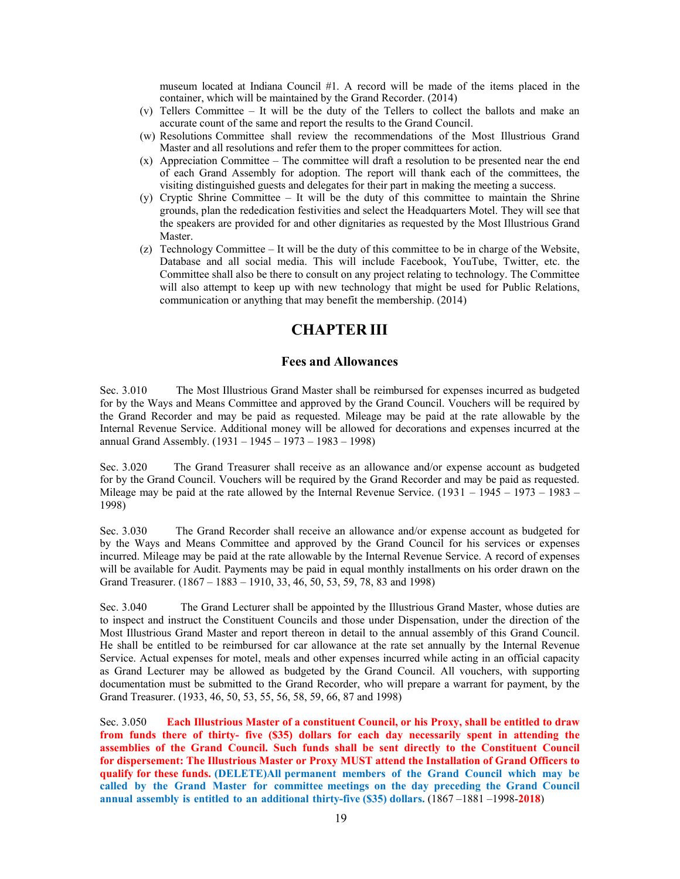museum located at Indiana Council #1. A record will be made of the items placed in the container, which will be maintained by the Grand Recorder. (2014)

(v) Tellers Committee – It will be the duty of the Tellers to collect the ballots and make an accurate count of the same and report the results to the Grand Council.

(w) Resolutions Committee shall review the recommendations of the Most Illustrious Grand Master and all resolutions and refer them to the proper committees for action.

(x) Appreciation Committee – The committee will draft a resolution to be presented near the end of each Grand Assembly for adoption. The report will thank each of the committees, the visiting distinguished guests and delegates for their part in making the meeting a success.

(y) Cryptic Shrine Committee – It will be the duty of this committee to maintain the Shrine grounds, plan the rededication festivities and select the Headquarters Motel. They will see that the speakers are provided for and other dignitaries as requested by the Most Illustrious Grand Master.

(z) Technology Committee – It will be the duty of this committee to be in charge of the Website, Database and all social media. This will include Facebook, YouTube, Twitter, etc. the Committee shall also be there to consult on any project relating to technology. The Committee will also attempt to keep up with new technology that might be used for Public Relations, communication or anything that may benefit the membership. (2014)

# CHAPTER III

### Fees and Allowances

Sec. 3.010 The Most Illustrious Grand Master shall be reimbursed for expenses incurred as budgeted for by the Ways and Means Committee and approved by the Grand Council. Vouchers will be required by the Grand Recorder and may be paid as requested. Mileage may be paid at the rate allowable by the Internal Revenue Service. Additional money will be allowed for decorations and expenses incurred at the annual Grand Assembly. (1931 – 1945 – 1973 – 1983 – 1998)

Sec. 3.020 The Grand Treasurer shall receive as an allowance and/or expense account as budgeted for by the Grand Council. Vouchers will be required by the Grand Recorder and may be paid as requested. Mileage may be paid at the rate allowed by the Internal Revenue Service. (1931 – 1945 – 1973 – 1983 – 1998)

Sec. 3.030 The Grand Recorder shall receive an allowance and/or expense account as budgeted for by the Ways and Means Committee and approved by the Grand Council for his services or expenses incurred. Mileage may be paid at the rate allowable by the Internal Revenue Service. A record of expenses will be available for Audit. Payments may be paid in equal monthly installments on his order drawn on the Grand Treasurer. (1867 – 1883 – 1910, 33, 46, 50, 53, 59, 78, 83 and 1998)

Sec. 3.040 The Grand Lecturer shall be appointed by the Illustrious Grand Master, whose duties are to inspect and instruct the Constituent Councils and those under Dispensation, under the direction of the Most Illustrious Grand Master and report thereon in detail to the annual assembly of this Grand Council. He shall be entitled to be reimbursed for car allowance at the rate set annually by the Internal Revenue Service. Actual expenses for motel, meals and other expenses incurred while acting in an official capacity as Grand Lecturer may be allowed as budgeted by the Grand Council. All vouchers, with supporting documentation must be submitted to the Grand Recorder, who will prepare a warrant for payment, by the Grand Treasurer. (1933, 46, 50, 53, 55, 56, 58, 59, 66, 87 and 1998)

Sec. 3.050 **Each Illustrious Master of a constituent Council, or his Proxy, shall be entitled to draw from funds there of thirty- five ($35) dollars for each day necessarily spent in attending the assemblies of the Grand Council. Such funds shall be sent directly to the Constituent Council for dispersement: The Illustrious Master or Proxy MUST attend the Installation of Grand Officers to qualify for these funds. (DELETE)All permanent members of the Grand Council which may be called by the Grand Master for committee meetings on the day preceding the Grand Council annual assembly is entitled to an additional thirty-five ($35) dollars.** (1867 –1881 –1998-**2018**)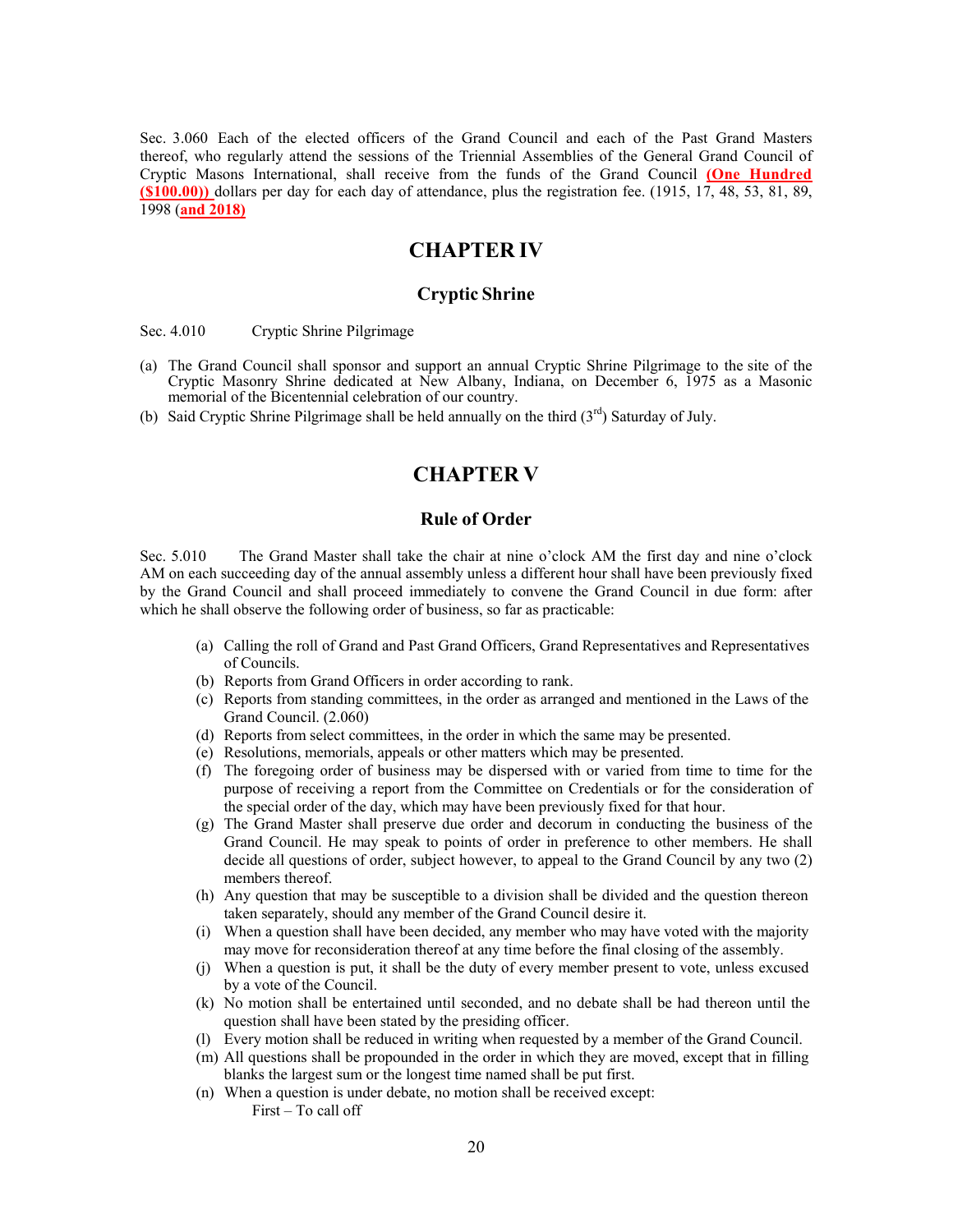Sec. 3.060 Each of the elected officers of the Grand Council and each of the Past Grand Masters thereof, who regularly attend the sessions of the Triennial Assemblies of the General Grand Council of Cryptic Masons International, shall receive from the funds of the Grand Council **(One Hundred ($100.00))** dollars per day for each day of attendance, plus the registration fee. (1915, 17, 48, 53, 81, 89, 1998 (**and 2018)**

# CHAPTER IV

## Cryptic Shrine

Sec. 4.010 Cryptic Shrine Pilgrimage

(a) The Grand Council shall sponsor and support an annual Cryptic Shrine Pilgrimage to the site of the Cryptic Masonry Shrine dedicated at New Albany, Indiana, on December 6, 1975 as a Masonic memorial of the Bicentennial celebration of our country.

(b) Said Cryptic Shrine Pilgrimage shall be held annually on the third (3rd) Saturday of July.

# CHAPTER V

## Rule of Order

Sec. 5.010 The Grand Master shall take the chair at nine o'clock AM the first day and nine o'clock AM on each succeeding day of the annual assembly unless a different hour shall have been previously fixed by the Grand Council and shall proceed immediately to convene the Grand Council in due form: after which he shall observe the following order of business, so far as practicable:

(a) Calling the roll of Grand and Past Grand Officers, Grand Representatives and Representatives of Councils.

(b) Reports from Grand Officers in order according to rank.

(c) Reports from standing committees, in the order as arranged and mentioned in the Laws of the Grand Council. (2.060)

(d) Reports from select committees, in the order in which the same may be presented.

(e) Resolutions, memorials, appeals or other matters which may be presented.

(f) The foregoing order of business may be dispersed with or varied from time to time for the purpose of receiving a report from the Committee on Credentials or for the consideration of the special order of the day, which may have been previously fixed for that hour.

(g) The Grand Master shall preserve due order and decorum in conducting the business of the Grand Council. He may speak to points of order in preference to other members. He shall decide all questions of order, subject however, to appeal to the Grand Council by any two (2) members thereof.

(h) Any question that may be susceptible to a division shall be divided and the question thereon taken separately, should any member of the Grand Council desire it.

(i) When a question shall have been decided, any member who may have voted with the majority may move for reconsideration thereof at any time before the final closing of the assembly.

(j) When a question is put, it shall be the duty of every member present to vote, unless excused by a vote of the Council.

(k) No motion shall be entertained until seconded, and no debate shall be had thereon until the question shall have been stated by the presiding officer.

(l) Every motion shall be reduced in writing when requested by a member of the Grand Council.

(m) All questions shall be propounded in the order in which they are moved, except that in filling blanks the largest sum or the longest time named shall be put first.

(n) When a question is under debate, no motion shall be received except:
    First – To call off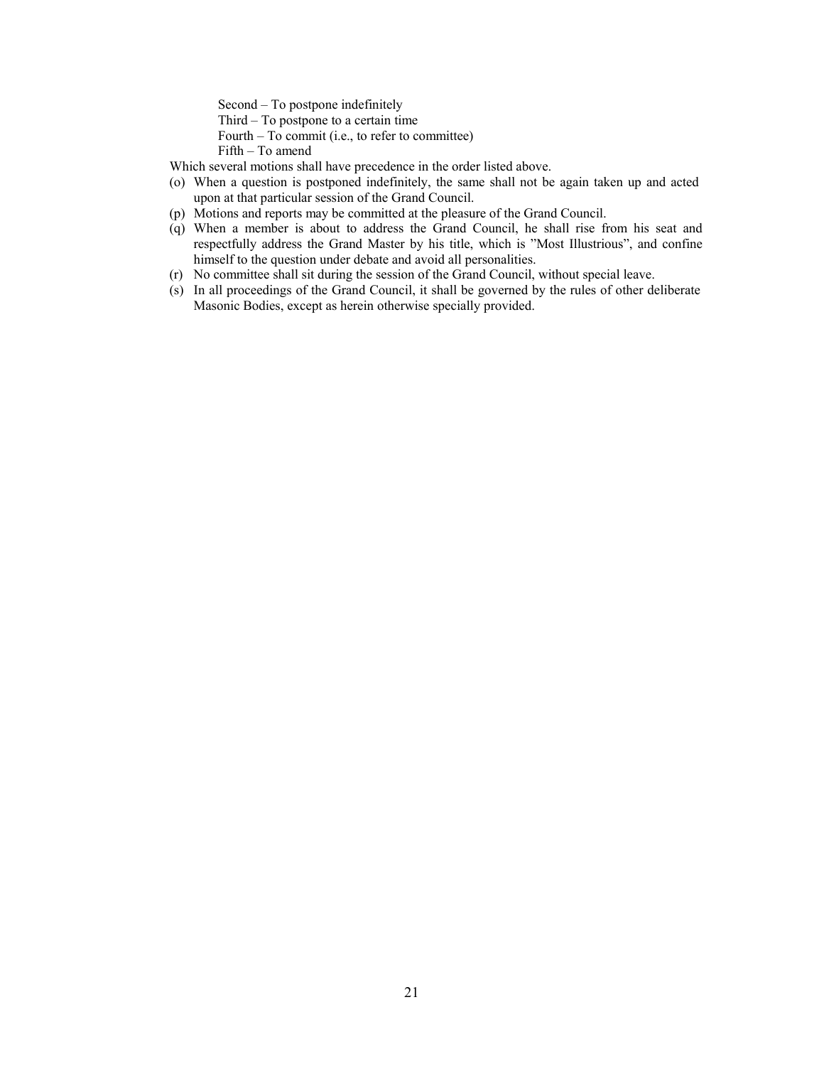Second – To postpone indefinitely  
Third – To postpone to a certain time  
Fourth – To commit (i.e., to refer to committee)  
Fifth – To amend

Which several motions shall have precedence in the order listed above.

(o) When a question is postponed indefinitely, the same shall not be again taken up and acted upon at that particular session of the Grand Council.

(p) Motions and reports may be committed at the pleasure of the Grand Council.

(q) When a member is about to address the Grand Council, he shall rise from his seat and respectfully address the Grand Master by his title, which is "Most Illustrious", and confine himself to the question under debate and avoid all personalities.

(r) No committee shall sit during the session of the Grand Council, without special leave.

(s) In all proceedings of the Grand Council, it shall be governed by the rules of other deliberate Masonic Bodies, except as herein otherwise specially provided.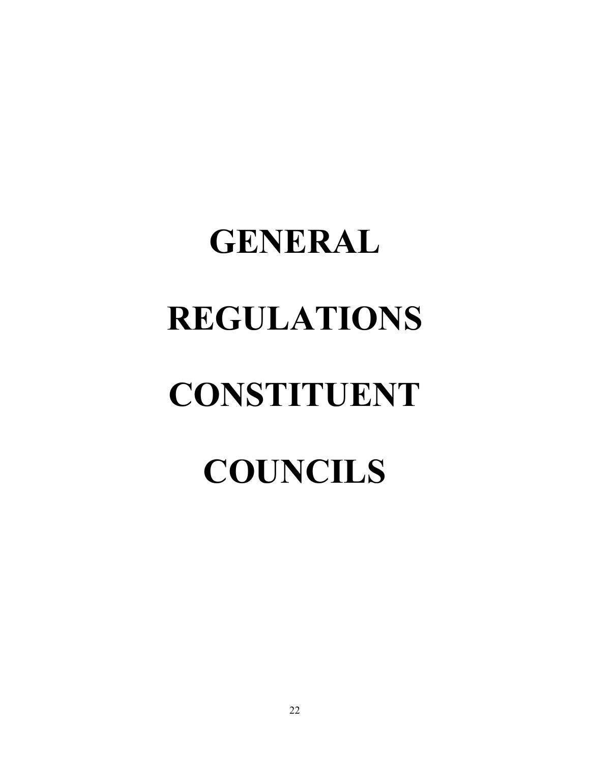# GENERAL

# REGULATIONS

# CONSTITUENT

# COUNCILS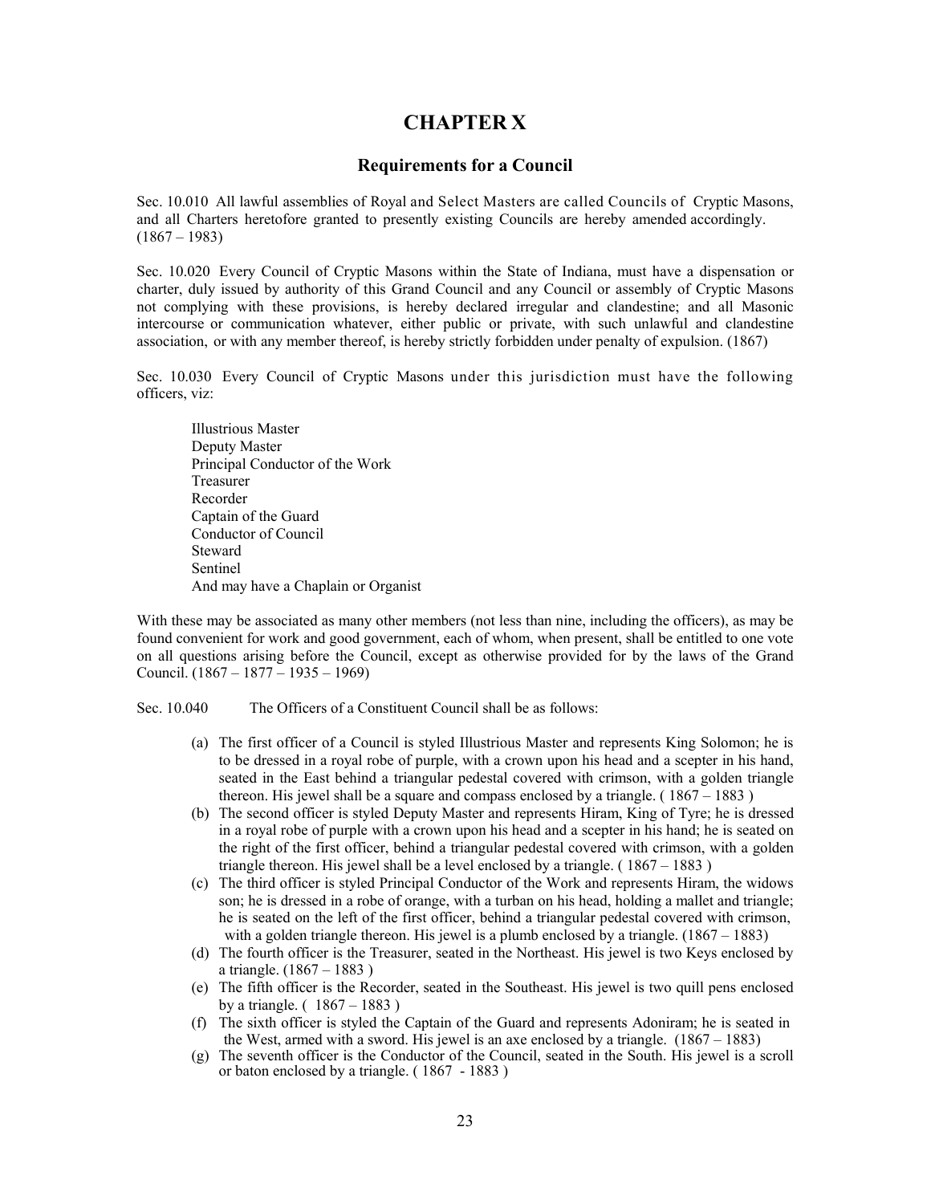# CHAPTER X

## Requirements for a Council

Sec. 10.010 All lawful assemblies of Royal and Select Masters are called Councils of Cryptic Masons, and all Charters heretofore granted to presently existing Councils are hereby amended accordingly. (1867 – 1983)

Sec. 10.020 Every Council of Cryptic Masons within the State of Indiana, must have a dispensation or charter, duly issued by authority of this Grand Council and any Council or assembly of Cryptic Masons not complying with these provisions, is hereby declared irregular and clandestine; and all Masonic intercourse or communication whatever, either public or private, with such unlawful and clandestine association, or with any member thereof, is hereby strictly forbidden under penalty of expulsion. (1867)

Sec. 10.030 Every Council of Cryptic Masons under this jurisdiction must have the following officers, viz:

Illustrious Master
Deputy Master
Principal Conductor of the Work
Treasurer
Recorder
Captain of the Guard
Conductor of Council
Steward
Sentinel
And may have a Chaplain or Organist

With these may be associated as many other members (not less than nine, including the officers), as may be found convenient for work and good government, each of whom, when present, shall be entitled to one vote on all questions arising before the Council, except as otherwise provided for by the laws of the Grand Council. (1867 – 1877 – 1935 – 1969)

Sec. 10.040 The Officers of a Constituent Council shall be as follows:

(a) The first officer of a Council is styled Illustrious Master and represents King Solomon; he is to be dressed in a royal robe of purple, with a crown upon his head and a scepter in his hand, seated in the East behind a triangular pedestal covered with crimson, with a golden triangle thereon. His jewel shall be a square and compass enclosed by a triangle. ( 1867 – 1883 )

(b) The second officer is styled Deputy Master and represents Hiram, King of Tyre; he is dressed in a royal robe of purple with a crown upon his head and a scepter in his hand; he is seated on the right of the first officer, behind a triangular pedestal covered with crimson, with a golden triangle thereon. His jewel shall be a level enclosed by a triangle. ( 1867 – 1883 )

(c) The third officer is styled Principal Conductor of the Work and represents Hiram, the widows son; he is dressed in a robe of orange, with a turban on his head, holding a mallet and triangle; he is seated on the left of the first officer, behind a triangular pedestal covered with crimson, with a golden triangle thereon. His jewel is a plumb enclosed by a triangle. (1867 – 1883)

(d) The fourth officer is the Treasurer, seated in the Northeast. His jewel is two Keys enclosed by a triangle. (1867 – 1883 )

(e) The fifth officer is the Recorder, seated in the Southeast. His jewel is two quill pens enclosed by a triangle. ( 1867 – 1883 )

(f) The sixth officer is styled the Captain of the Guard and represents Adoniram; he is seated in the West, armed with a sword. His jewel is an axe enclosed by a triangle. (1867 – 1883)

(g) The seventh officer is the Conductor of the Council, seated in the South. His jewel is a scroll or baton enclosed by a triangle. ( 1867 - 1883 )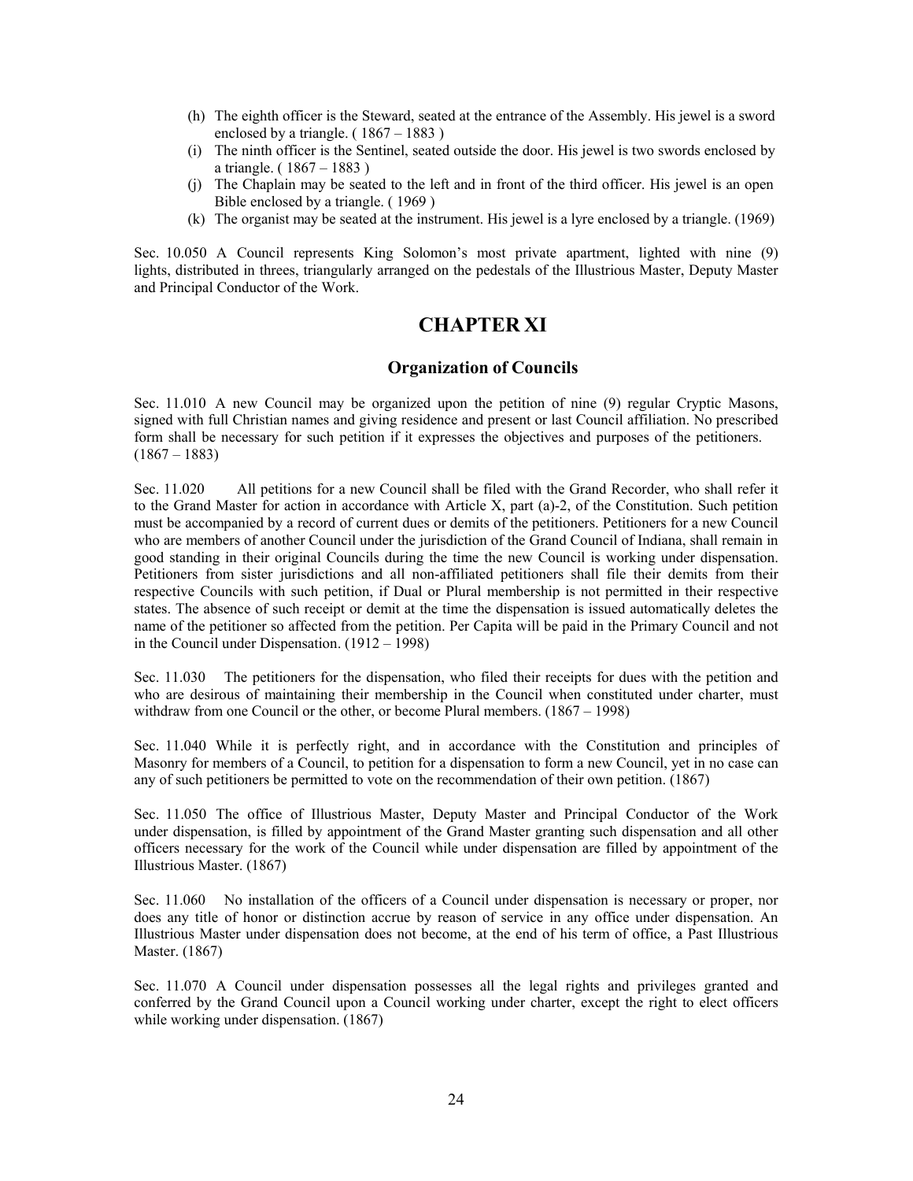(h) The eighth officer is the Steward, seated at the entrance of the Assembly. His jewel is a sword enclosed by a triangle. ( 1867 – 1883 )

(i) The ninth officer is the Sentinel, seated outside the door. His jewel is two swords enclosed by a triangle. ( 1867 – 1883 )

(j) The Chaplain may be seated to the left and in front of the third officer. His jewel is an open Bible enclosed by a triangle. ( 1969 )

(k) The organist may be seated at the instrument. His jewel is a lyre enclosed by a triangle. (1969)

Sec. 10.050 A Council represents King Solomon's most private apartment, lighted with nine (9) lights, distributed in threes, triangularly arranged on the pedestals of the Illustrious Master, Deputy Master and Principal Conductor of the Work.

# CHAPTER XI

## Organization of Councils

Sec. 11.010 A new Council may be organized upon the petition of nine (9) regular Cryptic Masons, signed with full Christian names and giving residence and present or last Council affiliation. No prescribed form shall be necessary for such petition if it expresses the objectives and purposes of the petitioners. (1867 – 1883)

Sec. 11.020 All petitions for a new Council shall be filed with the Grand Recorder, who shall refer it to the Grand Master for action in accordance with Article X, part (a)-2, of the Constitution. Such petition must be accompanied by a record of current dues or demits of the petitioners. Petitioners for a new Council who are members of another Council under the jurisdiction of the Grand Council of Indiana, shall remain in good standing in their original Councils during the time the new Council is working under dispensation. Petitioners from sister jurisdictions and all non-affiliated petitioners shall file their demits from their respective Councils with such petition, if Dual or Plural membership is not permitted in their respective states. The absence of such receipt or demit at the time the dispensation is issued automatically deletes the name of the petitioner so affected from the petition. Per Capita will be paid in the Primary Council and not in the Council under Dispensation. (1912 – 1998)

Sec. 11.030 The petitioners for the dispensation, who filed their receipts for dues with the petition and who are desirous of maintaining their membership in the Council when constituted under charter, must withdraw from one Council or the other, or become Plural members. (1867 – 1998)

Sec. 11.040 While it is perfectly right, and in accordance with the Constitution and principles of Masonry for members of a Council, to petition for a dispensation to form a new Council, yet in no case can any of such petitioners be permitted to vote on the recommendation of their own petition. (1867)

Sec. 11.050 The office of Illustrious Master, Deputy Master and Principal Conductor of the Work under dispensation, is filled by appointment of the Grand Master granting such dispensation and all other officers necessary for the work of the Council while under dispensation are filled by appointment of the Illustrious Master. (1867)

Sec. 11.060 No installation of the officers of a Council under dispensation is necessary or proper, nor does any title of honor or distinction accrue by reason of service in any office under dispensation. An Illustrious Master under dispensation does not become, at the end of his term of office, a Past Illustrious Master. (1867)

Sec. 11.070 A Council under dispensation possesses all the legal rights and privileges granted and conferred by the Grand Council upon a Council working under charter, except the right to elect officers while working under dispensation. (1867)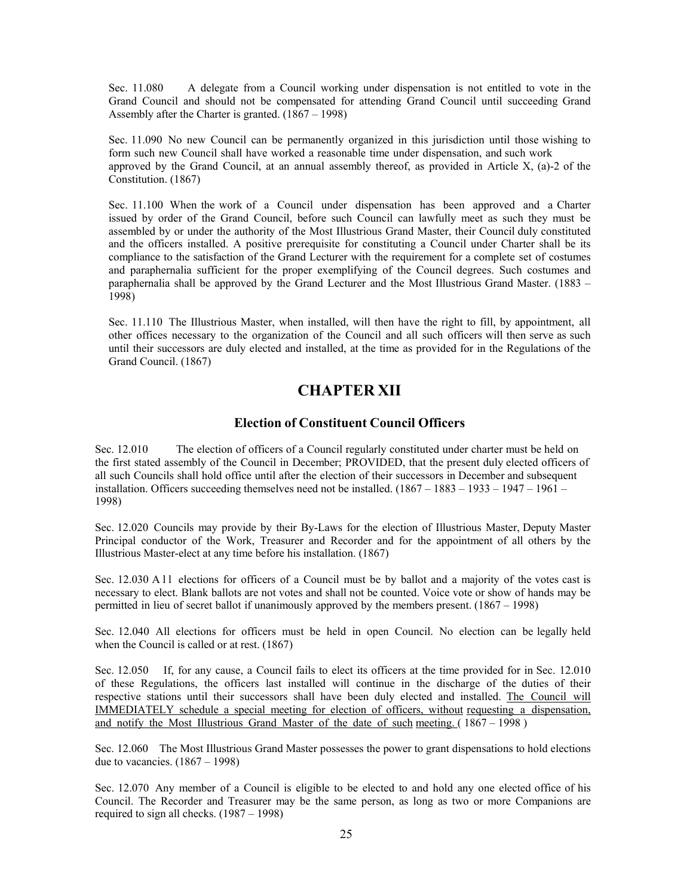Sec. 11.080 A delegate from a Council working under dispensation is not entitled to vote in the Grand Council and should not be compensated for attending Grand Council until succeeding Grand Assembly after the Charter is granted. (1867 – 1998)

Sec. 11.090 No new Council can be permanently organized in this jurisdiction until those wishing to form such new Council shall have worked a reasonable time under dispensation, and such work approved by the Grand Council, at an annual assembly thereof, as provided in Article X, (a)-2 of the Constitution. (1867)

Sec. 11.100 When the work of a Council under dispensation has been approved and a Charter issued by order of the Grand Council, before such Council can lawfully meet as such they must be assembled by or under the authority of the Most Illustrious Grand Master, their Council duly constituted and the officers installed. A positive prerequisite for constituting a Council under Charter shall be its compliance to the satisfaction of the Grand Lecturer with the requirement for a complete set of costumes and paraphernalia sufficient for the proper exemplifying of the Council degrees. Such costumes and paraphernalia shall be approved by the Grand Lecturer and the Most Illustrious Grand Master. (1883 – 1998)

Sec. 11.110 The Illustrious Master, when installed, will then have the right to fill, by appointment, all other offices necessary to the organization of the Council and all such officers will then serve as such until their successors are duly elected and installed, at the time as provided for in the Regulations of the Grand Council. (1867)

# CHAPTER XII

## Election of Constituent Council Officers

Sec. 12.010 The election of officers of a Council regularly constituted under charter must be held on the first stated assembly of the Council in December; PROVIDED, that the present duly elected officers of all such Councils shall hold office until after the election of their successors in December and subsequent installation. Officers succeeding themselves need not be installed. (1867 – 1883 – 1933 – 1947 – 1961 – 1998)

Sec. 12.020 Councils may provide by their By-Laws for the election of Illustrious Master, Deputy Master Principal conductor of the Work, Treasurer and Recorder and for the appointment of all others by the Illustrious Master-elect at any time before his installation. (1867)

Sec. 12.030 All elections for officers of a Council must be by ballot and a majority of the votes cast is necessary to elect. Blank ballots are not votes and shall not be counted. Voice vote or show of hands may be permitted in lieu of secret ballot if unanimously approved by the members present. (1867 – 1998)

Sec. 12.040 All elections for officers must be held in open Council. No election can be legally held when the Council is called or at rest. (1867)

Sec. 12.050 If, for any cause, a Council fails to elect its officers at the time provided for in Sec. 12.010 of these Regulations, the officers last installed will continue in the discharge of the duties of their respective stations until their successors shall have been duly elected and installed. <u>The Council will IMMEDIATELY schedule a special meeting for election of officers, without requesting a dispensation, and notify the Most Illustrious Grand Master of the date of such meeting.</u> ( 1867 – 1998 )

Sec. 12.060 The Most Illustrious Grand Master possesses the power to grant dispensations to hold elections due to vacancies. (1867 – 1998)

Sec. 12.070 Any member of a Council is eligible to be elected to and hold any one elected office of his Council. The Recorder and Treasurer may be the same person, as long as two or more Companions are required to sign all checks. (1987 – 1998)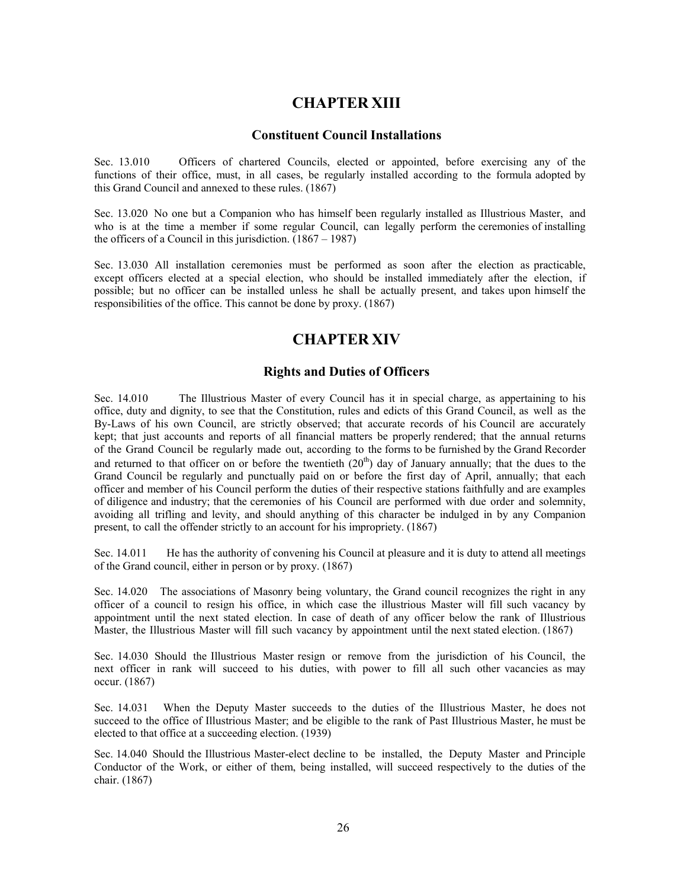# CHAPTER XIII

## Constituent Council Installations

Sec. 13.010 Officers of chartered Councils, elected or appointed, before exercising any of the functions of their office, must, in all cases, be regularly installed according to the formula adopted by this Grand Council and annexed to these rules. (1867)

Sec. 13.020 No one but a Companion who has himself been regularly installed as Illustrious Master, and who is at the time a member if some regular Council, can legally perform the ceremonies of installing the officers of a Council in this jurisdiction. (1867 – 1987)

Sec. 13.030 All installation ceremonies must be performed as soon after the election as practicable, except officers elected at a special election, who should be installed immediately after the election, if possible; but no officer can be installed unless he shall be actually present, and takes upon himself the responsibilities of the office. This cannot be done by proxy. (1867)

# CHAPTER XIV

## Rights and Duties of Officers

Sec. 14.010 The Illustrious Master of every Council has it in special charge, as appertaining to his office, duty and dignity, to see that the Constitution, rules and edicts of this Grand Council, as well as the By-Laws of his own Council, are strictly observed; that accurate records of his Council are accurately kept; that just accounts and reports of all financial matters be properly rendered; that the annual returns of the Grand Council be regularly made out, according to the forms to be furnished by the Grand Recorder and returned to that officer on or before the twentieth (20th) day of January annually; that the dues to the Grand Council be regularly and punctually paid on or before the first day of April, annually; that each officer and member of his Council perform the duties of their respective stations faithfully and are examples of diligence and industry; that the ceremonies of his Council are performed with due order and solemnity, avoiding all trifling and levity, and should anything of this character be indulged in by any Companion present, to call the offender strictly to an account for his impropriety. (1867)

Sec. 14.011 He has the authority of convening his Council at pleasure and it is duty to attend all meetings of the Grand council, either in person or by proxy. (1867)

Sec. 14.020 The associations of Masonry being voluntary, the Grand council recognizes the right in any officer of a council to resign his office, in which case the illustrious Master will fill such vacancy by appointment until the next stated election. In case of death of any officer below the rank of Illustrious Master, the Illustrious Master will fill such vacancy by appointment until the next stated election. (1867)

Sec. 14.030 Should the Illustrious Master resign or remove from the jurisdiction of his Council, the next officer in rank will succeed to his duties, with power to fill all such other vacancies as may occur. (1867)

Sec. 14.031 When the Deputy Master succeeds to the duties of the Illustrious Master, he does not succeed to the office of Illustrious Master; and be eligible to the rank of Past Illustrious Master, he must be elected to that office at a succeeding election. (1939)

Sec. 14.040 Should the Illustrious Master-elect decline to be installed, the Deputy Master and Principle Conductor of the Work, or either of them, being installed, will succeed respectively to the duties of the chair. (1867)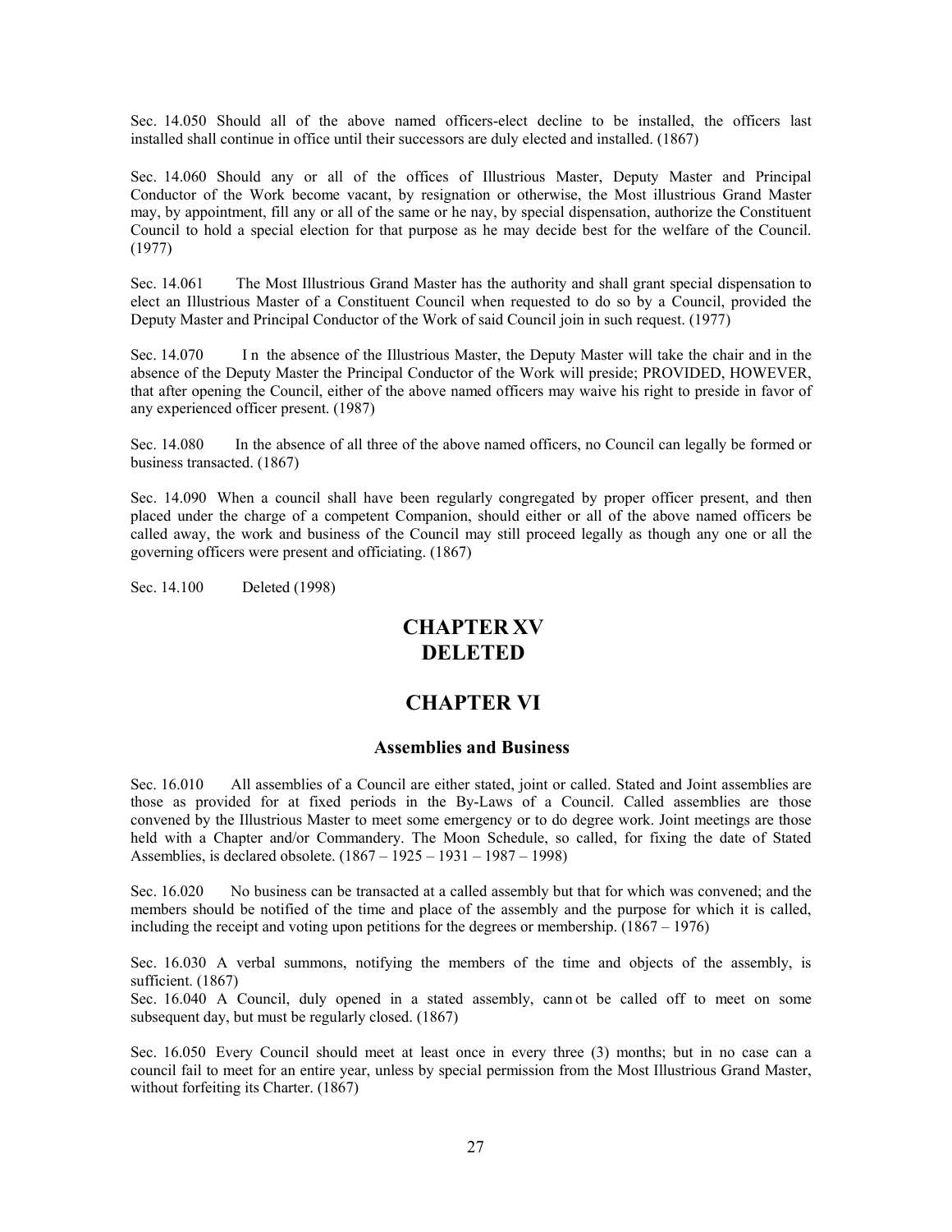Sec. 14.050 Should all of the above named officers-elect decline to be installed, the officers last installed shall continue in office until their successors are duly elected and installed. (1867)

Sec. 14.060 Should any or all of the offices of Illustrious Master, Deputy Master and Principal Conductor of the Work become vacant, by resignation or otherwise, the Most illustrious Grand Master may, by appointment, fill any or all of the same or he nay, by special dispensation, authorize the Constituent Council to hold a special election for that purpose as he may decide best for the welfare of the Council. (1977)

Sec. 14.061 The Most Illustrious Grand Master has the authority and shall grant special dispensation to elect an Illustrious Master of a Constituent Council when requested to do so by a Council, provided the Deputy Master and Principal Conductor of the Work of said Council join in such request. (1977)

Sec. 14.070 I n the absence of the Illustrious Master, the Deputy Master will take the chair and in the absence of the Deputy Master the Principal Conductor of the Work will preside; PROVIDED, HOWEVER, that after opening the Council, either of the above named officers may waive his right to preside in favor of any experienced officer present. (1987)

Sec. 14.080 In the absence of all three of the above named officers, no Council can legally be formed or business transacted. (1867)

Sec. 14.090 When a council shall have been regularly congregated by proper officer present, and then placed under the charge of a competent Companion, should either or all of the above named officers be called away, the work and business of the Council may still proceed legally as though any one or all the governing officers were present and officiating. (1867)

Sec. 14.100 Deleted (1998)

# CHAPTER XV
# DELETED

# CHAPTER VI

### Assemblies and Business

Sec. 16.010 All assemblies of a Council are either stated, joint or called. Stated and Joint assemblies are those as provided for at fixed periods in the By-Laws of a Council. Called assemblies are those convened by the Illustrious Master to meet some emergency or to do degree work. Joint meetings are those held with a Chapter and/or Commandery. The Moon Schedule, so called, for fixing the date of Stated Assemblies, is declared obsolete. (1867 – 1925 – 1931 – 1987 – 1998)

Sec. 16.020 No business can be transacted at a called assembly but that for which was convened; and the members should be notified of the time and place of the assembly and the purpose for which it is called, including the receipt and voting upon petitions for the degrees or membership. (1867 – 1976)

Sec. 16.030 A verbal summons, notifying the members of the time and objects of the assembly, is sufficient. (1867)

Sec. 16.040 A Council, duly opened in a stated assembly, cann ot be called off to meet on some subsequent day, but must be regularly closed. (1867)

Sec. 16.050 Every Council should meet at least once in every three (3) months; but in no case can a council fail to meet for an entire year, unless by special permission from the Most Illustrious Grand Master, without forfeiting its Charter. (1867)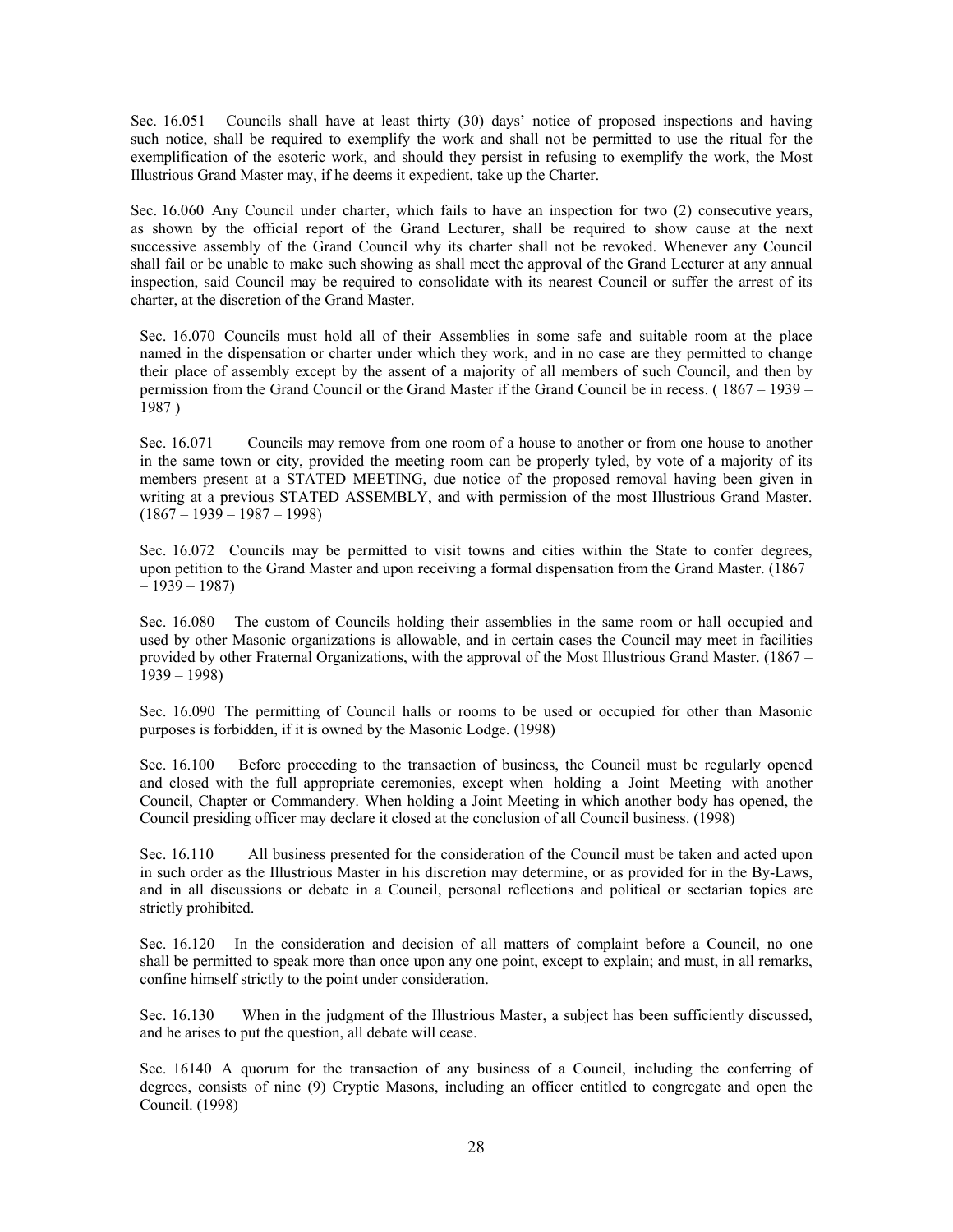Sec. 16.051 Councils shall have at least thirty (30) days' notice of proposed inspections and having such notice, shall be required to exemplify the work and shall not be permitted to use the ritual for the exemplification of the esoteric work, and should they persist in refusing to exemplify the work, the Most Illustrious Grand Master may, if he deems it expedient, take up the Charter.

Sec. 16.060 Any Council under charter, which fails to have an inspection for two (2) consecutive years, as shown by the official report of the Grand Lecturer, shall be required to show cause at the next successive assembly of the Grand Council why its charter shall not be revoked. Whenever any Council shall fail or be unable to make such showing as shall meet the approval of the Grand Lecturer at any annual inspection, said Council may be required to consolidate with its nearest Council or suffer the arrest of its charter, at the discretion of the Grand Master.

Sec. 16.070 Councils must hold all of their Assemblies in some safe and suitable room at the place named in the dispensation or charter under which they work, and in no case are they permitted to change their place of assembly except by the assent of a majority of all members of such Council, and then by permission from the Grand Council or the Grand Master if the Grand Council be in recess. ( 1867 – 1939 – 1987 )

Sec. 16.071 Councils may remove from one room of a house to another or from one house to another in the same town or city, provided the meeting room can be properly tyled, by vote of a majority of its members present at a STATED MEETING, due notice of the proposed removal having been given in writing at a previous STATED ASSEMBLY, and with permission of the most Illustrious Grand Master. (1867 – 1939 – 1987 – 1998)

Sec. 16.072 Councils may be permitted to visit towns and cities within the State to confer degrees, upon petition to the Grand Master and upon receiving a formal dispensation from the Grand Master. (1867 – 1939 – 1987)

Sec. 16.080 The custom of Councils holding their assemblies in the same room or hall occupied and used by other Masonic organizations is allowable, and in certain cases the Council may meet in facilities provided by other Fraternal Organizations, with the approval of the Most Illustrious Grand Master. (1867 – 1939 – 1998)

Sec. 16.090 The permitting of Council halls or rooms to be used or occupied for other than Masonic purposes is forbidden, if it is owned by the Masonic Lodge. (1998)

Sec. 16.100 Before proceeding to the transaction of business, the Council must be regularly opened and closed with the full appropriate ceremonies, except when holding a Joint Meeting with another Council, Chapter or Commandery. When holding a Joint Meeting in which another body has opened, the Council presiding officer may declare it closed at the conclusion of all Council business. (1998)

Sec. 16.110 All business presented for the consideration of the Council must be taken and acted upon in such order as the Illustrious Master in his discretion may determine, or as provided for in the By-Laws, and in all discussions or debate in a Council, personal reflections and political or sectarian topics are strictly prohibited.

Sec. 16.120 In the consideration and decision of all matters of complaint before a Council, no one shall be permitted to speak more than once upon any one point, except to explain; and must, in all remarks, confine himself strictly to the point under consideration.

Sec. 16.130 When in the judgment of the Illustrious Master, a subject has been sufficiently discussed, and he arises to put the question, all debate will cease.

Sec. 16140 A quorum for the transaction of any business of a Council, including the conferring of degrees, consists of nine (9) Cryptic Masons, including an officer entitled to congregate and open the Council. (1998)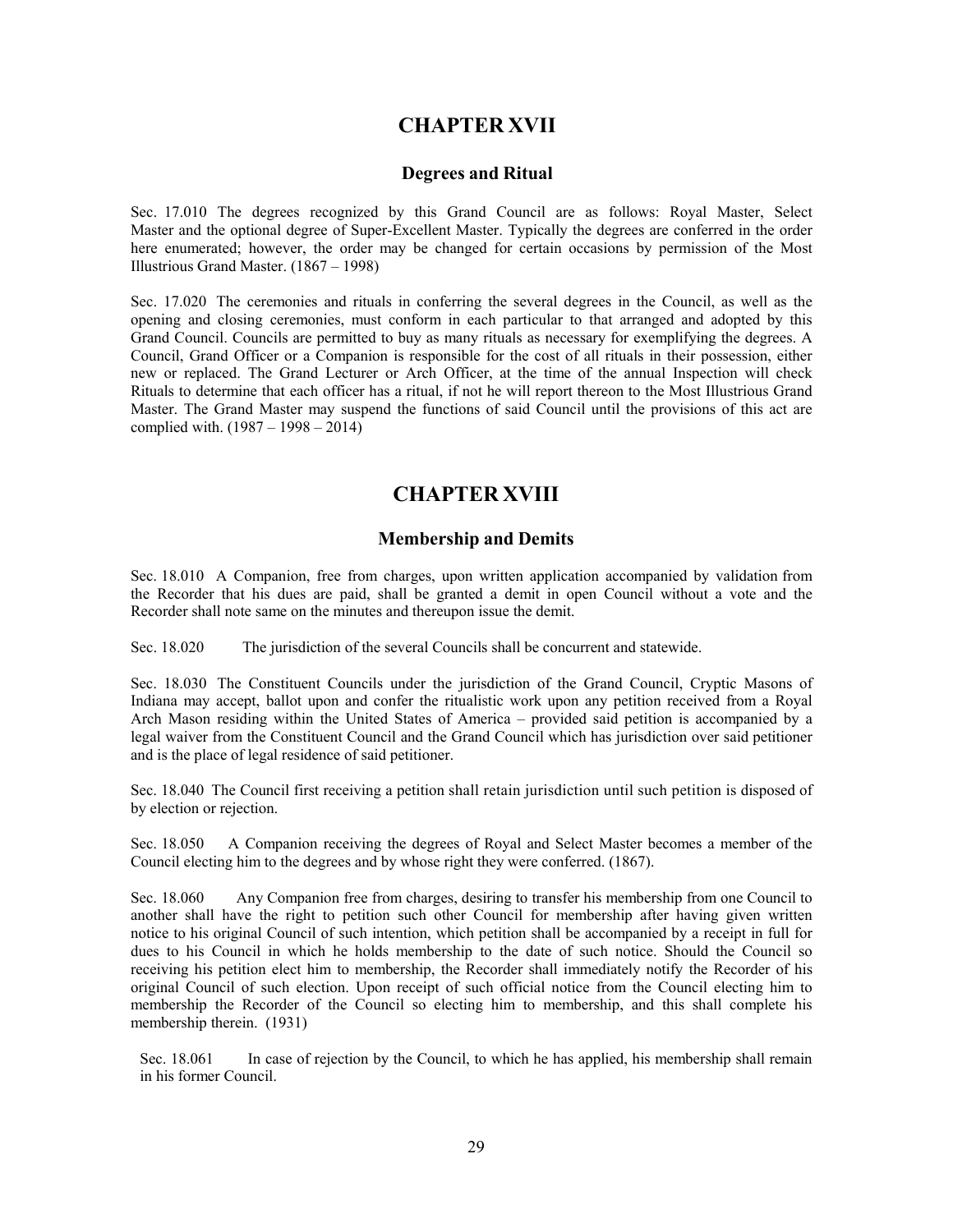# CHAPTER XVII

## Degrees and Ritual

Sec. 17.010 The degrees recognized by this Grand Council are as follows: Royal Master, Select Master and the optional degree of Super-Excellent Master. Typically the degrees are conferred in the order here enumerated; however, the order may be changed for certain occasions by permission of the Most Illustrious Grand Master. (1867 – 1998)

Sec. 17.020 The ceremonies and rituals in conferring the several degrees in the Council, as well as the opening and closing ceremonies, must conform in each particular to that arranged and adopted by this Grand Council. Councils are permitted to buy as many rituals as necessary for exemplifying the degrees. A Council, Grand Officer or a Companion is responsible for the cost of all rituals in their possession, either new or replaced. The Grand Lecturer or Arch Officer, at the time of the annual Inspection will check Rituals to determine that each officer has a ritual, if not he will report thereon to the Most Illustrious Grand Master. The Grand Master may suspend the functions of said Council until the provisions of this act are complied with. (1987 – 1998 – 2014)

# CHAPTER XVIII

## Membership and Demits

Sec. 18.010 A Companion, free from charges, upon written application accompanied by validation from the Recorder that his dues are paid, shall be granted a demit in open Council without a vote and the Recorder shall note same on the minutes and thereupon issue the demit.

Sec. 18.020 The jurisdiction of the several Councils shall be concurrent and statewide.

Sec. 18.030 The Constituent Councils under the jurisdiction of the Grand Council, Cryptic Masons of Indiana may accept, ballot upon and confer the ritualistic work upon any petition received from a Royal Arch Mason residing within the United States of America – provided said petition is accompanied by a legal waiver from the Constituent Council and the Grand Council which has jurisdiction over said petitioner and is the place of legal residence of said petitioner.

Sec. 18.040 The Council first receiving a petition shall retain jurisdiction until such petition is disposed of by election or rejection.

Sec. 18.050 A Companion receiving the degrees of Royal and Select Master becomes a member of the Council electing him to the degrees and by whose right they were conferred. (1867).

Sec. 18.060 Any Companion free from charges, desiring to transfer his membership from one Council to another shall have the right to petition such other Council for membership after having given written notice to his original Council of such intention, which petition shall be accompanied by a receipt in full for dues to his Council in which he holds membership to the date of such notice. Should the Council so receiving his petition elect him to membership, the Recorder shall immediately notify the Recorder of his original Council of such election. Upon receipt of such official notice from the Council electing him to membership the Recorder of the Council so electing him to membership, and this shall complete his membership therein. (1931)

Sec. 18.061 In case of rejection by the Council, to which he has applied, his membership shall remain in his former Council.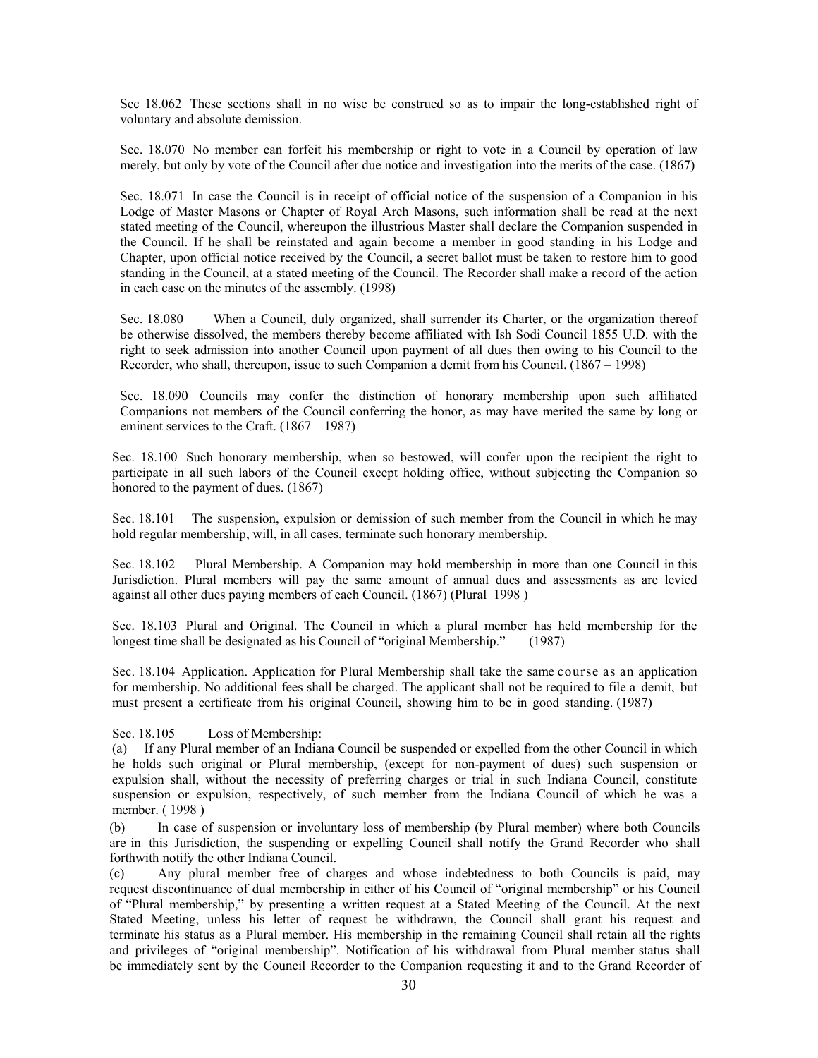Sec 18.062 These sections shall in no wise be construed so as to impair the long-established right of voluntary and absolute demission.

Sec. 18.070 No member can forfeit his membership or right to vote in a Council by operation of law merely, but only by vote of the Council after due notice and investigation into the merits of the case. (1867)

Sec. 18.071 In case the Council is in receipt of official notice of the suspension of a Companion in his Lodge of Master Masons or Chapter of Royal Arch Masons, such information shall be read at the next stated meeting of the Council, whereupon the illustrious Master shall declare the Companion suspended in the Council. If he shall be reinstated and again become a member in good standing in his Lodge and Chapter, upon official notice received by the Council, a secret ballot must be taken to restore him to good standing in the Council, at a stated meeting of the Council. The Recorder shall make a record of the action in each case on the minutes of the assembly. (1998)

Sec. 18.080 When a Council, duly organized, shall surrender its Charter, or the organization thereof be otherwise dissolved, the members thereby become affiliated with Ish Sodi Council 1855 U.D. with the right to seek admission into another Council upon payment of all dues then owing to his Council to the Recorder, who shall, thereupon, issue to such Companion a demit from his Council. (1867 – 1998)

Sec. 18.090 Councils may confer the distinction of honorary membership upon such affiliated Companions not members of the Council conferring the honor, as may have merited the same by long or eminent services to the Craft. (1867 – 1987)

Sec. 18.100 Such honorary membership, when so bestowed, will confer upon the recipient the right to participate in all such labors of the Council except holding office, without subjecting the Companion so honored to the payment of dues. (1867)

Sec. 18.101 The suspension, expulsion or demission of such member from the Council in which he may hold regular membership, will, in all cases, terminate such honorary membership.

Sec. 18.102 Plural Membership. A Companion may hold membership in more than one Council in this Jurisdiction. Plural members will pay the same amount of annual dues and assessments as are levied against all other dues paying members of each Council. (1867) (Plural 1998 )

Sec. 18.103 Plural and Original. The Council in which a plural member has held membership for the longest time shall be designated as his Council of "original Membership." (1987)

Sec. 18.104 Application. Application for Plural Membership shall take the same course as an application for membership. No additional fees shall be charged. The applicant shall not be required to file a demit, but must present a certificate from his original Council, showing him to be in good standing. (1987)

Sec. 18.105 Loss of Membership:

(a) If any Plural member of an Indiana Council be suspended or expelled from the other Council in which he holds such original or Plural membership, (except for non-payment of dues) such suspension or expulsion shall, without the necessity of preferring charges or trial in such Indiana Council, constitute suspension or expulsion, respectively, of such member from the Indiana Council of which he was a member. ( 1998 )

(b) In case of suspension or involuntary loss of membership (by Plural member) where both Councils are in this Jurisdiction, the suspending or expelling Council shall notify the Grand Recorder who shall forthwith notify the other Indiana Council.

(c) Any plural member free of charges and whose indebtedness to both Councils is paid, may request discontinuance of dual membership in either of his Council of "original membership" or his Council of "Plural membership," by presenting a written request at a Stated Meeting of the Council. At the next Stated Meeting, unless his letter of request be withdrawn, the Council shall grant his request and terminate his status as a Plural member. His membership in the remaining Council shall retain all the rights and privileges of "original membership". Notification of his withdrawal from Plural member status shall be immediately sent by the Council Recorder to the Companion requesting it and to the Grand Recorder of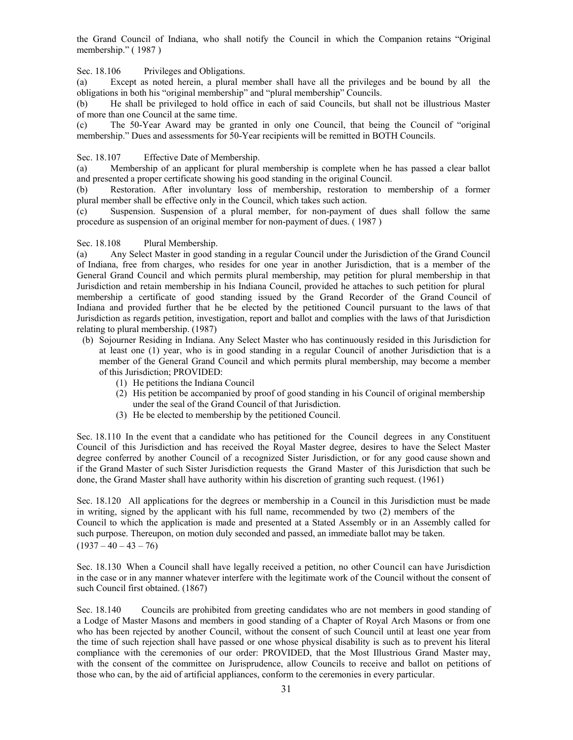the Grand Council of Indiana, who shall notify the Council in which the Companion retains "Original membership." ( 1987 )

Sec. 18.106 Privileges and Obligations.

(a) Except as noted herein, a plural member shall have all the privileges and be bound by all the obligations in both his "original membership" and "plural membership" Councils.

(b) He shall be privileged to hold office in each of said Councils, but shall not be illustrious Master of more than one Council at the same time.

(c) The 50-Year Award may be granted in only one Council, that being the Council of "original membership." Dues and assessments for 50-Year recipients will be remitted in BOTH Councils.

Sec. 18.107 Effective Date of Membership.

(a) Membership of an applicant for plural membership is complete when he has passed a clear ballot and presented a proper certificate showing his good standing in the original Council.

(b) Restoration. After involuntary loss of membership, restoration to membership of a former plural member shall be effective only in the Council, which takes such action.

(c) Suspension. Suspension of a plural member, for non-payment of dues shall follow the same procedure as suspension of an original member for non-payment of dues. ( 1987 )

Sec. 18.108 Plural Membership.

(a) Any Select Master in good standing in a regular Council under the Jurisdiction of the Grand Council of Indiana, free from charges, who resides for one year in another Jurisdiction, that is a member of the General Grand Council and which permits plural membership, may petition for plural membership in that Jurisdiction and retain membership in his Indiana Council, provided he attaches to such petition for plural membership a certificate of good standing issued by the Grand Recorder of the Grand Council of Indiana and provided further that he be elected by the petitioned Council pursuant to the laws of that Jurisdiction as regards petition, investigation, report and ballot and complies with the laws of that Jurisdiction relating to plural membership. (1987)

(b) Sojourner Residing in Indiana. Any Select Master who has continuously resided in this Jurisdiction for at least one (1) year, who is in good standing in a regular Council of another Jurisdiction that is a member of the General Grand Council and which permits plural membership, may become a member of this Jurisdiction; PROVIDED:

   (1) He petitions the Indiana Council
   (2) His petition be accompanied by proof of good standing in his Council of original membership under the seal of the Grand Council of that Jurisdiction.
   (3) He be elected to membership by the petitioned Council.

Sec. 18.110 In the event that a candidate who has petitioned for the Council degrees in any Constituent Council of this Jurisdiction and has received the Royal Master degree, desires to have the Select Master degree conferred by another Council of a recognized Sister Jurisdiction, or for any good cause shown and if the Grand Master of such Sister Jurisdiction requests the Grand Master of this Jurisdiction that such be done, the Grand Master shall have authority within his discretion of granting such request. (1961)

Sec. 18.120 All applications for the degrees or membership in a Council in this Jurisdiction must be made in writing, signed by the applicant with his full name, recommended by two (2) members of the Council to which the application is made and presented at a Stated Assembly or in an Assembly called for such purpose. Thereupon, on motion duly seconded and passed, an immediate ballot may be taken. (1937 – 40 – 43 – 76)

Sec. 18.130 When a Council shall have legally received a petition, no other Council can have Jurisdiction in the case or in any manner whatever interfere with the legitimate work of the Council without the consent of such Council first obtained. (1867)

Sec. 18.140 Councils are prohibited from greeting candidates who are not members in good standing of a Lodge of Master Masons and members in good standing of a Chapter of Royal Arch Masons or from one who has been rejected by another Council, without the consent of such Council until at least one year from the time of such rejection shall have passed or one whose physical disability is such as to prevent his literal compliance with the ceremonies of our order: PROVIDED, that the Most Illustrious Grand Master may, with the consent of the committee on Jurisprudence, allow Councils to receive and ballot on petitions of those who can, by the aid of artificial appliances, conform to the ceremonies in every particular.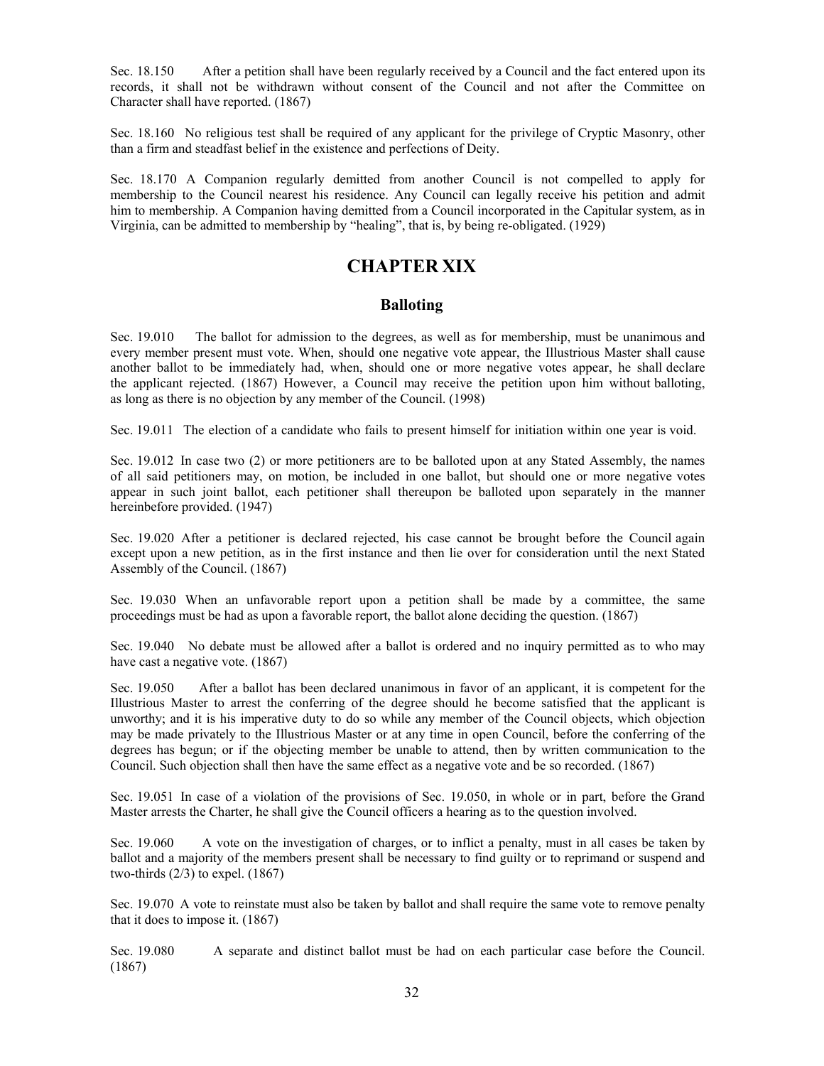Sec. 18.150 After a petition shall have been regularly received by a Council and the fact entered upon its records, it shall not be withdrawn without consent of the Council and not after the Committee on Character shall have reported. (1867)

Sec. 18.160 No religious test shall be required of any applicant for the privilege of Cryptic Masonry, other than a firm and steadfast belief in the existence and perfections of Deity.

Sec. 18.170 A Companion regularly demitted from another Council is not compelled to apply for membership to the Council nearest his residence. Any Council can legally receive his petition and admit him to membership. A Companion having demitted from a Council incorporated in the Capitular system, as in Virginia, can be admitted to membership by "healing", that is, by being re-obligated. (1929)

# CHAPTER XIX

## Balloting

Sec. 19.010 The ballot for admission to the degrees, as well as for membership, must be unanimous and every member present must vote. When, should one negative vote appear, the Illustrious Master shall cause another ballot to be immediately had, when, should one or more negative votes appear, he shall declare the applicant rejected. (1867) However, a Council may receive the petition upon him without balloting, as long as there is no objection by any member of the Council. (1998)

Sec. 19.011 The election of a candidate who fails to present himself for initiation within one year is void.

Sec. 19.012 In case two (2) or more petitioners are to be balloted upon at any Stated Assembly, the names of all said petitioners may, on motion, be included in one ballot, but should one or more negative votes appear in such joint ballot, each petitioner shall thereupon be balloted upon separately in the manner hereinbefore provided. (1947)

Sec. 19.020 After a petitioner is declared rejected, his case cannot be brought before the Council again except upon a new petition, as in the first instance and then lie over for consideration until the next Stated Assembly of the Council. (1867)

Sec. 19.030 When an unfavorable report upon a petition shall be made by a committee, the same proceedings must be had as upon a favorable report, the ballot alone deciding the question. (1867)

Sec. 19.040 No debate must be allowed after a ballot is ordered and no inquiry permitted as to who may have cast a negative vote. (1867)

Sec. 19.050 After a ballot has been declared unanimous in favor of an applicant, it is competent for the Illustrious Master to arrest the conferring of the degree should he become satisfied that the applicant is unworthy; and it is his imperative duty to do so while any member of the Council objects, which objection may be made privately to the Illustrious Master or at any time in open Council, before the conferring of the degrees has begun; or if the objecting member be unable to attend, then by written communication to the Council. Such objection shall then have the same effect as a negative vote and be so recorded. (1867)

Sec. 19.051 In case of a violation of the provisions of Sec. 19.050, in whole or in part, before the Grand Master arrests the Charter, he shall give the Council officers a hearing as to the question involved.

Sec. 19.060 A vote on the investigation of charges, or to inflict a penalty, must in all cases be taken by ballot and a majority of the members present shall be necessary to find guilty or to reprimand or suspend and two-thirds (2/3) to expel. (1867)

Sec. 19.070 A vote to reinstate must also be taken by ballot and shall require the same vote to remove penalty that it does to impose it. (1867)

Sec. 19.080 A separate and distinct ballot must be had on each particular case before the Council. (1867)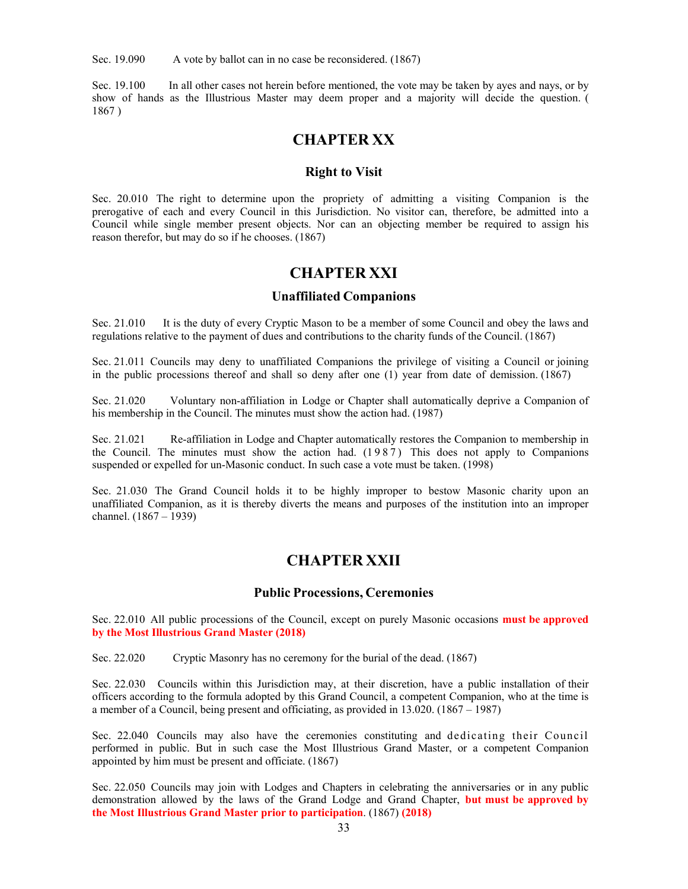Sec. 19.090 A vote by ballot can in no case be reconsidered. (1867)

Sec. 19.100 In all other cases not herein before mentioned, the vote may be taken by ayes and nays, or by show of hands as the Illustrious Master may deem proper and a majority will decide the question. ( 1867 )

## CHAPTER XX

### Right to Visit

Sec. 20.010 The right to determine upon the propriety of admitting a visiting Companion is the prerogative of each and every Council in this Jurisdiction. No visitor can, therefore, be admitted into a Council while single member present objects. Nor can an objecting member be required to assign his reason therefor, but may do so if he chooses. (1867)

## CHAPTER XXI

### Unaffiliated Companions

Sec. 21.010 It is the duty of every Cryptic Mason to be a member of some Council and obey the laws and regulations relative to the payment of dues and contributions to the charity funds of the Council. (1867)

Sec. 21.011 Councils may deny to unaffiliated Companions the privilege of visiting a Council or joining in the public processions thereof and shall so deny after one (1) year from date of demission. (1867)

Sec. 21.020 Voluntary non-affiliation in Lodge or Chapter shall automatically deprive a Companion of his membership in the Council. The minutes must show the action had. (1987)

Sec. 21.021 Re-affiliation in Lodge and Chapter automatically restores the Companion to membership in the Council. The minutes must show the action had. (1987) This does not apply to Companions suspended or expelled for un-Masonic conduct. In such case a vote must be taken. (1998)

Sec. 21.030 The Grand Council holds it to be highly improper to bestow Masonic charity upon an unaffiliated Companion, as it is thereby diverts the means and purposes of the institution into an improper channel. (1867 – 1939)

## CHAPTER XXII

### Public Processions, Ceremonies

Sec. 22.010 All public processions of the Council, except on purely Masonic occasions **must be approved by the Most Illustrious Grand Master (2018)**

Sec. 22.020 Cryptic Masonry has no ceremony for the burial of the dead. (1867)

Sec. 22.030 Councils within this Jurisdiction may, at their discretion, have a public installation of their officers according to the formula adopted by this Grand Council, a competent Companion, who at the time is a member of a Council, being present and officiating, as provided in 13.020. (1867 – 1987)

Sec. 22.040 Councils may also have the ceremonies constituting and dedicating their Council performed in public. But in such case the Most Illustrious Grand Master, or a competent Companion appointed by him must be present and officiate. (1867)

Sec. 22.050 Councils may join with Lodges and Chapters in celebrating the anniversaries or in any public demonstration allowed by the laws of the Grand Lodge and Grand Chapter, **but must be approved by the Most Illustrious Grand Master prior to participation**. (1867) **(2018)**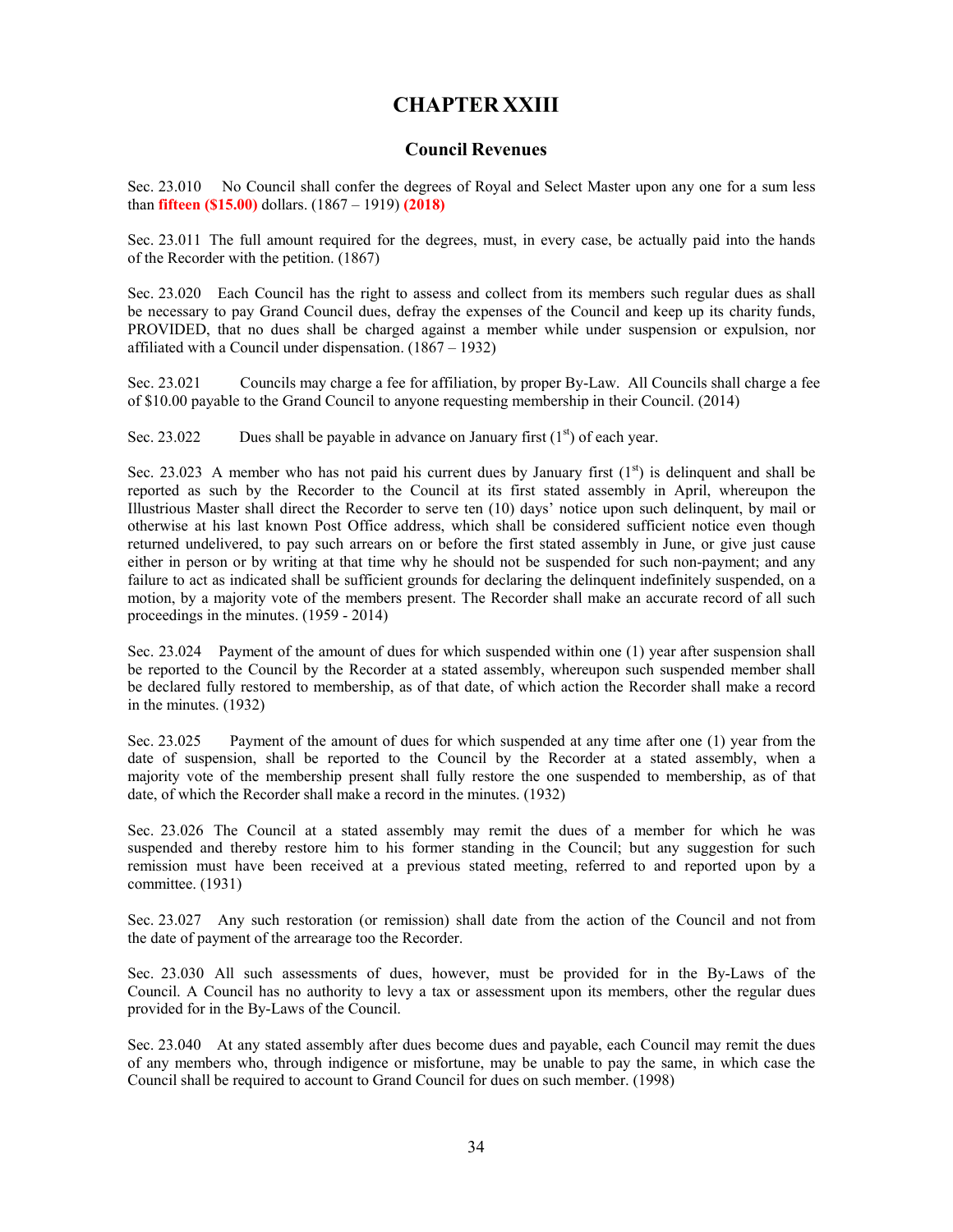# CHAPTER XXIII

## Council Revenues

Sec. 23.010 No Council shall confer the degrees of Royal and Select Master upon any one for a sum less than **fifteen ($15.00)** dollars. (1867 – 1919) **(2018)**

Sec. 23.011 The full amount required for the degrees, must, in every case, be actually paid into the hands of the Recorder with the petition. (1867)

Sec. 23.020 Each Council has the right to assess and collect from its members such regular dues as shall be necessary to pay Grand Council dues, defray the expenses of the Council and keep up its charity funds, PROVIDED, that no dues shall be charged against a member while under suspension or expulsion, nor affiliated with a Council under dispensation. (1867 – 1932)

Sec. 23.021 Councils may charge a fee for affiliation, by proper By-Law. All Councils shall charge a fee of $10.00 payable to the Grand Council to anyone requesting membership in their Council. (2014)

Sec. 23.022 Dues shall be payable in advance on January first (1st) of each year.

Sec. 23.023 A member who has not paid his current dues by January first (1st) is delinquent and shall be reported as such by the Recorder to the Council at its first stated assembly in April, whereupon the Illustrious Master shall direct the Recorder to serve ten (10) days' notice upon such delinquent, by mail or otherwise at his last known Post Office address, which shall be considered sufficient notice even though returned undelivered, to pay such arrears on or before the first stated assembly in June, or give just cause either in person or by writing at that time why he should not be suspended for such non-payment; and any failure to act as indicated shall be sufficient grounds for declaring the delinquent indefinitely suspended, on a motion, by a majority vote of the members present. The Recorder shall make an accurate record of all such proceedings in the minutes. (1959 - 2014)

Sec. 23.024 Payment of the amount of dues for which suspended within one (1) year after suspension shall be reported to the Council by the Recorder at a stated assembly, whereupon such suspended member shall be declared fully restored to membership, as of that date, of which action the Recorder shall make a record in the minutes. (1932)

Sec. 23.025 Payment of the amount of dues for which suspended at any time after one (1) year from the date of suspension, shall be reported to the Council by the Recorder at a stated assembly, when a majority vote of the membership present shall fully restore the one suspended to membership, as of that date, of which the Recorder shall make a record in the minutes. (1932)

Sec. 23.026 The Council at a stated assembly may remit the dues of a member for which he was suspended and thereby restore him to his former standing in the Council; but any suggestion for such remission must have been received at a previous stated meeting, referred to and reported upon by a committee. (1931)

Sec. 23.027 Any such restoration (or remission) shall date from the action of the Council and not from the date of payment of the arrearage too the Recorder.

Sec. 23.030 All such assessments of dues, however, must be provided for in the By-Laws of the Council. A Council has no authority to levy a tax or assessment upon its members, other the regular dues provided for in the By-Laws of the Council.

Sec. 23.040 At any stated assembly after dues become dues and payable, each Council may remit the dues of any members who, through indigence or misfortune, may be unable to pay the same, in which case the Council shall be required to account to Grand Council for dues on such member. (1998)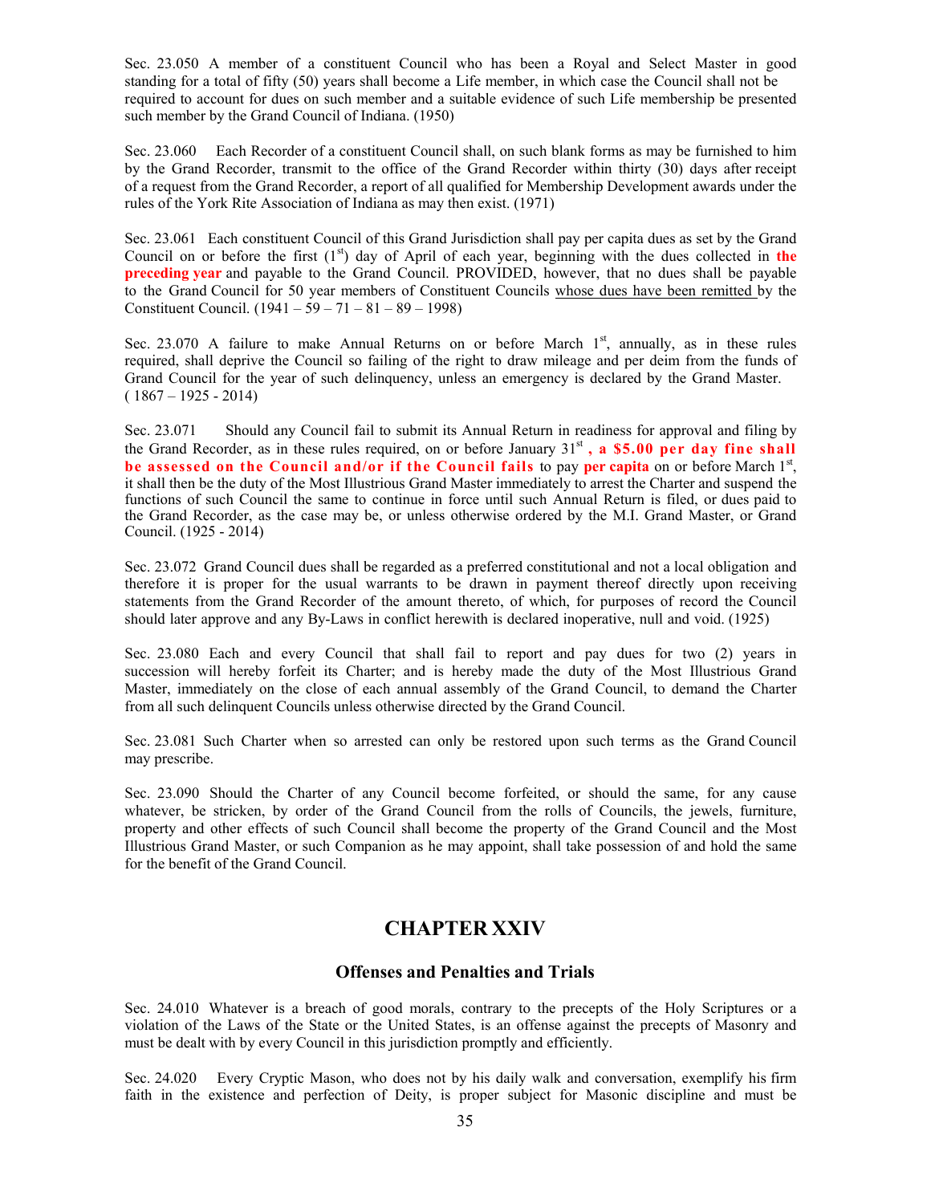Sec. 23.050 A member of a constituent Council who has been a Royal and Select Master in good standing for a total of fifty (50) years shall become a Life member, in which case the Council shall not be required to account for dues on such member and a suitable evidence of such Life membership be presented such member by the Grand Council of Indiana. (1950)

Sec. 23.060 Each Recorder of a constituent Council shall, on such blank forms as may be furnished to him by the Grand Recorder, transmit to the office of the Grand Recorder within thirty (30) days after receipt of a request from the Grand Recorder, a report of all qualified for Membership Development awards under the rules of the York Rite Association of Indiana as may then exist. (1971)

Sec. 23.061 Each constituent Council of this Grand Jurisdiction shall pay per capita dues as set by the Grand Council on or before the first (1st) day of April of each year, beginning with the dues collected in **the preceding year** and payable to the Grand Council. PROVIDED, however, that no dues shall be payable to the Grand Council for 50 year members of Constituent Councils whose dues have been remitted by the Constituent Council. (1941 – 59 – 71 – 81 – 89 – 1998)

Sec. 23.070 A failure to make Annual Returns on or before March 1st, annually, as in these rules required, shall deprive the Council so failing of the right to draw mileage and per deim from the funds of Grand Council for the year of such delinquency, unless an emergency is declared by the Grand Master. ( 1867 – 1925 - 2014)

Sec. 23.071 Should any Council fail to submit its Annual Return in readiness for approval and filing by the Grand Recorder, as in these rules required, on or before January 31st **, a $5.00 per day fine shall be assessed on the Council and/or if the Council fails** to pay **per capita** on or before March 1st, it shall then be the duty of the Most Illustrious Grand Master immediately to arrest the Charter and suspend the functions of such Council the same to continue in force until such Annual Return is filed, or dues paid to the Grand Recorder, as the case may be, or unless otherwise ordered by the M.I. Grand Master, or Grand Council. (1925 - 2014)

Sec. 23.072 Grand Council dues shall be regarded as a preferred constitutional and not a local obligation and therefore it is proper for the usual warrants to be drawn in payment thereof directly upon receiving statements from the Grand Recorder of the amount thereto, of which, for purposes of record the Council should later approve and any By-Laws in conflict herewith is declared inoperative, null and void. (1925)

Sec. 23.080 Each and every Council that shall fail to report and pay dues for two (2) years in succession will hereby forfeit its Charter; and is hereby made the duty of the Most Illustrious Grand Master, immediately on the close of each annual assembly of the Grand Council, to demand the Charter from all such delinquent Councils unless otherwise directed by the Grand Council.

Sec. 23.081 Such Charter when so arrested can only be restored upon such terms as the Grand Council may prescribe.

Sec. 23.090 Should the Charter of any Council become forfeited, or should the same, for any cause whatever, be stricken, by order of the Grand Council from the rolls of Councils, the jewels, furniture, property and other effects of such Council shall become the property of the Grand Council and the Most Illustrious Grand Master, or such Companion as he may appoint, shall take possession of and hold the same for the benefit of the Grand Council.

# CHAPTER XXIV

## Offenses and Penalties and Trials

Sec. 24.010 Whatever is a breach of good morals, contrary to the precepts of the Holy Scriptures or a violation of the Laws of the State or the United States, is an offense against the precepts of Masonry and must be dealt with by every Council in this jurisdiction promptly and efficiently.

Sec. 24.020 Every Cryptic Mason, who does not by his daily walk and conversation, exemplify his firm faith in the existence and perfection of Deity, is proper subject for Masonic discipline and must be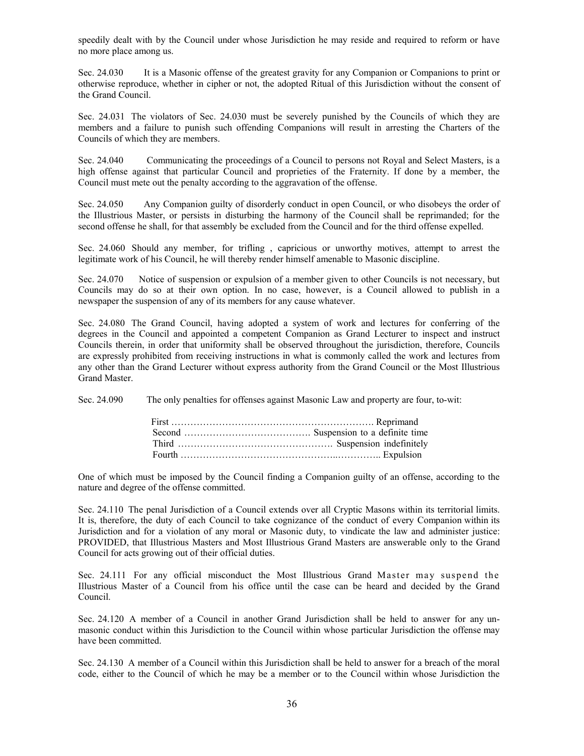speedily dealt with by the Council under whose Jurisdiction he may reside and required to reform or have no more place among us.

Sec. 24.030 It is a Masonic offense of the greatest gravity for any Companion or Companions to print or otherwise reproduce, whether in cipher or not, the adopted Ritual of this Jurisdiction without the consent of the Grand Council.

Sec. 24.031 The violators of Sec. 24.030 must be severely punished by the Councils of which they are members and a failure to punish such offending Companions will result in arresting the Charters of the Councils of which they are members.

Sec. 24.040 Communicating the proceedings of a Council to persons not Royal and Select Masters, is a high offense against that particular Council and proprieties of the Fraternity. If done by a member, the Council must mete out the penalty according to the aggravation of the offense.

Sec. 24.050 Any Companion guilty of disorderly conduct in open Council, or who disobeys the order of the Illustrious Master, or persists in disturbing the harmony of the Council shall be reprimanded; for the second offense he shall, for that assembly be excluded from the Council and for the third offense expelled.

Sec. 24.060 Should any member, for trifling , capricious or unworthy motives, attempt to arrest the legitimate work of his Council, he will thereby render himself amenable to Masonic discipline.

Sec. 24.070 Notice of suspension or expulsion of a member given to other Councils is not necessary, but Councils may do so at their own option. In no case, however, is a Council allowed to publish in a newspaper the suspension of any of its members for any cause whatever.

Sec. 24.080 The Grand Council, having adopted a system of work and lectures for conferring of the degrees in the Council and appointed a competent Companion as Grand Lecturer to inspect and instruct Councils therein, in order that uniformity shall be observed throughout the jurisdiction, therefore, Councils are expressly prohibited from receiving instructions in what is commonly called the work and lectures from any other than the Grand Lecturer without express authority from the Grand Council or the Most Illustrious Grand Master.

Sec. 24.090 The only penalties for offenses against Masonic Law and property are four, to-wit:

First ………………………………………………………. Reprimand
Second …………………………………. Suspension to a definite time
Third …………………………………………. Suspension indefinitely
Fourth ………………………………………..………….. Expulsion

One of which must be imposed by the Council finding a Companion guilty of an offense, according to the nature and degree of the offense committed.

Sec. 24.110 The penal Jurisdiction of a Council extends over all Cryptic Masons within its territorial limits. It is, therefore, the duty of each Council to take cognizance of the conduct of every Companion within its Jurisdiction and for a violation of any moral or Masonic duty, to vindicate the law and administer justice: PROVIDED, that Illustrious Masters and Most Illustrious Grand Masters are answerable only to the Grand Council for acts growing out of their official duties.

Sec. 24.111 For any official misconduct the Most Illustrious Grand Master may suspend the Illustrious Master of a Council from his office until the case can be heard and decided by the Grand Council.

Sec. 24.120 A member of a Council in another Grand Jurisdiction shall be held to answer for any un-masonic conduct within this Jurisdiction to the Council within whose particular Jurisdiction the offense may have been committed.

Sec. 24.130 A member of a Council within this Jurisdiction shall be held to answer for a breach of the moral code, either to the Council of which he may be a member or to the Council within whose Jurisdiction the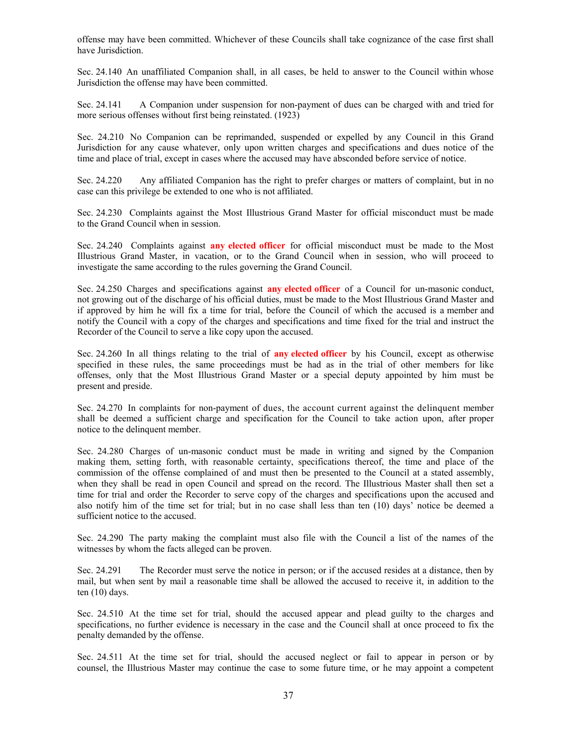offense may have been committed. Whichever of these Councils shall take cognizance of the case first shall have Jurisdiction.

Sec. 24.140 An unaffiliated Companion shall, in all cases, be held to answer to the Council within whose Jurisdiction the offense may have been committed.

Sec. 24.141 A Companion under suspension for non-payment of dues can be charged with and tried for more serious offenses without first being reinstated. (1923)

Sec. 24.210 No Companion can be reprimanded, suspended or expelled by any Council in this Grand Jurisdiction for any cause whatever, only upon written charges and specifications and dues notice of the time and place of trial, except in cases where the accused may have absconded before service of notice.

Sec. 24.220 Any affiliated Companion has the right to prefer charges or matters of complaint, but in no case can this privilege be extended to one who is not affiliated.

Sec. 24.230 Complaints against the Most Illustrious Grand Master for official misconduct must be made to the Grand Council when in session.

Sec. 24.240 Complaints against **any elected officer** for official misconduct must be made to the Most Illustrious Grand Master, in vacation, or to the Grand Council when in session, who will proceed to investigate the same according to the rules governing the Grand Council.

Sec. 24.250 Charges and specifications against **any elected officer** of a Council for un-masonic conduct, not growing out of the discharge of his official duties, must be made to the Most Illustrious Grand Master and if approved by him he will fix a time for trial, before the Council of which the accused is a member and notify the Council with a copy of the charges and specifications and time fixed for the trial and instruct the Recorder of the Council to serve a like copy upon the accused.

Sec. 24.260 In all things relating to the trial of **any elected officer** by his Council, except as otherwise specified in these rules, the same proceedings must be had as in the trial of other members for like offenses, only that the Most Illustrious Grand Master or a special deputy appointed by him must be present and preside.

Sec. 24.270 In complaints for non-payment of dues, the account current against the delinquent member shall be deemed a sufficient charge and specification for the Council to take action upon, after proper notice to the delinquent member.

Sec. 24.280 Charges of un-masonic conduct must be made in writing and signed by the Companion making them, setting forth, with reasonable certainty, specifications thereof, the time and place of the commission of the offense complained of and must then be presented to the Council at a stated assembly, when they shall be read in open Council and spread on the record. The Illustrious Master shall then set a time for trial and order the Recorder to serve copy of the charges and specifications upon the accused and also notify him of the time set for trial; but in no case shall less than ten (10) days' notice be deemed a sufficient notice to the accused.

Sec. 24.290 The party making the complaint must also file with the Council a list of the names of the witnesses by whom the facts alleged can be proven.

Sec. 24.291 The Recorder must serve the notice in person; or if the accused resides at a distance, then by mail, but when sent by mail a reasonable time shall be allowed the accused to receive it, in addition to the ten (10) days.

Sec. 24.510 At the time set for trial, should the accused appear and plead guilty to the charges and specifications, no further evidence is necessary in the case and the Council shall at once proceed to fix the penalty demanded by the offense.

Sec. 24.511 At the time set for trial, should the accused neglect or fail to appear in person or by counsel, the Illustrious Master may continue the case to some future time, or he may appoint a competent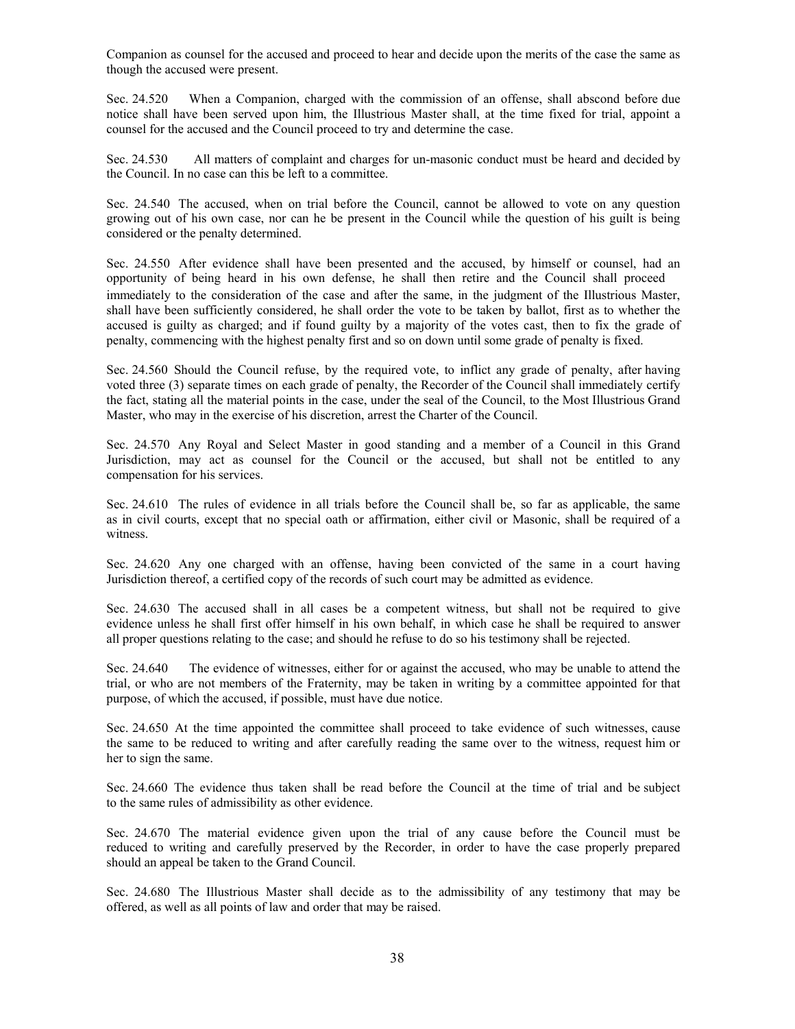Companion as counsel for the accused and proceed to hear and decide upon the merits of the case the same as though the accused were present.

Sec. 24.520 When a Companion, charged with the commission of an offense, shall abscond before due notice shall have been served upon him, the Illustrious Master shall, at the time fixed for trial, appoint a counsel for the accused and the Council proceed to try and determine the case.

Sec. 24.530 All matters of complaint and charges for un-masonic conduct must be heard and decided by the Council. In no case can this be left to a committee.

Sec. 24.540 The accused, when on trial before the Council, cannot be allowed to vote on any question growing out of his own case, nor can he be present in the Council while the question of his guilt is being considered or the penalty determined.

Sec. 24.550 After evidence shall have been presented and the accused, by himself or counsel, had an opportunity of being heard in his own defense, he shall then retire and the Council shall proceed immediately to the consideration of the case and after the same, in the judgment of the Illustrious Master, shall have been sufficiently considered, he shall order the vote to be taken by ballot, first as to whether the accused is guilty as charged; and if found guilty by a majority of the votes cast, then to fix the grade of penalty, commencing with the highest penalty first and so on down until some grade of penalty is fixed.

Sec. 24.560 Should the Council refuse, by the required vote, to inflict any grade of penalty, after having voted three (3) separate times on each grade of penalty, the Recorder of the Council shall immediately certify the fact, stating all the material points in the case, under the seal of the Council, to the Most Illustrious Grand Master, who may in the exercise of his discretion, arrest the Charter of the Council.

Sec. 24.570 Any Royal and Select Master in good standing and a member of a Council in this Grand Jurisdiction, may act as counsel for the Council or the accused, but shall not be entitled to any compensation for his services.

Sec. 24.610 The rules of evidence in all trials before the Council shall be, so far as applicable, the same as in civil courts, except that no special oath or affirmation, either civil or Masonic, shall be required of a witness.

Sec. 24.620 Any one charged with an offense, having been convicted of the same in a court having Jurisdiction thereof, a certified copy of the records of such court may be admitted as evidence.

Sec. 24.630 The accused shall in all cases be a competent witness, but shall not be required to give evidence unless he shall first offer himself in his own behalf, in which case he shall be required to answer all proper questions relating to the case; and should he refuse to do so his testimony shall be rejected.

Sec. 24.640 The evidence of witnesses, either for or against the accused, who may be unable to attend the trial, or who are not members of the Fraternity, may be taken in writing by a committee appointed for that purpose, of which the accused, if possible, must have due notice.

Sec. 24.650 At the time appointed the committee shall proceed to take evidence of such witnesses, cause the same to be reduced to writing and after carefully reading the same over to the witness, request him or her to sign the same.

Sec. 24.660 The evidence thus taken shall be read before the Council at the time of trial and be subject to the same rules of admissibility as other evidence.

Sec. 24.670 The material evidence given upon the trial of any cause before the Council must be reduced to writing and carefully preserved by the Recorder, in order to have the case properly prepared should an appeal be taken to the Grand Council.

Sec. 24.680 The Illustrious Master shall decide as to the admissibility of any testimony that may be offered, as well as all points of law and order that may be raised.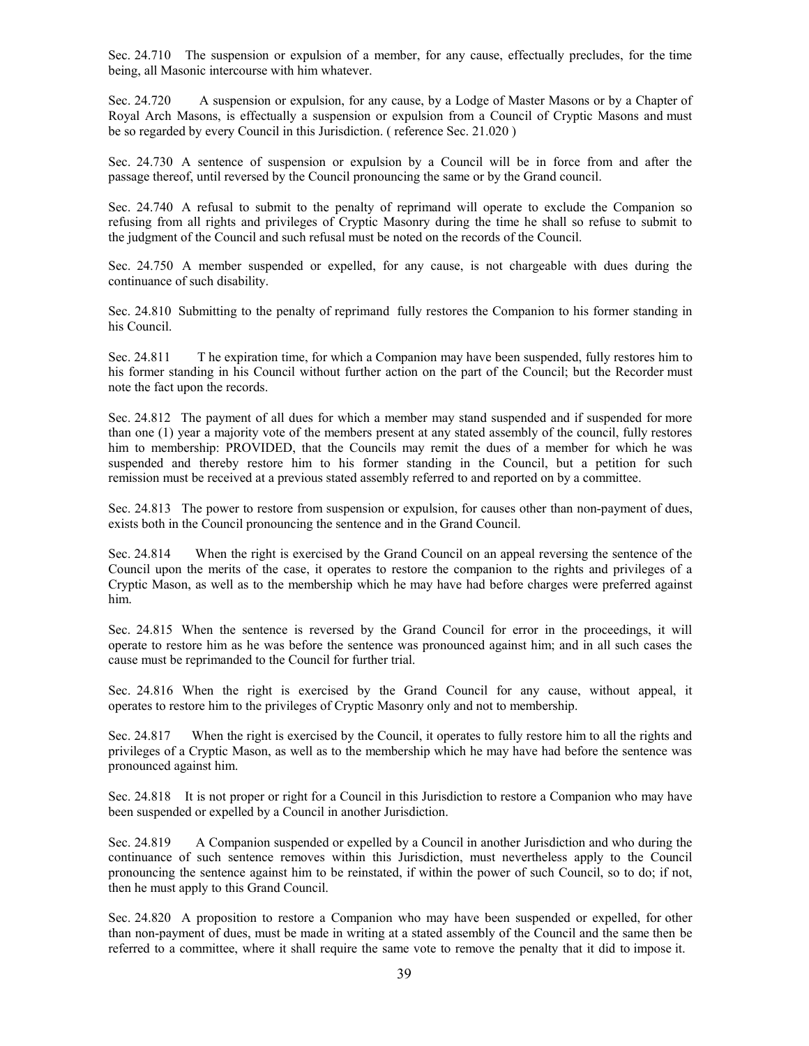Sec. 24.710 The suspension or expulsion of a member, for any cause, effectually precludes, for the time being, all Masonic intercourse with him whatever.

Sec. 24.720 A suspension or expulsion, for any cause, by a Lodge of Master Masons or by a Chapter of Royal Arch Masons, is effectually a suspension or expulsion from a Council of Cryptic Masons and must be so regarded by every Council in this Jurisdiction. ( reference Sec. 21.020 )

Sec. 24.730 A sentence of suspension or expulsion by a Council will be in force from and after the passage thereof, until reversed by the Council pronouncing the same or by the Grand council.

Sec. 24.740 A refusal to submit to the penalty of reprimand will operate to exclude the Companion so refusing from all rights and privileges of Cryptic Masonry during the time he shall so refuse to submit to the judgment of the Council and such refusal must be noted on the records of the Council.

Sec. 24.750 A member suspended or expelled, for any cause, is not chargeable with dues during the continuance of such disability.

Sec. 24.810 Submitting to the penalty of reprimand fully restores the Companion to his former standing in his Council.

Sec. 24.811 T he expiration time, for which a Companion may have been suspended, fully restores him to his former standing in his Council without further action on the part of the Council; but the Recorder must note the fact upon the records.

Sec. 24.812 The payment of all dues for which a member may stand suspended and if suspended for more than one (1) year a majority vote of the members present at any stated assembly of the council, fully restores him to membership: PROVIDED, that the Councils may remit the dues of a member for which he was suspended and thereby restore him to his former standing in the Council, but a petition for such remission must be received at a previous stated assembly referred to and reported on by a committee.

Sec. 24.813 The power to restore from suspension or expulsion, for causes other than non-payment of dues, exists both in the Council pronouncing the sentence and in the Grand Council.

Sec. 24.814 When the right is exercised by the Grand Council on an appeal reversing the sentence of the Council upon the merits of the case, it operates to restore the companion to the rights and privileges of a Cryptic Mason, as well as to the membership which he may have had before charges were preferred against him.

Sec. 24.815 When the sentence is reversed by the Grand Council for error in the proceedings, it will operate to restore him as he was before the sentence was pronounced against him; and in all such cases the cause must be reprimanded to the Council for further trial.

Sec. 24.816 When the right is exercised by the Grand Council for any cause, without appeal, it operates to restore him to the privileges of Cryptic Masonry only and not to membership.

Sec. 24.817 When the right is exercised by the Council, it operates to fully restore him to all the rights and privileges of a Cryptic Mason, as well as to the membership which he may have had before the sentence was pronounced against him.

Sec. 24.818 It is not proper or right for a Council in this Jurisdiction to restore a Companion who may have been suspended or expelled by a Council in another Jurisdiction.

Sec. 24.819 A Companion suspended or expelled by a Council in another Jurisdiction and who during the continuance of such sentence removes within this Jurisdiction, must nevertheless apply to the Council pronouncing the sentence against him to be reinstated, if within the power of such Council, so to do; if not, then he must apply to this Grand Council.

Sec. 24.820 A proposition to restore a Companion who may have been suspended or expelled, for other than non-payment of dues, must be made in writing at a stated assembly of the Council and the same then be referred to a committee, where it shall require the same vote to remove the penalty that it did to impose it.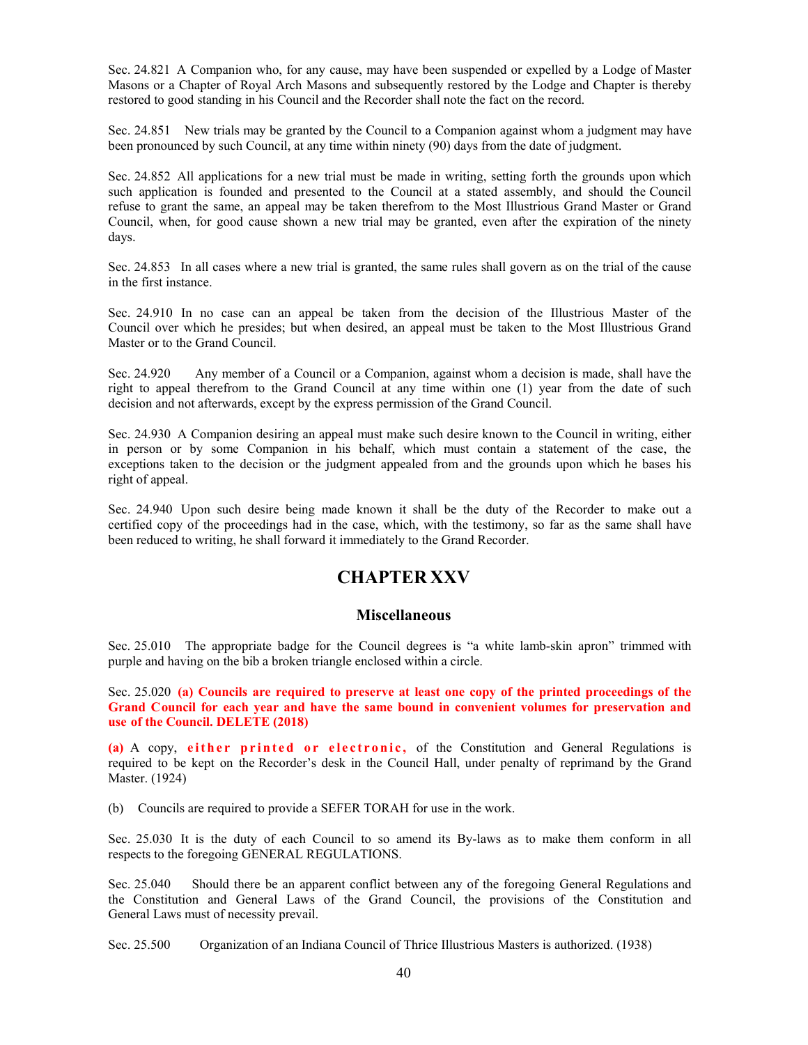Sec. 24.821 A Companion who, for any cause, may have been suspended or expelled by a Lodge of Master Masons or a Chapter of Royal Arch Masons and subsequently restored by the Lodge and Chapter is thereby restored to good standing in his Council and the Recorder shall note the fact on the record.

Sec. 24.851 New trials may be granted by the Council to a Companion against whom a judgment may have been pronounced by such Council, at any time within ninety (90) days from the date of judgment.

Sec. 24.852 All applications for a new trial must be made in writing, setting forth the grounds upon which such application is founded and presented to the Council at a stated assembly, and should the Council refuse to grant the same, an appeal may be taken therefrom to the Most Illustrious Grand Master or Grand Council, when, for good cause shown a new trial may be granted, even after the expiration of the ninety days.

Sec. 24.853 In all cases where a new trial is granted, the same rules shall govern as on the trial of the cause in the first instance.

Sec. 24.910 In no case can an appeal be taken from the decision of the Illustrious Master of the Council over which he presides; but when desired, an appeal must be taken to the Most Illustrious Grand Master or to the Grand Council.

Sec. 24.920 Any member of a Council or a Companion, against whom a decision is made, shall have the right to appeal therefrom to the Grand Council at any time within one (1) year from the date of such decision and not afterwards, except by the express permission of the Grand Council.

Sec. 24.930 A Companion desiring an appeal must make such desire known to the Council in writing, either in person or by some Companion in his behalf, which must contain a statement of the case, the exceptions taken to the decision or the judgment appealed from and the grounds upon which he bases his right of appeal.

Sec. 24.940 Upon such desire being made known it shall be the duty of the Recorder to make out a certified copy of the proceedings had in the case, which, with the testimony, so far as the same shall have been reduced to writing, he shall forward it immediately to the Grand Recorder.

# CHAPTER XXV

## Miscellaneous

Sec. 25.010 The appropriate badge for the Council degrees is "a white lamb-skin apron" trimmed with purple and having on the bib a broken triangle enclosed within a circle.

Sec. 25.020 **(a) Councils are required to preserve at least one copy of the printed proceedings of the Grand Council for each year and have the same bound in convenient volumes for preservation and use of the Council. DELETE (2018)**

**(a)** A copy, **either printed or electronic,** of the Constitution and General Regulations is required to be kept on the Recorder's desk in the Council Hall, under penalty of reprimand by the Grand Master. (1924)

(b) Councils are required to provide a SEFER TORAH for use in the work.

Sec. 25.030 It is the duty of each Council to so amend its By-laws as to make them conform in all respects to the foregoing GENERAL REGULATIONS.

Sec. 25.040 Should there be an apparent conflict between any of the foregoing General Regulations and the Constitution and General Laws of the Grand Council, the provisions of the Constitution and General Laws must of necessity prevail.

Sec. 25.500 Organization of an Indiana Council of Thrice Illustrious Masters is authorized. (1938)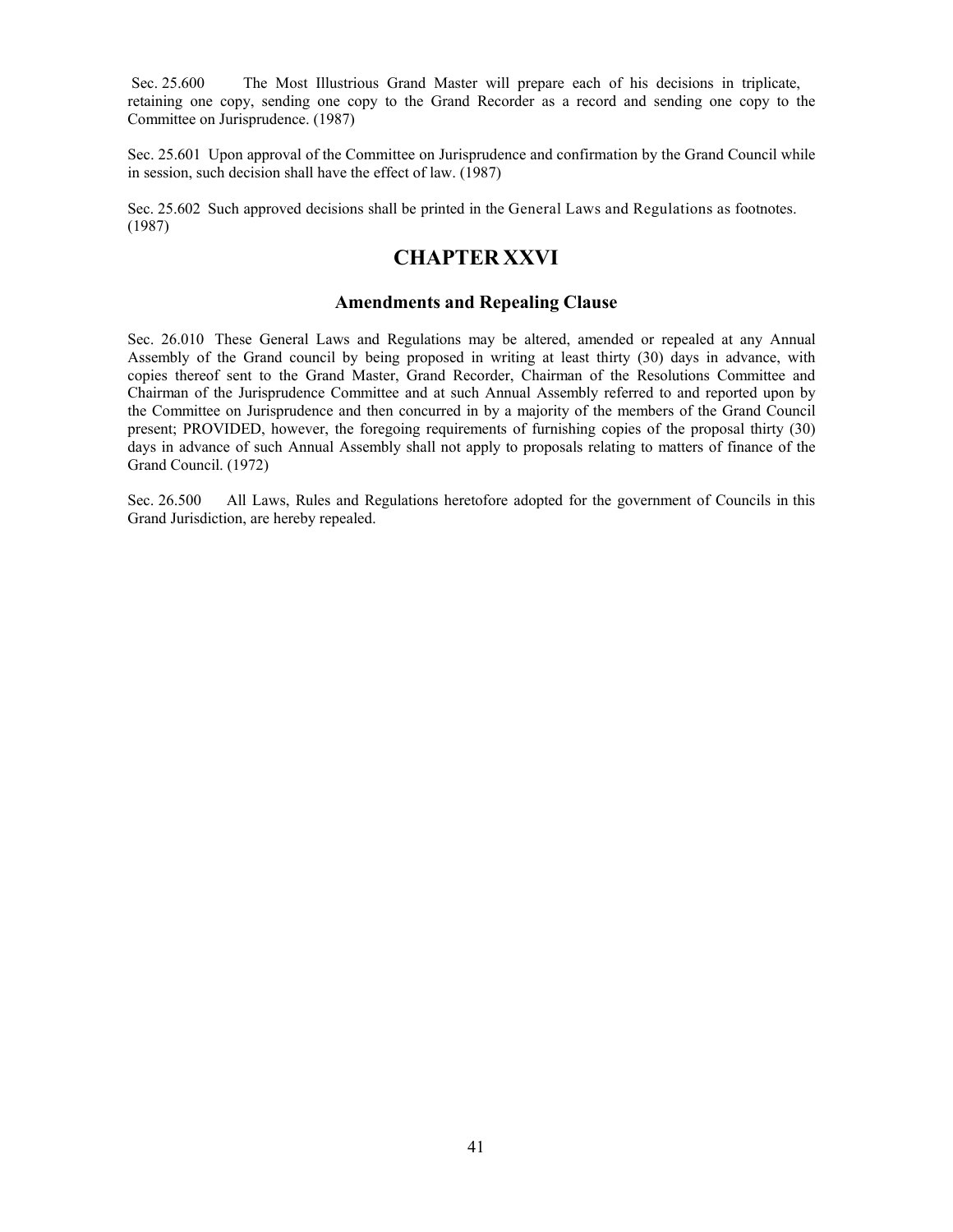Sec. 25.600 The Most Illustrious Grand Master will prepare each of his decisions in triplicate, retaining one copy, sending one copy to the Grand Recorder as a record and sending one copy to the Committee on Jurisprudence. (1987)

Sec. 25.601 Upon approval of the Committee on Jurisprudence and confirmation by the Grand Council while in session, such decision shall have the effect of law. (1987)

Sec. 25.602 Such approved decisions shall be printed in the General Laws and Regulations as footnotes. (1987)

# CHAPTER XXVI

## Amendments and Repealing Clause

Sec. 26.010 These General Laws and Regulations may be altered, amended or repealed at any Annual Assembly of the Grand council by being proposed in writing at least thirty (30) days in advance, with copies thereof sent to the Grand Master, Grand Recorder, Chairman of the Resolutions Committee and Chairman of the Jurisprudence Committee and at such Annual Assembly referred to and reported upon by the Committee on Jurisprudence and then concurred in by a majority of the members of the Grand Council present; PROVIDED, however, the foregoing requirements of furnishing copies of the proposal thirty (30) days in advance of such Annual Assembly shall not apply to proposals relating to matters of finance of the Grand Council. (1972)

Sec. 26.500 All Laws, Rules and Regulations heretofore adopted for the government of Councils in this Grand Jurisdiction, are hereby repealed.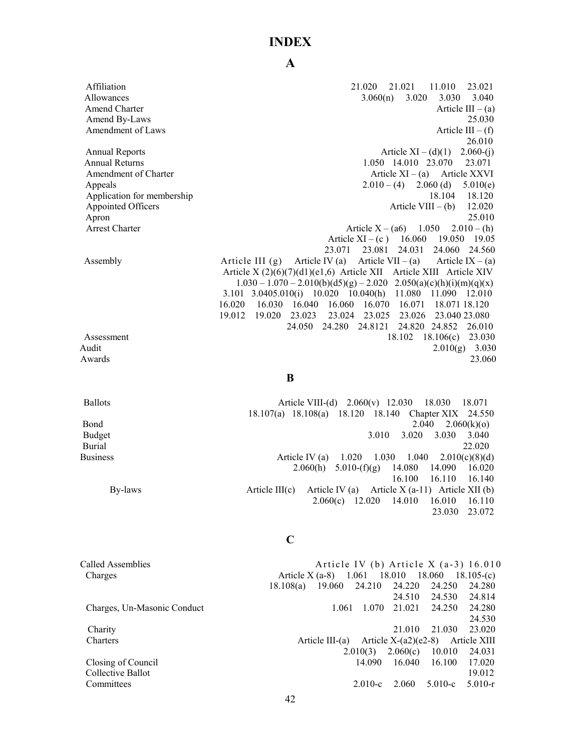# INDEX

## A

| | |
|---|---|
| Affiliation | 21.020 21.021 11.010 23.021 |
| Allowances | 3.060(n) 3.020 3.030 3.040 |
| Amend Charter | Article III – (a) |
| Amend By-Laws | 25.030 |
| Amendment of Laws | Article III – (f) 26.010 |
| Annual Reports | Article XI – (d)(1) 2.060-(j) |
| Annual Returns | 1.050 14.010 23.070 23.071 |
| Amendment of Charter | Article XI – (a) Article XXVI |
| Appeals | 2.010 – (4) 2.060 (d) 5.010(e) |
| Application for membership | 18.104 18.120 |
| Appointed Officers | Article VIII – (b) 12.020 |
| Apron | 25.010 |
| Arrest Charter | Article X – (a6) 1.050 2.010 – (h) Article XI – (c ) 16.060 19.050 19.05 23.071 23.081 24.031 24.060 24.560 |
| Assembly | Article III (g) Article IV (a) Article VII – (a) Article IX – (a) Article X (2)(6)(7)(d1)(e1,6) Article XII Article XIII Article XIV 1.030 – 1.070 – 2.010(b)(d5)(g) – 2.020 2.050(a)(c)(h)(i)(m)(q)(x) 3.101 3.0405.010(i) 10.020 10.040(h) 11.080 11.090 12.010 16.020 16.030 16.040 16.060 16.070 16.071 18.071 18.120 19.012 19.020 23.023 23.024 23.025 23.026 23.040 23.080 24.050 24.280 24.8121 24.820 24.852 26.010 |
| Assessment | 18.102 18.106(c) 23.030 |
| Audit | 2.010(g) 3.030 |
| Awards | 23.060 |

## B

| | |
|---|---|
| Ballots | Article VIII-(d) 2.060(v) 12.030 18.030 18.071 18.107(a) 18.108(a) 18.120 18.140 Chapter XIX 24.550 |
| Bond | 2.040 2.060(k)(o) |
| Budget | 3.010 3.020 3.030 3.040 |
| Burial | 22.020 |
| Business | Article IV (a) 1.020 1.030 1.040 2.010(c)(8)(d) 2.060(h) 5.010-(f)(g) 14.080 14.090 16.020 16.100 16.110 16.140 |
| By-laws | Article III(c) Article IV (a) Article X (a-11) Article XII (b) 2.060(c) 12.020 14.010 16.010 16.110 23.030 23.072 |

## C

| | |
|---|---|
| Called Assemblies | Article IV (b) Article X (a-3) 16.010 |
| Charges | Article X (a-8) 1.061 18.010 18.060 18.105-(c) 18.108(a) 19.060 24.210 24.220 24.250 24.280 24.510 24.530 24.814 |
| Charges, Un-Masonic Conduct | 1.061 1.070 21.021 24.250 24.280 24.530 |
| Charity | 21.010 21.030 23.020 |
| Charters | Article III-(a) Article X-(a2)(e2-8) Article XIII 2.010(3) 2.060(c) 10.010 24.031 |
| Closing of Council | 14.090 16.040 16.100 17.020 |
| Collective Ballot | 19.012 |
| Committees | 2.010-c 2.060 5.010-c 5.010-r |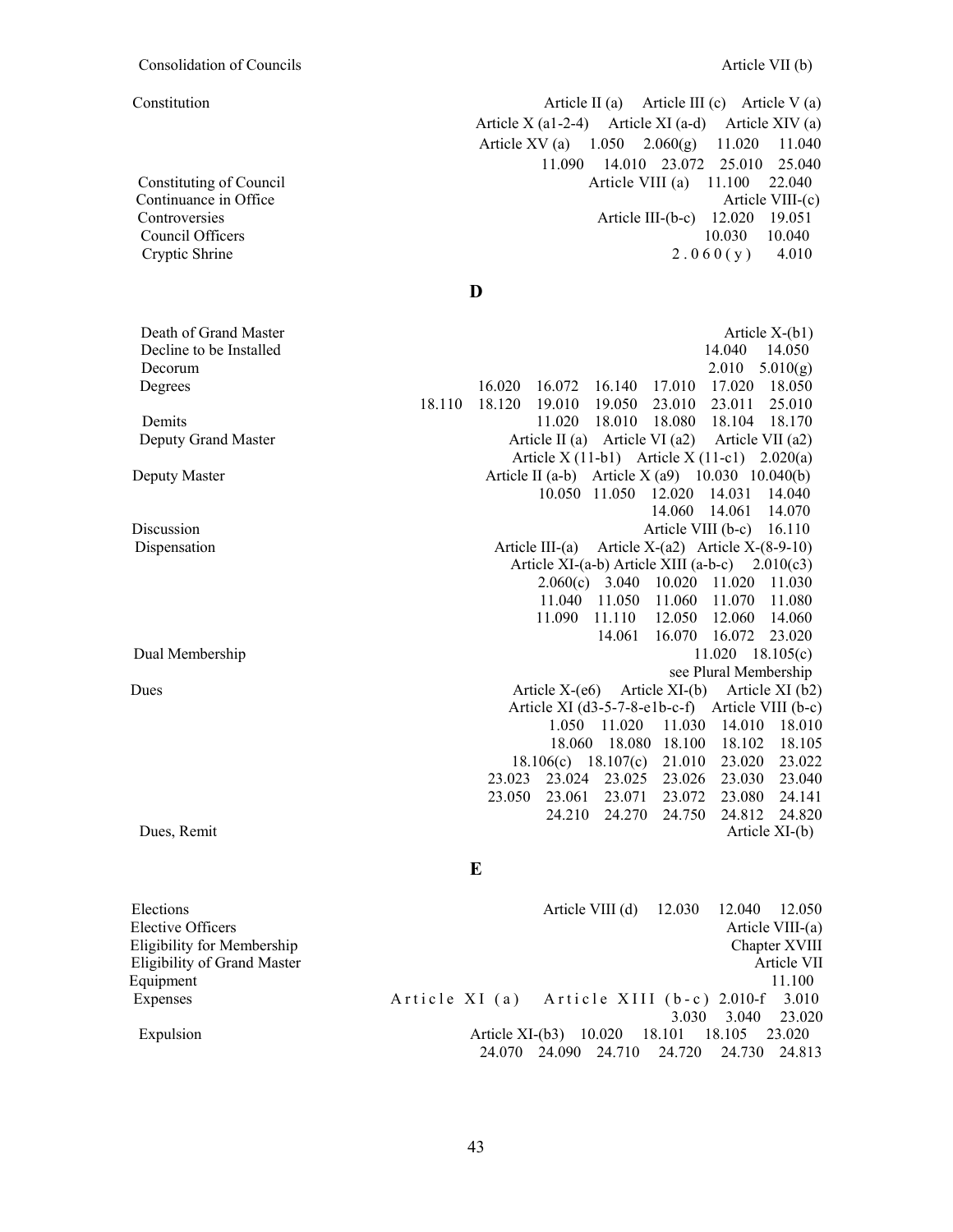| | |
|---|---|
| Consolidation of Councils | Article VII (b) |
| Constitution | Article II (a) Article III (c) Article V (a) Article X (a1-2-4) Article XI (a-d) Article XIV (a) Article XV (a) 1.050 2.060(g) 11.020 11.040 11.090 14.010 23.072 25.010 25.040 |
| Constituting of Council | Article VIII (a) 11.100 22.040 |
| Continuance in Office | Article VIII-(c) |
| Controversies | Article III-(b-c) 12.020 19.051 |
| Council Officers | 10.030 10.040 |
| Cryptic Shrine | 2.060(y) 4.010 |

## D

| | |
|---|---|
| Death of Grand Master | Article X-(b1) |
| Decline to be Installed | 14.040 14.050 |
| Decorum | 2.010 5.010(g) |
| Degrees | 16.020 16.072 16.140 17.010 17.020 18.050 18.110 18.120 19.010 19.050 23.010 23.011 25.010 |
| Demits | 11.020 18.010 18.080 18.104 18.170 |
| Deputy Grand Master | Article II (a) Article VI (a2) Article VII (a2) Article X (11-b1) Article X (11-c1) 2.020(a) |
| Deputy Master | Article II (a-b) Article X (a9) 10.030 10.040(b) 10.050 11.050 12.020 14.031 14.040 14.060 14.061 14.070 |
| Discussion | Article VIII (b-c) 16.110 |
| Dispensation | Article III-(a) Article X-(a2) Article X-(8-9-10) Article XI-(a-b) Article XIII (a-b-c) 2.010(c3) 2.060(c) 3.040 10.020 11.020 11.030 11.040 11.050 11.060 11.070 11.080 11.090 11.110 12.050 12.060 14.060 14.061 16.070 16.072 23.020 |
| Dual Membership | 11.020 18.105(c) see Plural Membership |
| Dues | Article X-(e6) Article XI-(b) Article XI (b2) Article XI (d3-5-7-8-e1b-c-f) Article VIII (b-c) 1.050 11.020 11.030 14.010 18.010 18.060 18.080 18.100 18.102 18.105 18.106(c) 18.107(c) 21.010 23.020 23.022 23.023 23.024 23.025 23.026 23.030 23.040 23.050 23.061 23.071 23.072 23.080 24.141 24.210 24.270 24.750 24.812 24.820 |
| Dues, Remit | Article XI-(b) |

## E

| | |
|---|---|
| Elections | Article VIII (d) 12.030 12.040 12.050 |
| Elective Officers | Article VIII-(a) |
| Eligibility for Membership | Chapter XVIII |
| Eligibility of Grand Master | Article VII |
| Equipment | 11.100 |
| Expenses | Article XI (a) Article XIII (b-c) 2.010-f 3.010 3.030 3.040 23.020 |
| Expulsion | Article XI-(b3) 10.020 18.101 18.105 23.020 24.070 24.090 24.710 24.720 24.730 24.813 |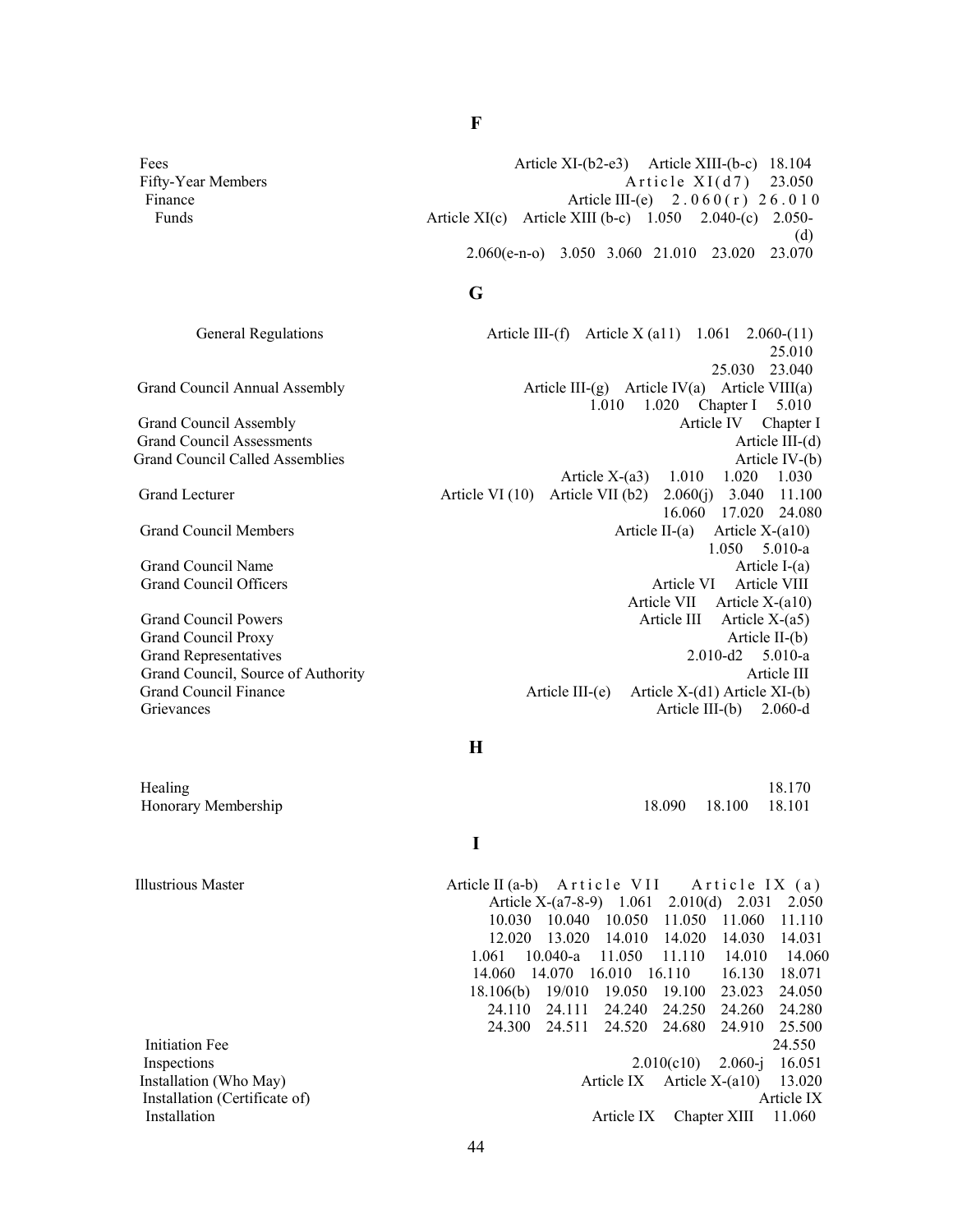## F

| | |
|---|---|
| Fees | Article XI-(b2-e3) Article XIII-(b-c) 18.104 |
| Fifty-Year Members | Article XI(d7) 23.050 |
| Finance | Article III-(e) 2.060(r) 26.010 |
| Funds | Article XI(c) Article XIII (b-c) 1.050 2.040-(c) 2.050-(d) 2.060(e-n-o) 3.050 3.060 21.010 23.020 23.070 |

## G

| | |
|---|---|
| General Regulations | Article III-(f) Article X (a11) 1.061 2.060-(11) 25.010 25.030 23.040 |
| Grand Council Annual Assembly | Article III-(g) Article IV(a) Article VIII(a) 1.010 1.020 Chapter I 5.010 |
| Grand Council Assembly | Article IV Chapter I |
| Grand Council Assessments | Article III-(d) |
| Grand Council Called Assemblies | Article IV-(b) Article X-(a3) 1.010 1.020 1.030 |
| Grand Lecturer | Article VI (10) Article VII (b2) 2.060(j) 3.040 11.100 16.060 17.020 24.080 |
| Grand Council Members | Article II-(a) Article X-(a10) 1.050 5.010-a |
| Grand Council Name | Article I-(a) |
| Grand Council Officers | Article VI Article VIII Article VII Article X-(a10) |
| Grand Council Powers | Article III Article X-(a5) |
| Grand Council Proxy | Article II-(b) |
| Grand Representatives | 2.010-d2 5.010-a |
| Grand Council, Source of Authority | Article III |
| Grand Council Finance | Article III-(e) Article X-(d1) Article XI-(b) |
| Grievances | Article III-(b) 2.060-d |

## H

| | |
|---|---|
| Healing | 18.170 |
| Honorary Membership | 18.090 18.100 18.101 |

## I

| | |
|---|---|
| Illustrious Master | Article II (a-b) Article VII Article IX (a) Article X-(a7-8-9) 1.061 2.010(d) 2.031 2.050 10.030 10.040 10.050 11.050 11.060 11.110 12.020 13.020 14.010 14.020 14.030 14.031 1.061 10.040-a 11.050 11.110 14.010 14.060 14.060 14.070 16.010 16.110 16.130 18.071 18.106(b) 19/010 19.050 19.100 23.023 24.050 24.110 24.111 24.240 24.250 24.260 24.280 24.300 24.511 24.520 24.680 24.910 25.500 |
| Initiation Fee | 24.550 |
| Inspections | 2.010(c10) 2.060-j 16.051 |
| Installation (Who May) | Article IX Article X-(a10) 13.020 |
| Installation (Certificate of) | Article IX |
| Installation | Article IX Chapter XIII 11.060 |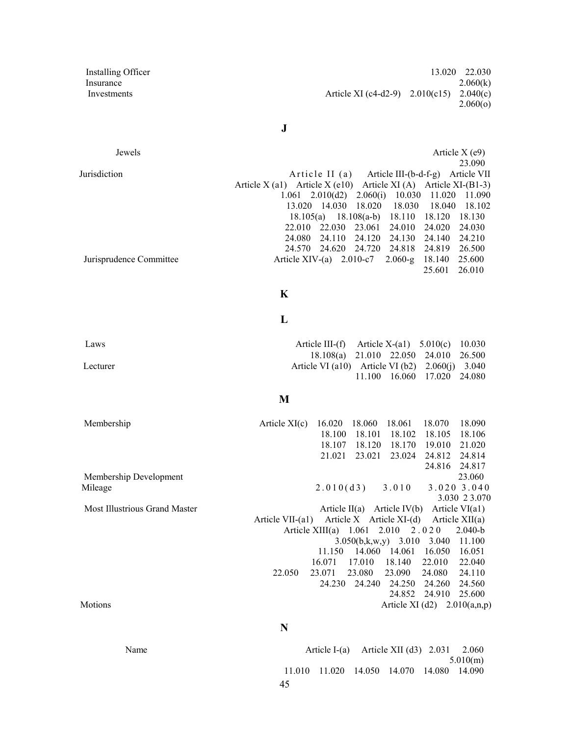Installing Officer 13.020 22.030
Insurance 2.060(k)
Investments Article XI (c4-d2-9) 2.010(c15) 2.040(c) 2.060(o)

## J

Jewels Article X (e9) 23.090
Jurisdiction Article II (a) Article III-(b-d-f-g) Article VII Article X (a1) Article X (e10) Article XI (A) Article XI-(B1-3) 1.061 2.010(d2) 2.060(i) 10.030 11.020 11.090 13.020 14.030 18.020 18.030 18.040 18.102 18.105(a) 18.108(a-b) 18.110 18.120 18.130 22.010 22.030 23.061 24.010 24.020 24.030 24.080 24.110 24.120 24.130 24.140 24.210 24.570 24.620 24.720 24.818 24.819 26.500
Jurisprudence Committee Article XIV-(a) 2.010-c7 2.060-g 18.140 25.600 25.601 26.010

## K

## L

Laws Article III-(f) Article X-(a1) 5.010(c) 10.030 18.108(a) 21.010 22.050 24.010 26.500
Lecturer Article VI (a10) Article VI (b2) 2.060(j) 3.040 11.100 16.060 17.020 24.080

## M

Membership Article XI(c) 16.020 18.060 18.061 18.070 18.090 18.100 18.101 18.102 18.105 18.106 18.107 18.120 18.170 19.010 21.020 21.021 23.021 23.024 24.812 24.814 24.816 24.817
Membership Development 23.060
Mileage 2.010(d3) 3.010 3.020 3.040 3.030 2 3.070
Most Illustrious Grand Master Article II(a) Article IV(b) Article VI(a1) Article VII-(a1) Article X Article XI-(d) Article XII(a) Article XIII(a) 1.061 2.010 2.020 2.040-b 3.050(b,k,w,y) 3.010 3.040 11.100 11.150 14.060 14.061 16.050 16.051 16.071 17.010 18.140 22.010 22.040 22.050 23.071 23.080 23.090 24.080 24.110 24.230 24.240 24.250 24.260 24.560 24.852 24.910 25.600
Motions Article XI (d2) 2.010(a,n,p)

## N

Name Article I-(a) Article XII (d3) 2.031 2.060 5.010(m) 11.010 11.020 14.050 14.070 14.080 14.090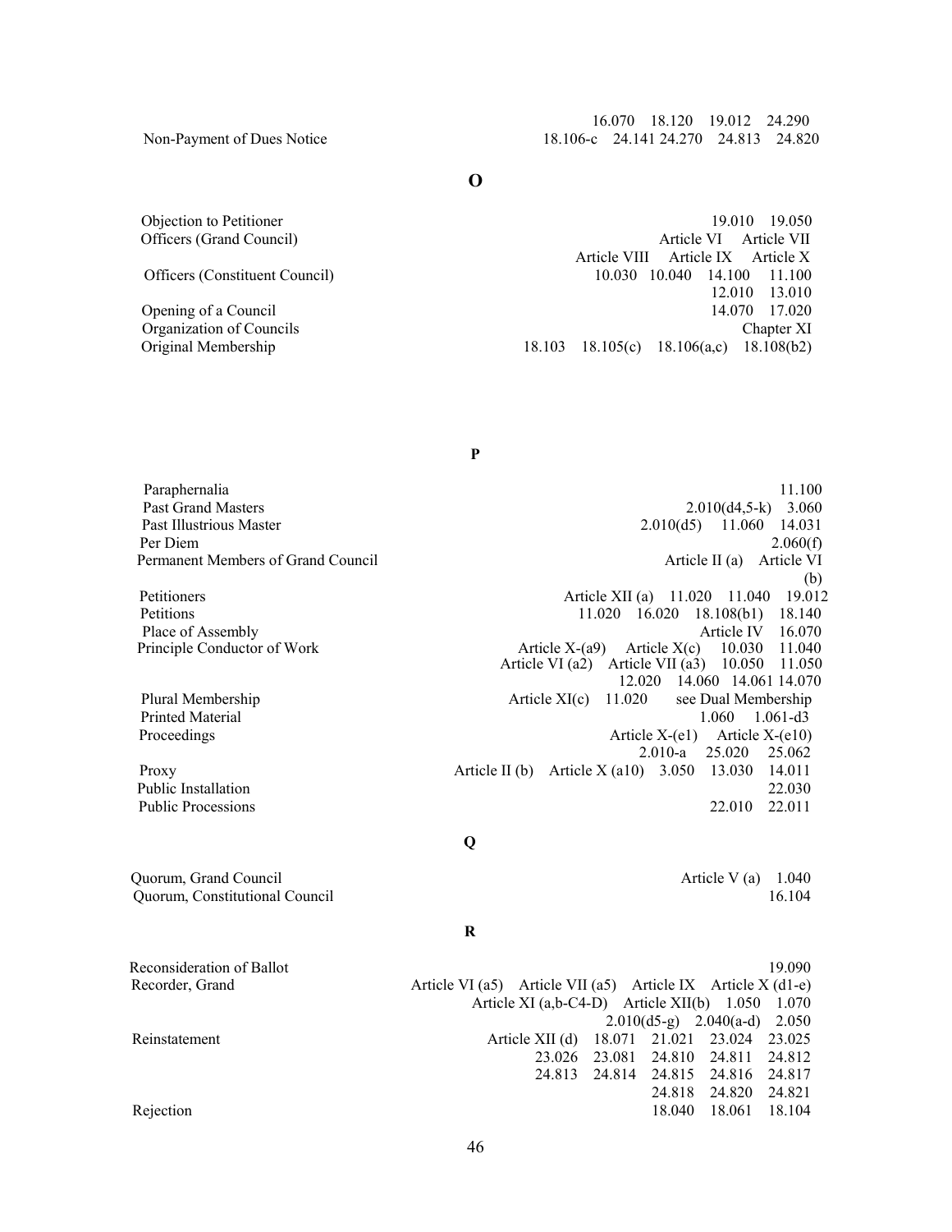| | |
|---|---|
| Non-Payment of Dues Notice | 16.070 18.120 19.012 24.290 18.106-c 24.141 24.270 24.813 24.820 |

## O

| | |
|---|---|
| Objection to Petitioner | 19.010 19.050 |
| Officers (Grand Council) | Article VI Article VII Article VIII Article IX Article X |
| Officers (Constituent Council) | 10.030 10.040 14.100 11.100 12.010 13.010 |
| Opening of a Council | 14.070 17.020 |
| Organization of Councils | Chapter XI |
| Original Membership | 18.103 18.105(c) 18.106(a,c) 18.108(b2) |

## P

| | |
|---|---|
| Paraphernalia | 11.100 |
| Past Grand Masters | 2.010(d4,5-k) 3.060 |
| Past Illustrious Master | 2.010(d5) 11.060 14.031 |
| Per Diem | 2.060(f) |
| Permanent Members of Grand Council | Article II (a) Article VI (b) |
| Petitioners | Article XII (a) 11.020 11.040 19.012 |
| Petitions | 11.020 16.020 18.108(b1) 18.140 |
| Place of Assembly | Article IV 16.070 |
| Principle Conductor of Work | Article X-(a9) Article X(c) 10.030 11.040 Article VI (a2) Article VII (a3) 10.050 11.050 12.020 14.060 14.061 14.070 |
| Plural Membership | Article XI(c) 11.020 see Dual Membership |
| Printed Material | 1.060 1.061-d3 |
| Proceedings | Article X-(e1) Article X-(e10) 2.010-a 25.020 25.062 |
| Proxy | Article II (b) Article X (a10) 3.050 13.030 14.011 |
| Public Installation | 22.030 |
| Public Processions | 22.010 22.011 |

## Q

| | |
|---|---|
| Quorum, Grand Council | Article V (a) 1.040 |
| Quorum, Constitutional Council | 16.104 |

## R

| | |
|---|---|
| Reconsideration of Ballot | 19.090 |
| Recorder, Grand | Article VI (a5) Article VII (a5) Article IX Article X (d1-e) Article XI (a,b-C4-D) Article XII(b) 1.050 1.070 2.010(d5-g) 2.040(a-d) 2.050 |
| Reinstatement | Article XII (d) 18.071 21.021 23.024 23.025 23.026 23.081 24.810 24.811 24.812 24.813 24.814 24.815 24.816 24.817 24.818 24.820 24.821 |
| Rejection | 18.040 18.061 18.104 |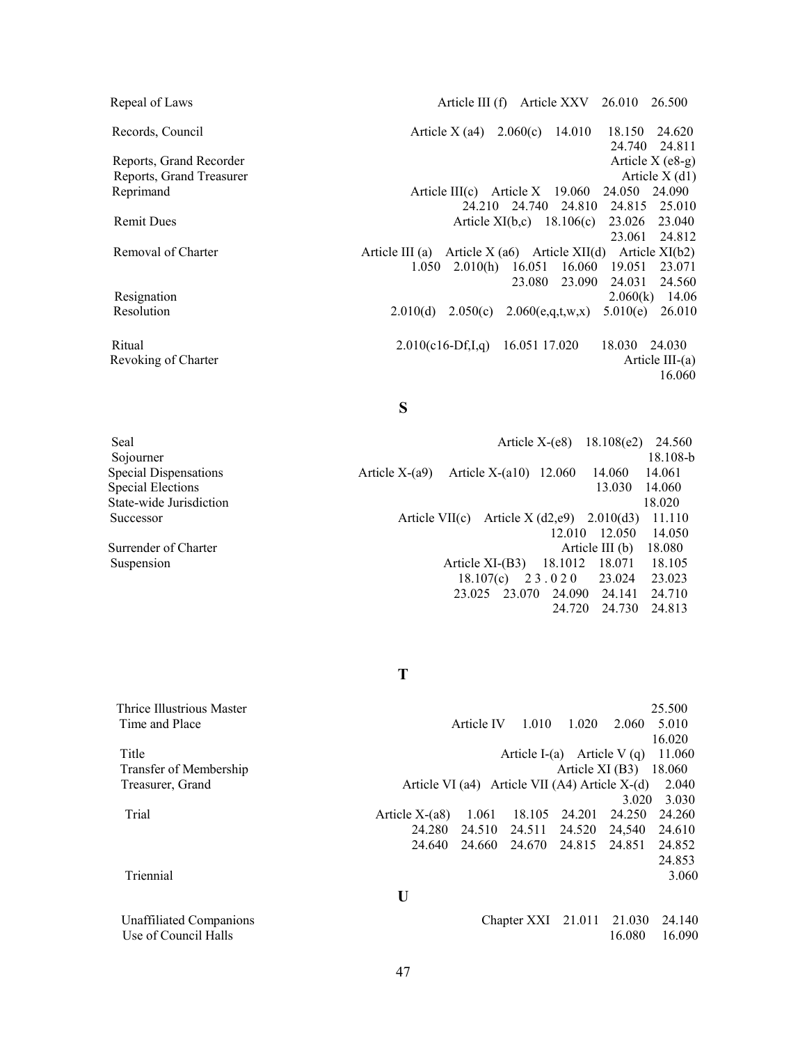| | |
|---|---|
| Repeal of Laws | Article III (f) Article XXV 26.010 26.500 |
| Records, Council | Article X (a4) 2.060(c) 14.010 18.150 24.620 24.740 24.811 |
| Reports, Grand Recorder | Article X (e8-g) |
| Reports, Grand Treasurer | Article X (d1) |
| Reprimand | Article III(c) Article X 19.060 24.050 24.090 24.210 24.740 24.810 24.815 25.010 |
| Remit Dues | Article XI(b,c) 18.106(c) 23.026 23.040 23.061 24.812 |
| Removal of Charter | Article III (a) Article X (a6) Article XII(d) Article XI(b2) 1.050 2.010(h) 16.051 16.060 19.051 23.071 23.080 23.090 24.031 24.560 |
| Resignation | 2.060(k) 14.06 |
| Resolution | 2.010(d) 2.050(c) 2.060(e,q,t,w,x) 5.010(e) 26.010 |
| Ritual | 2.010(c16-Df,I,q) 16.051 17.020 18.030 24.030 |
| Revoking of Charter | Article III-(a) 16.060 |

## S

| | |
|---|---|
| Seal | Article X-(e8) 18.108(e2) 24.560 |
| Sojourner | 18.108-b |
| Special Dispensations | Article X-(a9) Article X-(a10) 12.060 14.060 14.061 |
| Special Elections | 13.030 14.060 |
| State-wide Jurisdiction | 18.020 |
| Successor | Article VII(c) Article X (d2,e9) 2.010(d3) 11.110 12.010 12.050 14.050 |
| Surrender of Charter | Article III (b) 18.080 |
| Suspension | Article XI-(B3) 18.1012 18.071 18.105 18.107(c) 2 3 . 0 2 0 23.024 23.023 23.025 23.070 24.090 24.141 24.710 24.720 24.730 24.813 |

## T

| | |
|---|---|
| Thrice Illustrious Master | 25.500 |
| Time and Place | Article IV 1.010 1.020 2.060 5.010 16.020 |
| Title | Article I-(a) Article V (q) 11.060 |
| Transfer of Membership | Article XI (B3) 18.060 |
| Treasurer, Grand | Article VI (a4) Article VII (A4) Article X-(d) 2.040 3.020 3.030 |
| Trial | Article X-(a8) 1.061 18.105 24.201 24.250 24.260 24.280 24.510 24.511 24.520 24,540 24.610 24.640 24.660 24.670 24.815 24.851 24.852 24.853 |
| Triennial | 3.060 |

## U

| | |
|---|---|
| Unaffiliated Companions | Chapter XXI 21.011 21.030 24.140 |
| Use of Council Halls | 16.080 16.090 |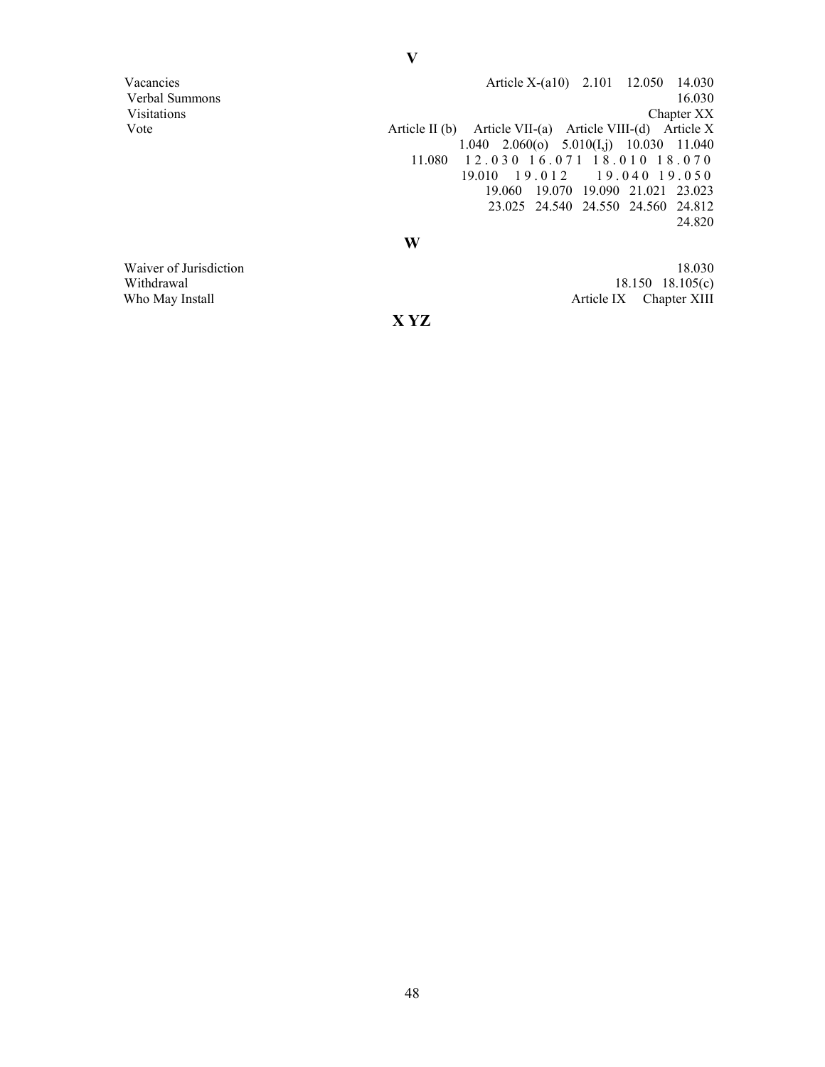## V

Vacancies — Article X-(a10) 2.101 12.050 14.030

Verbal Summons — 16.030

Visitations — Chapter XX

Vote — Article II (b) Article VII-(a) Article VIII-(d) Article X 1.040 2.060(o) 5.010(I,j) 10.030 11.040 11.080 12.030 16.071 18.010 18.070 19.010 19.012 19.040 19.050 19.060 19.070 19.090 21.021 23.023 23.025 24.540 24.550 24.560 24.812 24.820

## W

Waiver of Jurisdiction — 18.030

Withdrawal — 18.150 18.105(c)

Who May Install — Article IX Chapter XIII

## X YZ